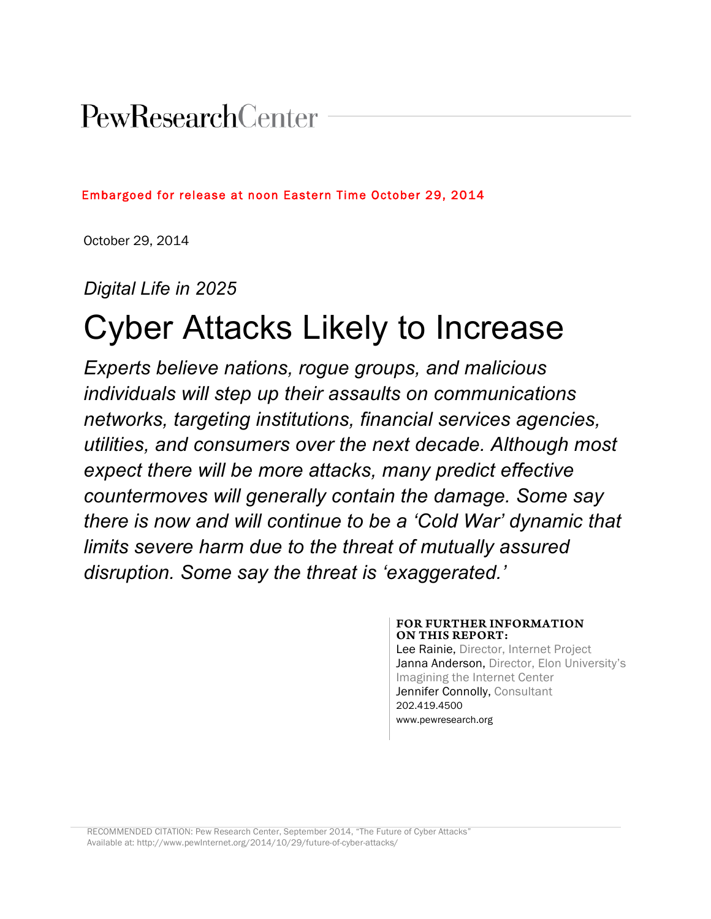PewResearchCenter

Embargoed for release at noon Eastern Time October 29, 2014

October 29, 2014

*Digital Life in 2025*

# Cyber Attacks Likely to Increase

*Experts believe nations, rogue groups, and malicious individuals will step up their assaults on communications networks, targeting institutions, financial services agencies, utilities, and consumers over the next decade. Although most expect there will be more attacks, many predict effective countermoves will generally contain the damage. Some say there is now and will continue to be a 'Cold War' dynamic that limits severe harm due to the threat of mutually assured disruption. Some say the threat is 'exaggerated.'*

**FOR FURTHER INFORMATION ON THIS REPORT:**

Lee Rainie, Director, Internet Project
Janna Anderson, Director, Elon University's Imagining the Internet Center
Jennifer Connolly, Consultant
202.419.4500
www.pewresearch.org

RECOMMENDED CITATION: Pew Research Center, September 2014, "The Future of Cyber Attacks"
Available at: http://www.pewInternet.org/2014/10/29/future-of-cyber-attacks/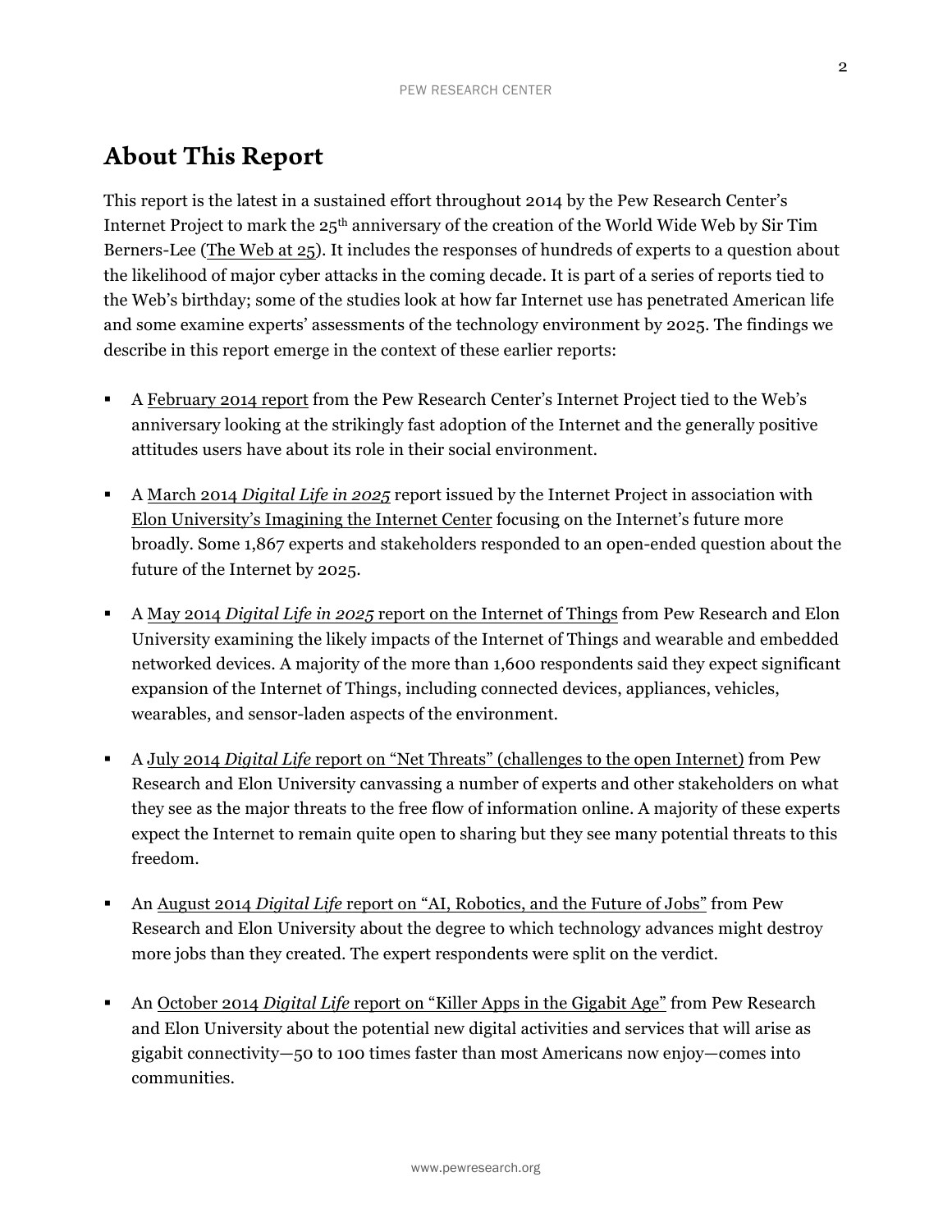## About This Report

This report is the latest in a sustained effort throughout 2014 by the Pew Research Center's Internet Project to mark the 25th anniversary of the creation of the World Wide Web by Sir Tim Berners-Lee (The Web at 25). It includes the responses of hundreds of experts to a question about the likelihood of major cyber attacks in the coming decade. It is part of a series of reports tied to the Web's birthday; some of the studies look at how far Internet use has penetrated American life and some examine experts' assessments of the technology environment by 2025. The findings we describe in this report emerge in the context of these earlier reports:

- A February 2014 report from the Pew Research Center's Internet Project tied to the Web's anniversary looking at the strikingly fast adoption of the Internet and the generally positive attitudes users have about its role in their social environment.
- A March 2014 *Digital Life in 2025* report issued by the Internet Project in association with Elon University's Imagining the Internet Center focusing on the Internet's future more broadly. Some 1,867 experts and stakeholders responded to an open-ended question about the future of the Internet by 2025.
- A May 2014 *Digital Life in 2025* report on the Internet of Things from Pew Research and Elon University examining the likely impacts of the Internet of Things and wearable and embedded networked devices. A majority of the more than 1,600 respondents said they expect significant expansion of the Internet of Things, including connected devices, appliances, vehicles, wearables, and sensor-laden aspects of the environment.
- A July 2014 *Digital Life* report on "Net Threats" (challenges to the open Internet) from Pew Research and Elon University canvassing a number of experts and other stakeholders on what they see as the major threats to the free flow of information online. A majority of these experts expect the Internet to remain quite open to sharing but they see many potential threats to this freedom.
- An August 2014 *Digital Life* report on "AI, Robotics, and the Future of Jobs" from Pew Research and Elon University about the degree to which technology advances might destroy more jobs than they created. The expert respondents were split on the verdict.
- An October 2014 *Digital Life* report on "Killer Apps in the Gigabit Age" from Pew Research and Elon University about the potential new digital activities and services that will arise as gigabit connectivity—50 to 100 times faster than most Americans now enjoy—comes into communities.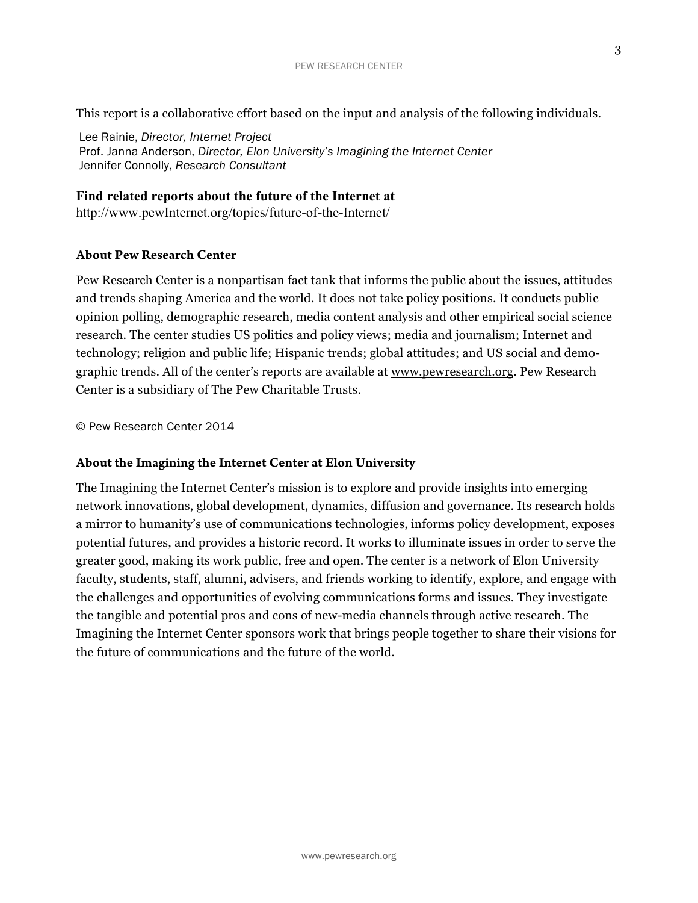This report is a collaborative effort based on the input and analysis of the following individuals.

Lee Rainie, *Director, Internet Project*
Prof. Janna Anderson, *Director, Elon University's Imagining the Internet Center*
Jennifer Connolly, *Research Consultant*

**Find related reports about the future of the Internet at**
http://www.pewInternet.org/topics/future-of-the-Internet/

### About Pew Research Center

Pew Research Center is a nonpartisan fact tank that informs the public about the issues, attitudes and trends shaping America and the world. It does not take policy positions. It conducts public opinion polling, demographic research, media content analysis and other empirical social science research. The center studies US politics and policy views; media and journalism; Internet and technology; religion and public life; Hispanic trends; global attitudes; and US social and demographic trends. All of the center's reports are available at www.pewresearch.org. Pew Research Center is a subsidiary of The Pew Charitable Trusts.

© Pew Research Center 2014

### About the Imagining the Internet Center at Elon University

The Imagining the Internet Center's mission is to explore and provide insights into emerging network innovations, global development, dynamics, diffusion and governance. Its research holds a mirror to humanity's use of communications technologies, informs policy development, exposes potential futures, and provides a historic record. It works to illuminate issues in order to serve the greater good, making its work public, free and open. The center is a network of Elon University faculty, students, staff, alumni, advisers, and friends working to identify, explore, and engage with the challenges and opportunities of evolving communications forms and issues. They investigate the tangible and potential pros and cons of new-media channels through active research. The Imagining the Internet Center sponsors work that brings people together to share their visions for the future of communications and the future of the world.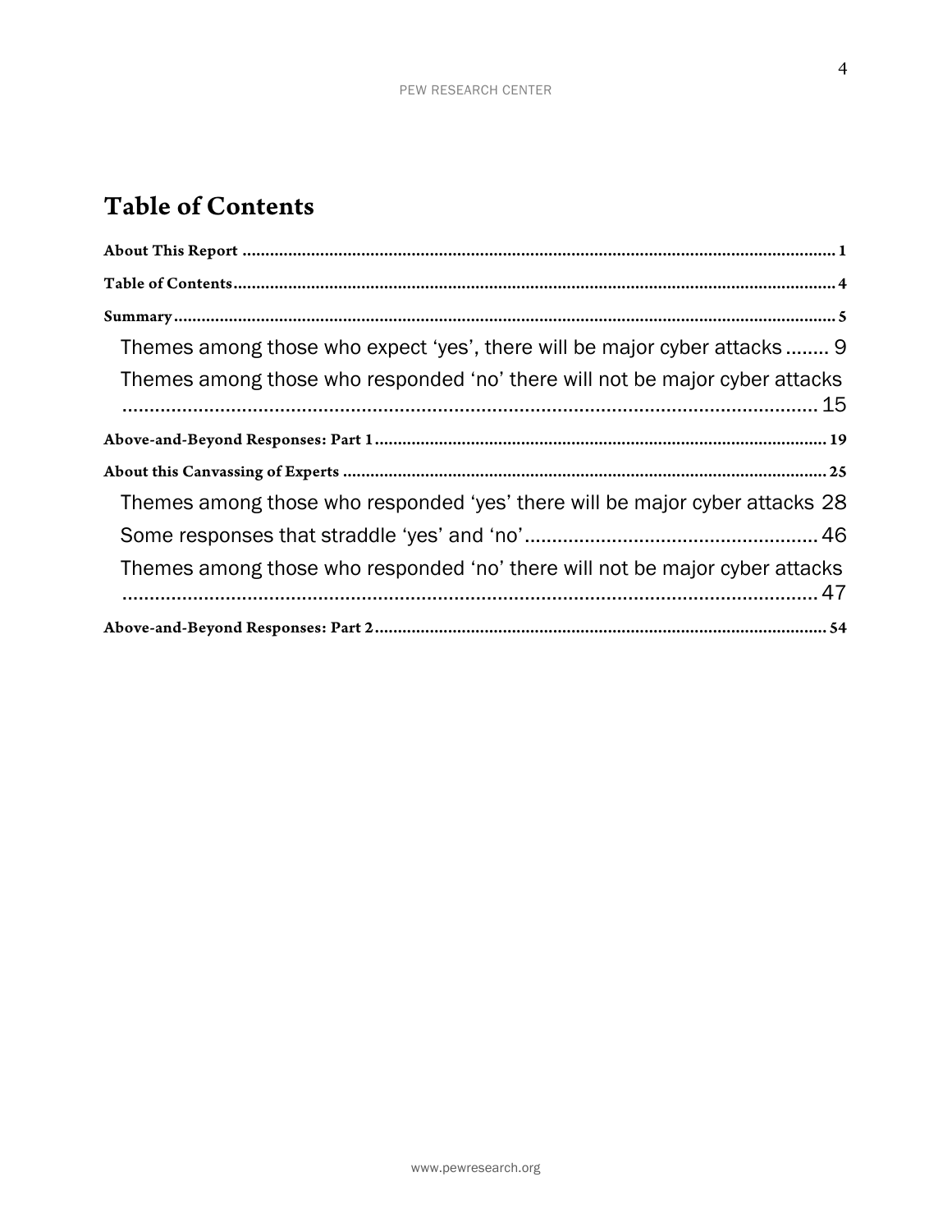# Table of Contents

About This Report ........ 1

Table of Contents ........ 4

Summary ........ 5

- Themes among those who expect 'yes', there will be major cyber attacks ........ 9
- Themes among those who responded 'no' there will not be major cyber attacks ........ 15

Above-and-Beyond Responses: Part 1 ........ 19

About this Canvassing of Experts ........ 25

- Themes among those who responded 'yes' there will be major cyber attacks ........ 28
- Some responses that straddle 'yes' and 'no' ........ 46
- Themes among those who responded 'no' there will not be major cyber attacks ........ 47

Above-and-Beyond Responses: Part 2 ........ 54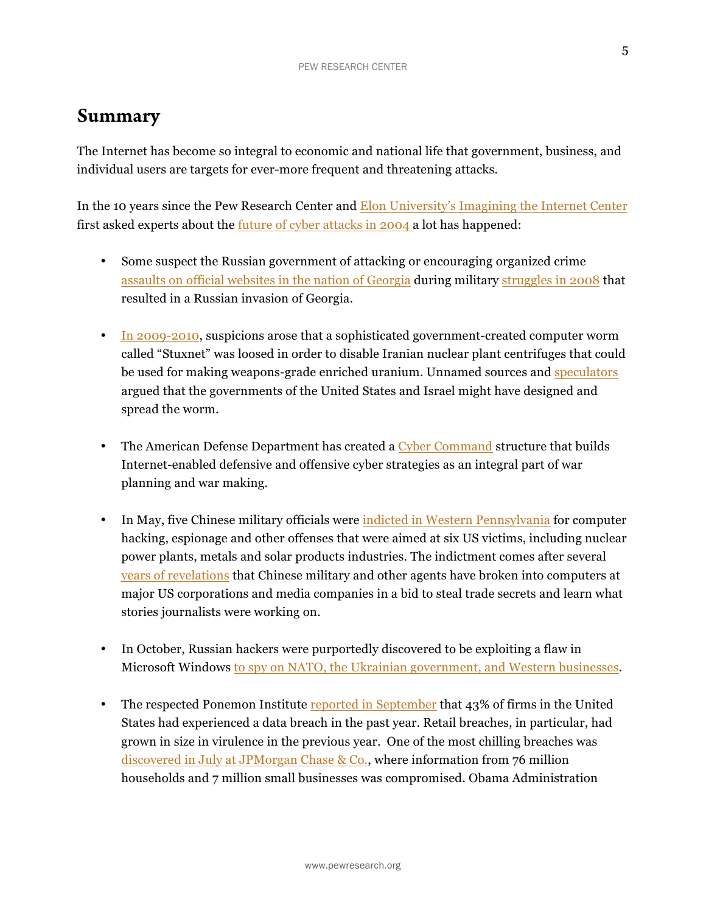## Summary

The Internet has become so integral to economic and national life that government, business, and individual users are targets for ever-more frequent and threatening attacks.

In the 10 years since the Pew Research Center and Elon University's Imagining the Internet Center first asked experts about the future of cyber attacks in 2004 a lot has happened:

- Some suspect the Russian government of attacking or encouraging organized crime assaults on official websites in the nation of Georgia during military struggles in 2008 that resulted in a Russian invasion of Georgia.

- In 2009-2010, suspicions arose that a sophisticated government-created computer worm called "Stuxnet" was loosed in order to disable Iranian nuclear plant centrifuges that could be used for making weapons-grade enriched uranium. Unnamed sources and speculators argued that the governments of the United States and Israel might have designed and spread the worm.

- The American Defense Department has created a Cyber Command structure that builds Internet-enabled defensive and offensive cyber strategies as an integral part of war planning and war making.

- In May, five Chinese military officials were indicted in Western Pennsylvania for computer hacking, espionage and other offenses that were aimed at six US victims, including nuclear power plants, metals and solar products industries. The indictment comes after several years of revelations that Chinese military and other agents have broken into computers at major US corporations and media companies in a bid to steal trade secrets and learn what stories journalists were working on.

- In October, Russian hackers were purportedly discovered to be exploiting a flaw in Microsoft Windows to spy on NATO, the Ukrainian government, and Western businesses.

- The respected Ponemon Institute reported in September that 43% of firms in the United States had experienced a data breach in the past year. Retail breaches, in particular, had grown in size in virulence in the previous year. One of the most chilling breaches was discovered in July at JPMorgan Chase & Co., where information from 76 million households and 7 million small businesses was compromised. Obama Administration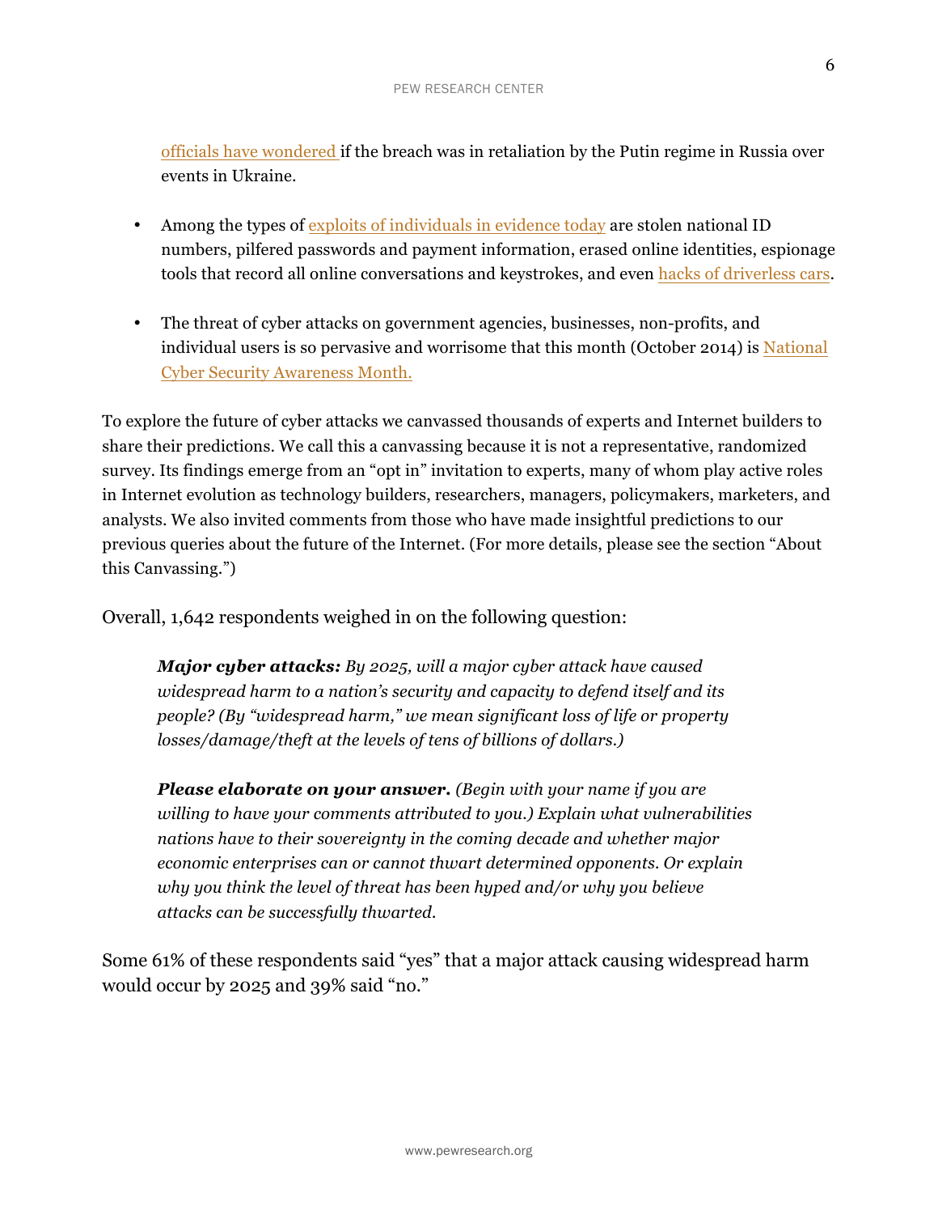officials have wondered if the breach was in retaliation by the Putin regime in Russia over events in Ukraine.

- Among the types of exploits of individuals in evidence today are stolen national ID numbers, pilfered passwords and payment information, erased online identities, espionage tools that record all online conversations and keystrokes, and even hacks of driverless cars.

- The threat of cyber attacks on government agencies, businesses, non-profits, and individual users is so pervasive and worrisome that this month (October 2014) is National Cyber Security Awareness Month.

To explore the future of cyber attacks we canvassed thousands of experts and Internet builders to share their predictions. We call this a canvassing because it is not a representative, randomized survey. Its findings emerge from an "opt in" invitation to experts, many of whom play active roles in Internet evolution as technology builders, researchers, managers, policymakers, marketers, and analysts. We also invited comments from those who have made insightful predictions to our previous queries about the future of the Internet. (For more details, please see the section "About this Canvassing.")

Overall, 1,642 respondents weighed in on the following question:

> ***Major cyber attacks:*** *By 2025, will a major cyber attack have caused widespread harm to a nation's security and capacity to defend itself and its people? (By "widespread harm," we mean significant loss of life or property losses/damage/theft at the levels of tens of billions of dollars.)*
>
> ***Please elaborate on your answer.*** *(Begin with your name if you are willing to have your comments attributed to you.) Explain what vulnerabilities nations have to their sovereignty in the coming decade and whether major economic enterprises can or cannot thwart determined opponents. Or explain why you think the level of threat has been hyped and/or why you believe attacks can be successfully thwarted.*

Some 61% of these respondents said "yes" that a major attack causing widespread harm would occur by 2025 and 39% said "no."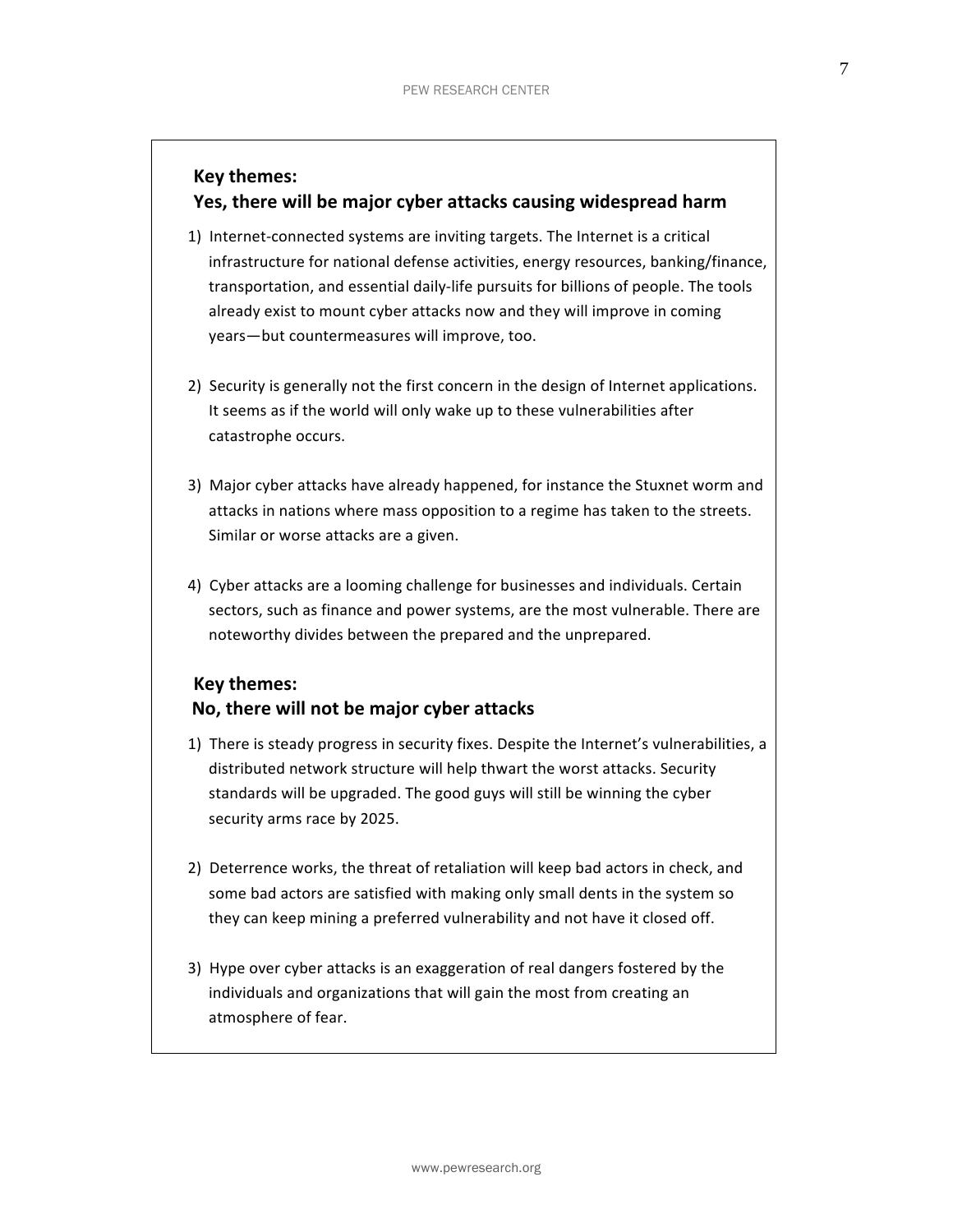**Key themes:**
**Yes, there will be major cyber attacks causing widespread harm**

1) Internet-connected systems are inviting targets. The Internet is a critical infrastructure for national defense activities, energy resources, banking/finance, transportation, and essential daily-life pursuits for billions of people. The tools already exist to mount cyber attacks now and they will improve in coming years—but countermeasures will improve, too.

2) Security is generally not the first concern in the design of Internet applications. It seems as if the world will only wake up to these vulnerabilities after catastrophe occurs.

3) Major cyber attacks have already happened, for instance the Stuxnet worm and attacks in nations where mass opposition to a regime has taken to the streets. Similar or worse attacks are a given.

4) Cyber attacks are a looming challenge for businesses and individuals. Certain sectors, such as finance and power systems, are the most vulnerable. There are noteworthy divides between the prepared and the unprepared.

**Key themes:**
**No, there will not be major cyber attacks**

1) There is steady progress in security fixes. Despite the Internet's vulnerabilities, a distributed network structure will help thwart the worst attacks. Security standards will be upgraded. The good guys will still be winning the cyber security arms race by 2025.

2) Deterrence works, the threat of retaliation will keep bad actors in check, and some bad actors are satisfied with making only small dents in the system so they can keep mining a preferred vulnerability and not have it closed off.

3) Hype over cyber attacks is an exaggeration of real dangers fostered by the individuals and organizations that will gain the most from creating an atmosphere of fear.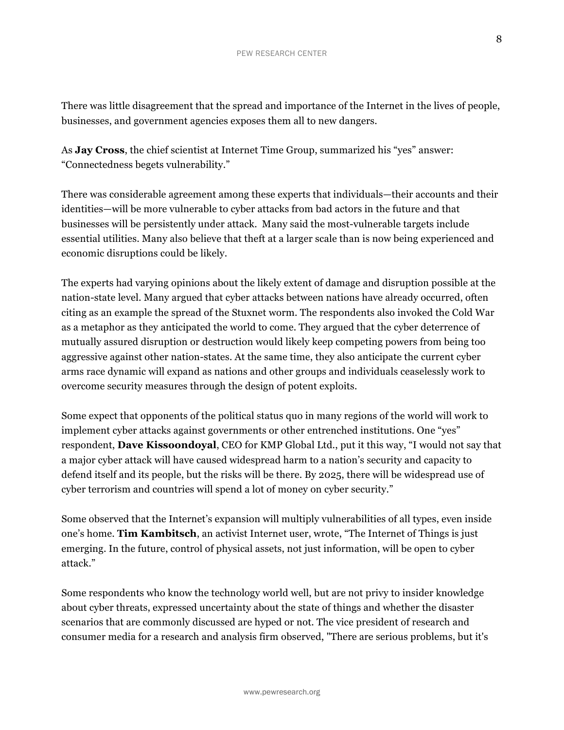There was little disagreement that the spread and importance of the Internet in the lives of people, businesses, and government agencies exposes them all to new dangers.

As **Jay Cross**, the chief scientist at Internet Time Group, summarized his "yes" answer: "Connectedness begets vulnerability."

There was considerable agreement among these experts that individuals—their accounts and their identities—will be more vulnerable to cyber attacks from bad actors in the future and that businesses will be persistently under attack. Many said the most-vulnerable targets include essential utilities. Many also believe that theft at a larger scale than is now being experienced and economic disruptions could be likely.

The experts had varying opinions about the likely extent of damage and disruption possible at the nation-state level. Many argued that cyber attacks between nations have already occurred, often citing as an example the spread of the Stuxnet worm. The respondents also invoked the Cold War as a metaphor as they anticipated the world to come. They argued that the cyber deterrence of mutually assured disruption or destruction would likely keep competing powers from being too aggressive against other nation-states. At the same time, they also anticipate the current cyber arms race dynamic will expand as nations and other groups and individuals ceaselessly work to overcome security measures through the design of potent exploits.

Some expect that opponents of the political status quo in many regions of the world will work to implement cyber attacks against governments or other entrenched institutions. One "yes" respondent, **Dave Kissoondoyal**, CEO for KMP Global Ltd., put it this way, "I would not say that a major cyber attack will have caused widespread harm to a nation's security and capacity to defend itself and its people, but the risks will be there. By 2025, there will be widespread use of cyber terrorism and countries will spend a lot of money on cyber security."

Some observed that the Internet's expansion will multiply vulnerabilities of all types, even inside one's home. **Tim Kambitsch**, an activist Internet user, wrote, "The Internet of Things is just emerging. In the future, control of physical assets, not just information, will be open to cyber attack."

Some respondents who know the technology world well, but are not privy to insider knowledge about cyber threats, expressed uncertainty about the state of things and whether the disaster scenarios that are commonly discussed are hyped or not. The vice president of research and consumer media for a research and analysis firm observed, "There are serious problems, but it's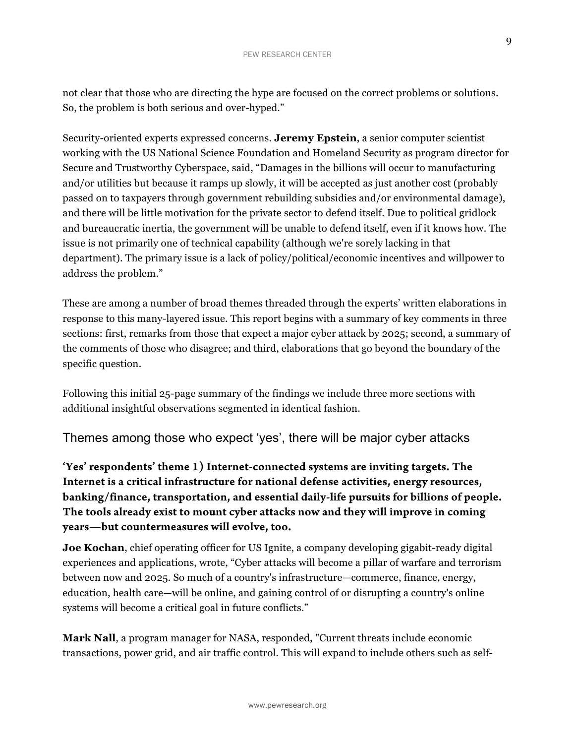not clear that those who are directing the hype are focused on the correct problems or solutions. So, the problem is both serious and over-hyped."

Security-oriented experts expressed concerns. **Jeremy Epstein**, a senior computer scientist working with the US National Science Foundation and Homeland Security as program director for Secure and Trustworthy Cyberspace, said, "Damages in the billions will occur to manufacturing and/or utilities but because it ramps up slowly, it will be accepted as just another cost (probably passed on to taxpayers through government rebuilding subsidies and/or environmental damage), and there will be little motivation for the private sector to defend itself. Due to political gridlock and bureaucratic inertia, the government will be unable to defend itself, even if it knows how. The issue is not primarily one of technical capability (although we're sorely lacking in that department). The primary issue is a lack of policy/political/economic incentives and willpower to address the problem."

These are among a number of broad themes threaded through the experts' written elaborations in response to this many-layered issue. This report begins with a summary of key comments in three sections: first, remarks from those that expect a major cyber attack by 2025; second, a summary of the comments of those who disagree; and third, elaborations that go beyond the boundary of the specific question.

Following this initial 25-page summary of the findings we include three more sections with additional insightful observations segmented in identical fashion.

## Themes among those who expect 'yes', there will be major cyber attacks

### 'Yes' respondents' theme 1) Internet-connected systems are inviting targets. The Internet is a critical infrastructure for national defense activities, energy resources, banking/finance, transportation, and essential daily-life pursuits for billions of people. The tools already exist to mount cyber attacks now and they will improve in coming years—but countermeasures will evolve, too.

**Joe Kochan**, chief operating officer for US Ignite, a company developing gigabit-ready digital experiences and applications, wrote, "Cyber attacks will become a pillar of warfare and terrorism between now and 2025. So much of a country's infrastructure—commerce, finance, energy, education, health care—will be online, and gaining control of or disrupting a country's online systems will become a critical goal in future conflicts."

**Mark Nall**, a program manager for NASA, responded, "Current threats include economic transactions, power grid, and air traffic control. This will expand to include others such as self-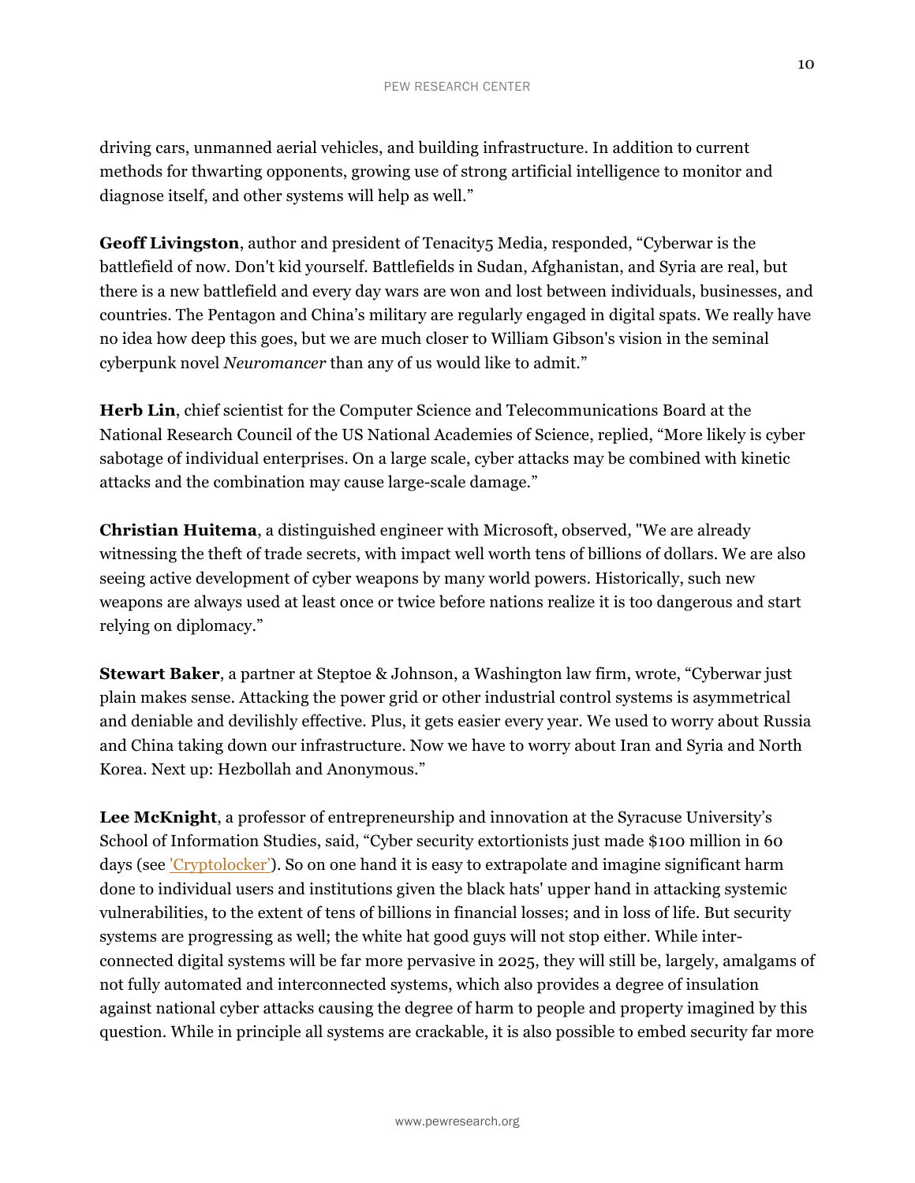driving cars, unmanned aerial vehicles, and building infrastructure. In addition to current methods for thwarting opponents, growing use of strong artificial intelligence to monitor and diagnose itself, and other systems will help as well."

**Geoff Livingston**, author and president of Tenacity5 Media, responded, "Cyberwar is the battlefield of now. Don't kid yourself. Battlefields in Sudan, Afghanistan, and Syria are real, but there is a new battlefield and every day wars are won and lost between individuals, businesses, and countries. The Pentagon and China's military are regularly engaged in digital spats. We really have no idea how deep this goes, but we are much closer to William Gibson's vision in the seminal cyberpunk novel *Neuromancer* than any of us would like to admit."

**Herb Lin**, chief scientist for the Computer Science and Telecommunications Board at the National Research Council of the US National Academies of Science, replied, "More likely is cyber sabotage of individual enterprises. On a large scale, cyber attacks may be combined with kinetic attacks and the combination may cause large-scale damage."

**Christian Huitema**, a distinguished engineer with Microsoft, observed, "We are already witnessing the theft of trade secrets, with impact well worth tens of billions of dollars. We are also seeing active development of cyber weapons by many world powers. Historically, such new weapons are always used at least once or twice before nations realize it is too dangerous and start relying on diplomacy."

**Stewart Baker**, a partner at Steptoe & Johnson, a Washington law firm, wrote, "Cyberwar just plain makes sense. Attacking the power grid or other industrial control systems is asymmetrical and deniable and devilishly effective. Plus, it gets easier every year. We used to worry about Russia and China taking down our infrastructure. Now we have to worry about Iran and Syria and North Korea. Next up: Hezbollah and Anonymous."

**Lee McKnight**, a professor of entrepreneurship and innovation at the Syracuse University's School of Information Studies, said, "Cyber security extortionists just made $100 million in 60 days (see 'Cryptolocker'). So on one hand it is easy to extrapolate and imagine significant harm done to individual users and institutions given the black hats' upper hand in attacking systemic vulnerabilities, to the extent of tens of billions in financial losses; and in loss of life. But security systems are progressing as well; the white hat good guys will not stop either. While inter-connected digital systems will be far more pervasive in 2025, they will still be, largely, amalgams of not fully automated and interconnected systems, which also provides a degree of insulation against national cyber attacks causing the degree of harm to people and property imagined by this question. While in principle all systems are crackable, it is also possible to embed security far more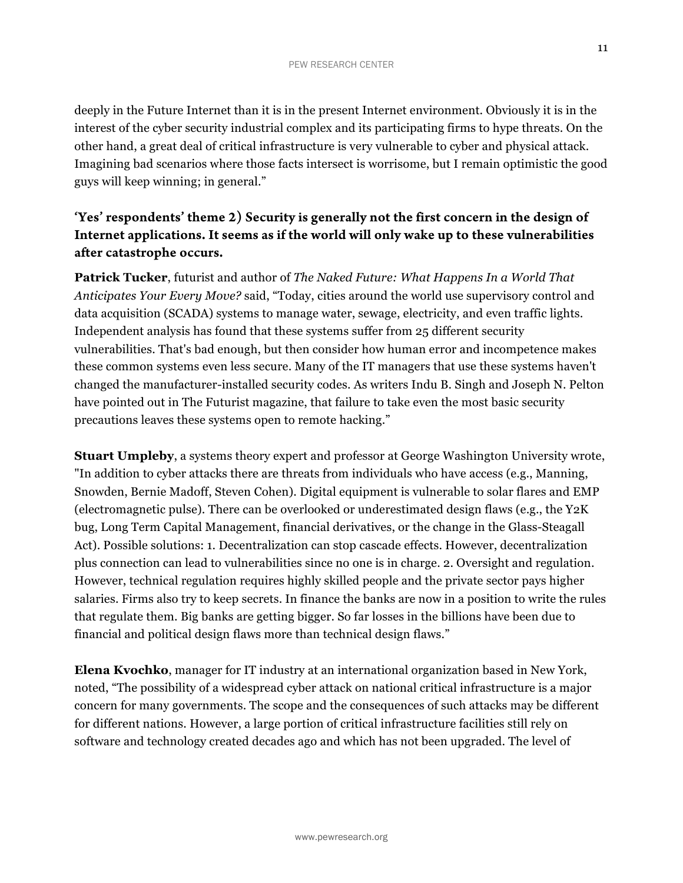deeply in the Future Internet than it is in the present Internet environment. Obviously it is in the interest of the cyber security industrial complex and its participating firms to hype threats. On the other hand, a great deal of critical infrastructure is very vulnerable to cyber and physical attack. Imagining bad scenarios where those facts intersect is worrisome, but I remain optimistic the good guys will keep winning; in general."

### 'Yes' respondents' theme 2) Security is generally not the first concern in the design of Internet applications. It seems as if the world will only wake up to these vulnerabilities after catastrophe occurs.

**Patrick Tucker**, futurist and author of *The Naked Future: What Happens In a World That Anticipates Your Every Move?* said, "Today, cities around the world use supervisory control and data acquisition (SCADA) systems to manage water, sewage, electricity, and even traffic lights. Independent analysis has found that these systems suffer from 25 different security vulnerabilities. That's bad enough, but then consider how human error and incompetence makes these common systems even less secure. Many of the IT managers that use these systems haven't changed the manufacturer-installed security codes. As writers Indu B. Singh and Joseph N. Pelton have pointed out in The Futurist magazine, that failure to take even the most basic security precautions leaves these systems open to remote hacking."

**Stuart Umpleby**, a systems theory expert and professor at George Washington University wrote, "In addition to cyber attacks there are threats from individuals who have access (e.g., Manning, Snowden, Bernie Madoff, Steven Cohen). Digital equipment is vulnerable to solar flares and EMP (electromagnetic pulse). There can be overlooked or underestimated design flaws (e.g., the Y2K bug, Long Term Capital Management, financial derivatives, or the change in the Glass-Steagall Act). Possible solutions: 1. Decentralization can stop cascade effects. However, decentralization plus connection can lead to vulnerabilities since no one is in charge. 2. Oversight and regulation. However, technical regulation requires highly skilled people and the private sector pays higher salaries. Firms also try to keep secrets. In finance the banks are now in a position to write the rules that regulate them. Big banks are getting bigger. So far losses in the billions have been due to financial and political design flaws more than technical design flaws."

**Elena Kvochko**, manager for IT industry at an international organization based in New York, noted, "The possibility of a widespread cyber attack on national critical infrastructure is a major concern for many governments. The scope and the consequences of such attacks may be different for different nations. However, a large portion of critical infrastructure facilities still rely on software and technology created decades ago and which has not been upgraded. The level of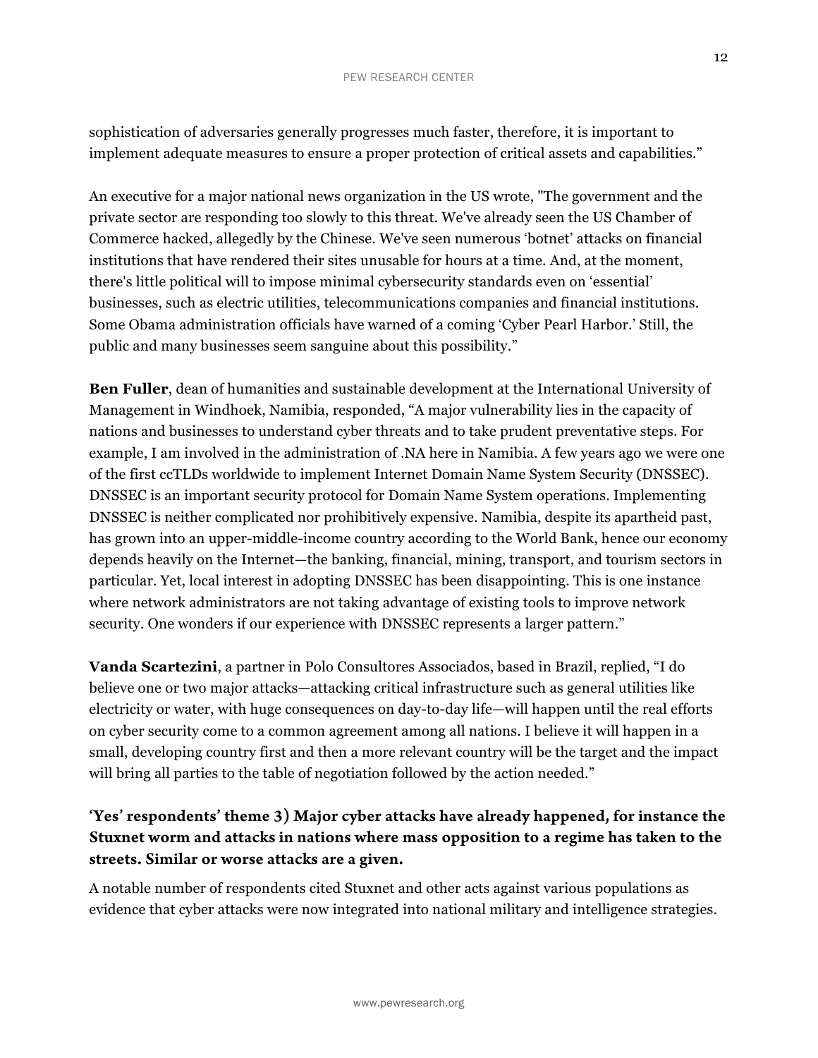sophistication of adversaries generally progresses much faster, therefore, it is important to implement adequate measures to ensure a proper protection of critical assets and capabilities."

An executive for a major national news organization in the US wrote, "The government and the private sector are responding too slowly to this threat. We've already seen the US Chamber of Commerce hacked, allegedly by the Chinese. We've seen numerous 'botnet' attacks on financial institutions that have rendered their sites unusable for hours at a time. And, at the moment, there's little political will to impose minimal cybersecurity standards even on 'essential' businesses, such as electric utilities, telecommunications companies and financial institutions. Some Obama administration officials have warned of a coming 'Cyber Pearl Harbor.' Still, the public and many businesses seem sanguine about this possibility."

**Ben Fuller**, dean of humanities and sustainable development at the International University of Management in Windhoek, Namibia, responded, "A major vulnerability lies in the capacity of nations and businesses to understand cyber threats and to take prudent preventative steps. For example, I am involved in the administration of .NA here in Namibia. A few years ago we were one of the first ccTLDs worldwide to implement Internet Domain Name System Security (DNSSEC). DNSSEC is an important security protocol for Domain Name System operations. Implementing DNSSEC is neither complicated nor prohibitively expensive. Namibia, despite its apartheid past, has grown into an upper-middle-income country according to the World Bank, hence our economy depends heavily on the Internet—the banking, financial, mining, transport, and tourism sectors in particular. Yet, local interest in adopting DNSSEC has been disappointing. This is one instance where network administrators are not taking advantage of existing tools to improve network security. One wonders if our experience with DNSSEC represents a larger pattern."

**Vanda Scartezini**, a partner in Polo Consultores Associados, based in Brazil, replied, "I do believe one or two major attacks—attacking critical infrastructure such as general utilities like electricity or water, with huge consequences on day-to-day life—will happen until the real efforts on cyber security come to a common agreement among all nations. I believe it will happen in a small, developing country first and then a more relevant country will be the target and the impact will bring all parties to the table of negotiation followed by the action needed."

### 'Yes' respondents' theme 3) Major cyber attacks have already happened, for instance the Stuxnet worm and attacks in nations where mass opposition to a regime has taken to the streets. Similar or worse attacks are a given.

A notable number of respondents cited Stuxnet and other acts against various populations as evidence that cyber attacks were now integrated into national military and intelligence strategies.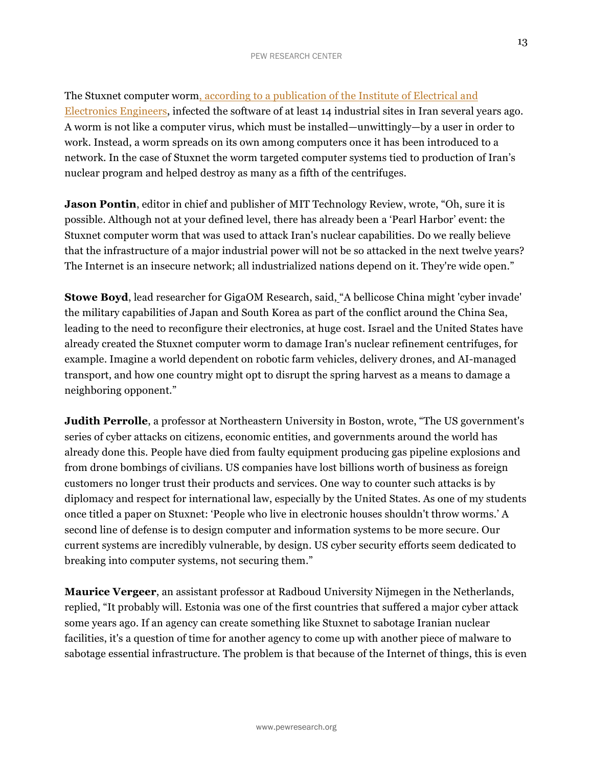The Stuxnet computer worm, according to a publication of the Institute of Electrical and Electronics Engineers, infected the software of at least 14 industrial sites in Iran several years ago. A worm is not like a computer virus, which must be installed—unwittingly—by a user in order to work. Instead, a worm spreads on its own among computers once it has been introduced to a network. In the case of Stuxnet the worm targeted computer systems tied to production of Iran's nuclear program and helped destroy as many as a fifth of the centrifuges.

**Jason Pontin**, editor in chief and publisher of MIT Technology Review, wrote, "Oh, sure it is possible. Although not at your defined level, there has already been a 'Pearl Harbor' event: the Stuxnet computer worm that was used to attack Iran's nuclear capabilities. Do we really believe that the infrastructure of a major industrial power will not be so attacked in the next twelve years? The Internet is an insecure network; all industrialized nations depend on it. They're wide open."

**Stowe Boyd**, lead researcher for GigaOM Research, said, "A bellicose China might 'cyber invade' the military capabilities of Japan and South Korea as part of the conflict around the China Sea, leading to the need to reconfigure their electronics, at huge cost. Israel and the United States have already created the Stuxnet computer worm to damage Iran's nuclear refinement centrifuges, for example. Imagine a world dependent on robotic farm vehicles, delivery drones, and AI-managed transport, and how one country might opt to disrupt the spring harvest as a means to damage a neighboring opponent."

**Judith Perrolle**, a professor at Northeastern University in Boston, wrote, "The US government's series of cyber attacks on citizens, economic entities, and governments around the world has already done this. People have died from faulty equipment producing gas pipeline explosions and from drone bombings of civilians. US companies have lost billions worth of business as foreign customers no longer trust their products and services. One way to counter such attacks is by diplomacy and respect for international law, especially by the United States. As one of my students once titled a paper on Stuxnet: 'People who live in electronic houses shouldn't throw worms.' A second line of defense is to design computer and information systems to be more secure. Our current systems are incredibly vulnerable, by design. US cyber security efforts seem dedicated to breaking into computer systems, not securing them."

**Maurice Vergeer**, an assistant professor at Radboud University Nijmegen in the Netherlands, replied, "It probably will. Estonia was one of the first countries that suffered a major cyber attack some years ago. If an agency can create something like Stuxnet to sabotage Iranian nuclear facilities, it's a question of time for another agency to come up with another piece of malware to sabotage essential infrastructure. The problem is that because of the Internet of things, this is even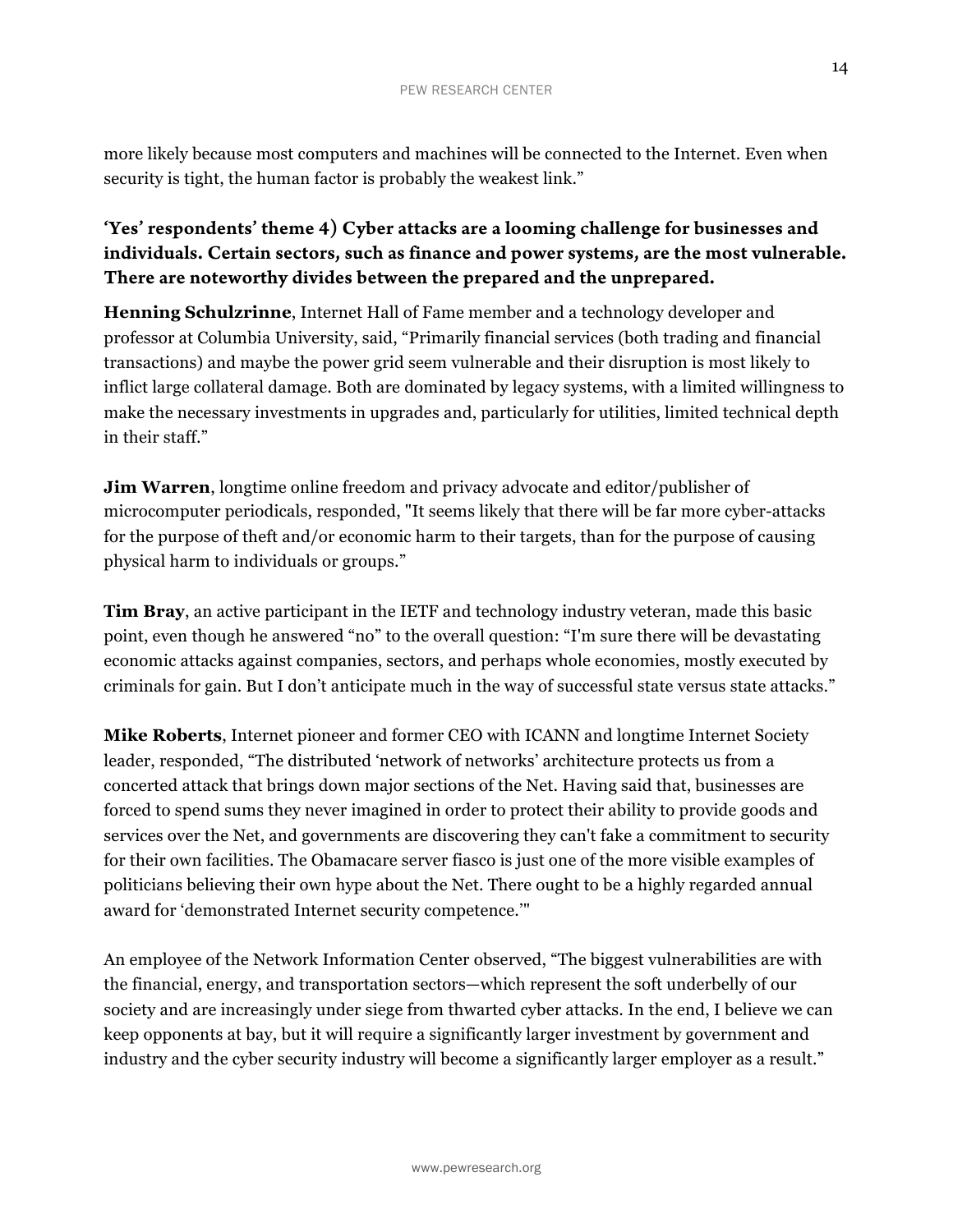more likely because most computers and machines will be connected to the Internet. Even when security is tight, the human factor is probably the weakest link."

### 'Yes' respondents' theme 4) Cyber attacks are a looming challenge for businesses and individuals. Certain sectors, such as finance and power systems, are the most vulnerable. There are noteworthy divides between the prepared and the unprepared.

**Henning Schulzrinne**, Internet Hall of Fame member and a technology developer and professor at Columbia University, said, "Primarily financial services (both trading and financial transactions) and maybe the power grid seem vulnerable and their disruption is most likely to inflict large collateral damage. Both are dominated by legacy systems, with a limited willingness to make the necessary investments in upgrades and, particularly for utilities, limited technical depth in their staff."

**Jim Warren**, longtime online freedom and privacy advocate and editor/publisher of microcomputer periodicals, responded, "It seems likely that there will be far more cyber-attacks for the purpose of theft and/or economic harm to their targets, than for the purpose of causing physical harm to individuals or groups."

**Tim Bray**, an active participant in the IETF and technology industry veteran, made this basic point, even though he answered "no" to the overall question: "I'm sure there will be devastating economic attacks against companies, sectors, and perhaps whole economies, mostly executed by criminals for gain. But I don't anticipate much in the way of successful state versus state attacks."

**Mike Roberts**, Internet pioneer and former CEO with ICANN and longtime Internet Society leader, responded, "The distributed 'network of networks' architecture protects us from a concerted attack that brings down major sections of the Net. Having said that, businesses are forced to spend sums they never imagined in order to protect their ability to provide goods and services over the Net, and governments are discovering they can't fake a commitment to security for their own facilities. The Obamacare server fiasco is just one of the more visible examples of politicians believing their own hype about the Net. There ought to be a highly regarded annual award for 'demonstrated Internet security competence.'"

An employee of the Network Information Center observed, "The biggest vulnerabilities are with the financial, energy, and transportation sectors—which represent the soft underbelly of our society and are increasingly under siege from thwarted cyber attacks. In the end, I believe we can keep opponents at bay, but it will require a significantly larger investment by government and industry and the cyber security industry will become a significantly larger employer as a result."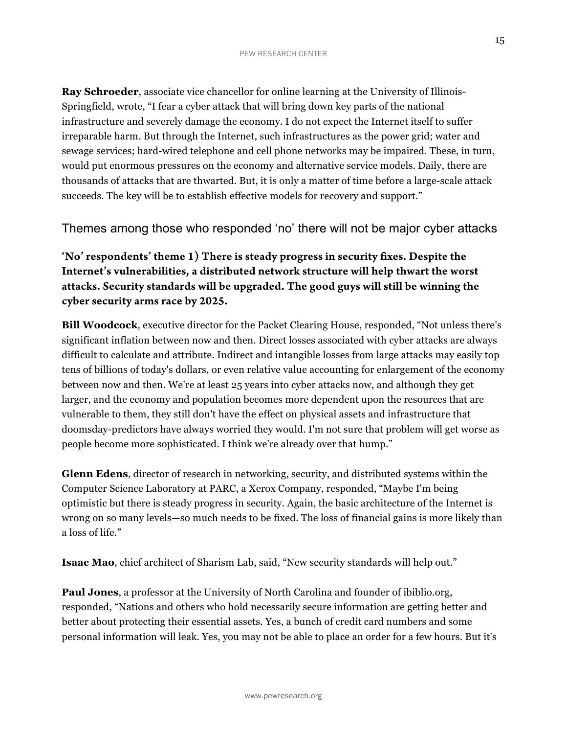**Ray Schroeder**, associate vice chancellor for online learning at the University of Illinois-Springfield, wrote, "I fear a cyber attack that will bring down key parts of the national infrastructure and severely damage the economy. I do not expect the Internet itself to suffer irreparable harm. But through the Internet, such infrastructures as the power grid; water and sewage services; hard-wired telephone and cell phone networks may be impaired. These, in turn, would put enormous pressures on the economy and alternative service models. Daily, there are thousands of attacks that are thwarted. But, it is only a matter of time before a large-scale attack succeeds. The key will be to establish effective models for recovery and support."

## Themes among those who responded 'no' there will not be major cyber attacks

### 'No' respondents' theme 1) There is steady progress in security fixes. Despite the Internet's vulnerabilities, a distributed network structure will help thwart the worst attacks. Security standards will be upgraded. The good guys will still be winning the cyber security arms race by 2025.

**Bill Woodcock**, executive director for the Packet Clearing House, responded, "Not unless there's significant inflation between now and then. Direct losses associated with cyber attacks are always difficult to calculate and attribute. Indirect and intangible losses from large attacks may easily top tens of billions of today's dollars, or even relative value accounting for enlargement of the economy between now and then. We're at least 25 years into cyber attacks now, and although they get larger, and the economy and population becomes more dependent upon the resources that are vulnerable to them, they still don't have the effect on physical assets and infrastructure that doomsday-predictors have always worried they would. I'm not sure that problem will get worse as people become more sophisticated. I think we're already over that hump."

**Glenn Edens**, director of research in networking, security, and distributed systems within the Computer Science Laboratory at PARC, a Xerox Company, responded, "Maybe I'm being optimistic but there is steady progress in security. Again, the basic architecture of the Internet is wrong on so many levels—so much needs to be fixed. The loss of financial gains is more likely than a loss of life."

**Isaac Mao**, chief architect of Sharism Lab, said, "New security standards will help out."

**Paul Jones**, a professor at the University of North Carolina and founder of ibiblio.org, responded, "Nations and others who hold necessarily secure information are getting better and better about protecting their essential assets. Yes, a bunch of credit card numbers and some personal information will leak. Yes, you may not be able to place an order for a few hours. But it's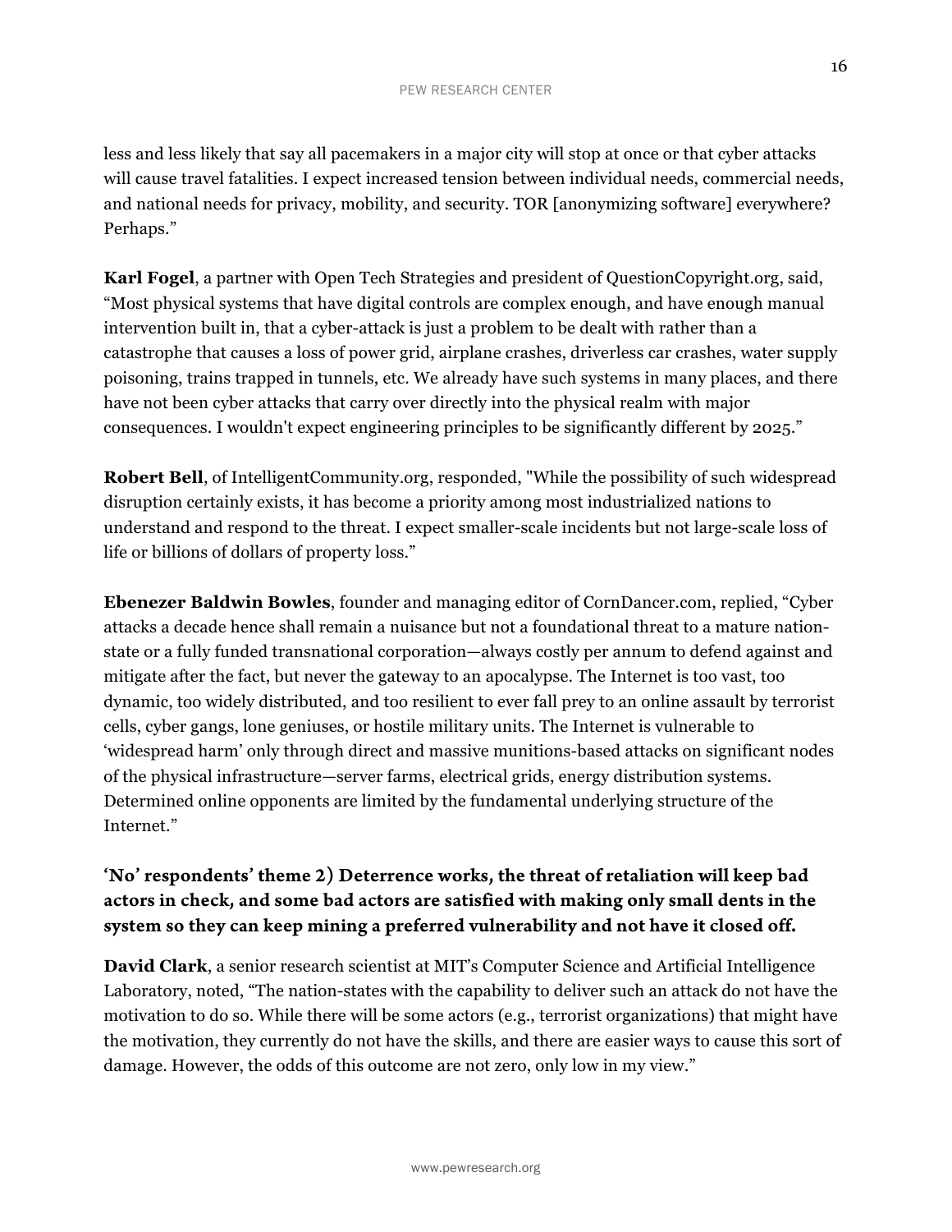less and less likely that say all pacemakers in a major city will stop at once or that cyber attacks will cause travel fatalities. I expect increased tension between individual needs, commercial needs, and national needs for privacy, mobility, and security. TOR [anonymizing software] everywhere? Perhaps."

**Karl Fogel**, a partner with Open Tech Strategies and president of QuestionCopyright.org, said, "Most physical systems that have digital controls are complex enough, and have enough manual intervention built in, that a cyber-attack is just a problem to be dealt with rather than a catastrophe that causes a loss of power grid, airplane crashes, driverless car crashes, water supply poisoning, trains trapped in tunnels, etc. We already have such systems in many places, and there have not been cyber attacks that carry over directly into the physical realm with major consequences. I wouldn't expect engineering principles to be significantly different by 2025."

**Robert Bell**, of IntelligentCommunity.org, responded, "While the possibility of such widespread disruption certainly exists, it has become a priority among most industrialized nations to understand and respond to the threat. I expect smaller-scale incidents but not large-scale loss of life or billions of dollars of property loss."

**Ebenezer Baldwin Bowles**, founder and managing editor of CornDancer.com, replied, "Cyber attacks a decade hence shall remain a nuisance but not a foundational threat to a mature nation-state or a fully funded transnational corporation—always costly per annum to defend against and mitigate after the fact, but never the gateway to an apocalypse. The Internet is too vast, too dynamic, too widely distributed, and too resilient to ever fall prey to an online assault by terrorist cells, cyber gangs, lone geniuses, or hostile military units. The Internet is vulnerable to 'widespread harm' only through direct and massive munitions-based attacks on significant nodes of the physical infrastructure—server farms, electrical grids, energy distribution systems. Determined online opponents are limited by the fundamental underlying structure of the Internet."

### 'No' respondents' theme 2) Deterrence works, the threat of retaliation will keep bad actors in check, and some bad actors are satisfied with making only small dents in the system so they can keep mining a preferred vulnerability and not have it closed off.

**David Clark**, a senior research scientist at MIT's Computer Science and Artificial Intelligence Laboratory, noted, "The nation-states with the capability to deliver such an attack do not have the motivation to do so. While there will be some actors (e.g., terrorist organizations) that might have the motivation, they currently do not have the skills, and there are easier ways to cause this sort of damage. However, the odds of this outcome are not zero, only low in my view."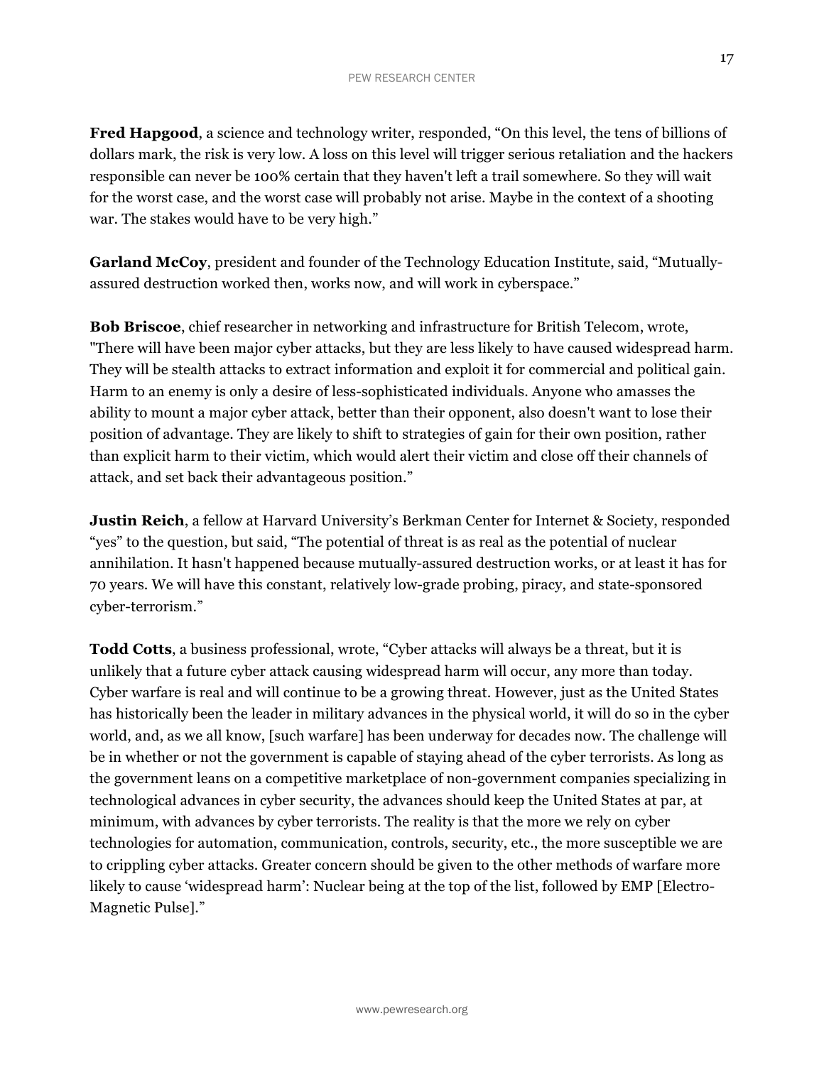**Fred Hapgood**, a science and technology writer, responded, "On this level, the tens of billions of dollars mark, the risk is very low. A loss on this level will trigger serious retaliation and the hackers responsible can never be 100% certain that they haven't left a trail somewhere. So they will wait for the worst case, and the worst case will probably not arise. Maybe in the context of a shooting war. The stakes would have to be very high."

**Garland McCoy**, president and founder of the Technology Education Institute, said, "Mutually-assured destruction worked then, works now, and will work in cyberspace."

**Bob Briscoe**, chief researcher in networking and infrastructure for British Telecom, wrote, "There will have been major cyber attacks, but they are less likely to have caused widespread harm. They will be stealth attacks to extract information and exploit it for commercial and political gain. Harm to an enemy is only a desire of less-sophisticated individuals. Anyone who amasses the ability to mount a major cyber attack, better than their opponent, also doesn't want to lose their position of advantage. They are likely to shift to strategies of gain for their own position, rather than explicit harm to their victim, which would alert their victim and close off their channels of attack, and set back their advantageous position."

**Justin Reich**, a fellow at Harvard University's Berkman Center for Internet & Society, responded "yes" to the question, but said, "The potential of threat is as real as the potential of nuclear annihilation. It hasn't happened because mutually-assured destruction works, or at least it has for 70 years. We will have this constant, relatively low-grade probing, piracy, and state-sponsored cyber-terrorism."

**Todd Cotts**, a business professional, wrote, "Cyber attacks will always be a threat, but it is unlikely that a future cyber attack causing widespread harm will occur, any more than today. Cyber warfare is real and will continue to be a growing threat. However, just as the United States has historically been the leader in military advances in the physical world, it will do so in the cyber world, and, as we all know, [such warfare] has been underway for decades now. The challenge will be in whether or not the government is capable of staying ahead of the cyber terrorists. As long as the government leans on a competitive marketplace of non-government companies specializing in technological advances in cyber security, the advances should keep the United States at par, at minimum, with advances by cyber terrorists. The reality is that the more we rely on cyber technologies for automation, communication, controls, security, etc., the more susceptible we are to crippling cyber attacks. Greater concern should be given to the other methods of warfare more likely to cause 'widespread harm': Nuclear being at the top of the list, followed by EMP [Electro-Magnetic Pulse]."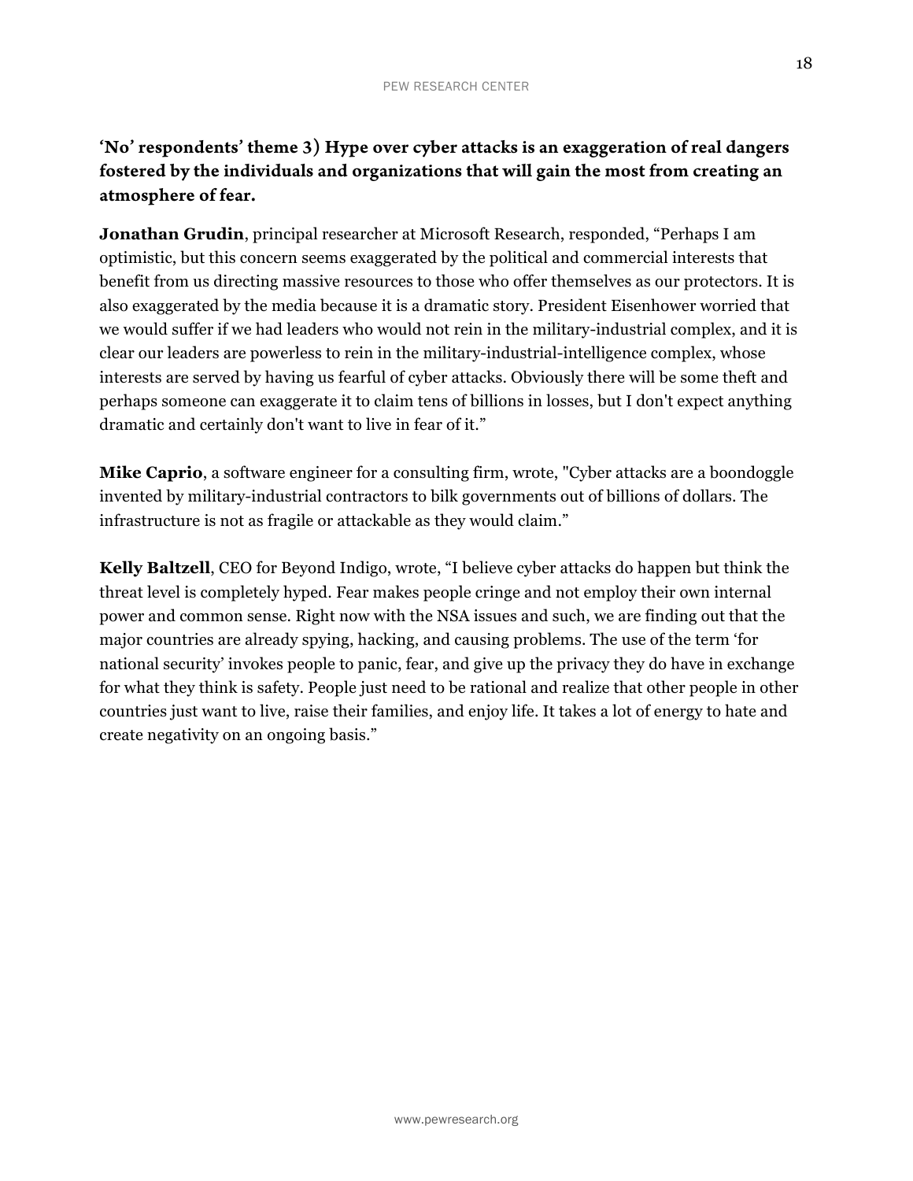### ‘No’ respondents’ theme 3) Hype over cyber attacks is an exaggeration of real dangers fostered by the individuals and organizations that will gain the most from creating an atmosphere of fear.

**Jonathan Grudin**, principal researcher at Microsoft Research, responded, “Perhaps I am optimistic, but this concern seems exaggerated by the political and commercial interests that benefit from us directing massive resources to those who offer themselves as our protectors. It is also exaggerated by the media because it is a dramatic story. President Eisenhower worried that we would suffer if we had leaders who would not rein in the military-industrial complex, and it is clear our leaders are powerless to rein in the military-industrial-intelligence complex, whose interests are served by having us fearful of cyber attacks. Obviously there will be some theft and perhaps someone can exaggerate it to claim tens of billions in losses, but I don't expect anything dramatic and certainly don't want to live in fear of it.”

**Mike Caprio**, a software engineer for a consulting firm, wrote, "Cyber attacks are a boondoggle invented by military-industrial contractors to bilk governments out of billions of dollars. The infrastructure is not as fragile or attackable as they would claim.”

**Kelly Baltzell**, CEO for Beyond Indigo, wrote, “I believe cyber attacks do happen but think the threat level is completely hyped. Fear makes people cringe and not employ their own internal power and common sense. Right now with the NSA issues and such, we are finding out that the major countries are already spying, hacking, and causing problems. The use of the term ‘for national security’ invokes people to panic, fear, and give up the privacy they do have in exchange for what they think is safety. People just need to be rational and realize that other people in other countries just want to live, raise their families, and enjoy life. It takes a lot of energy to hate and create negativity on an ongoing basis.”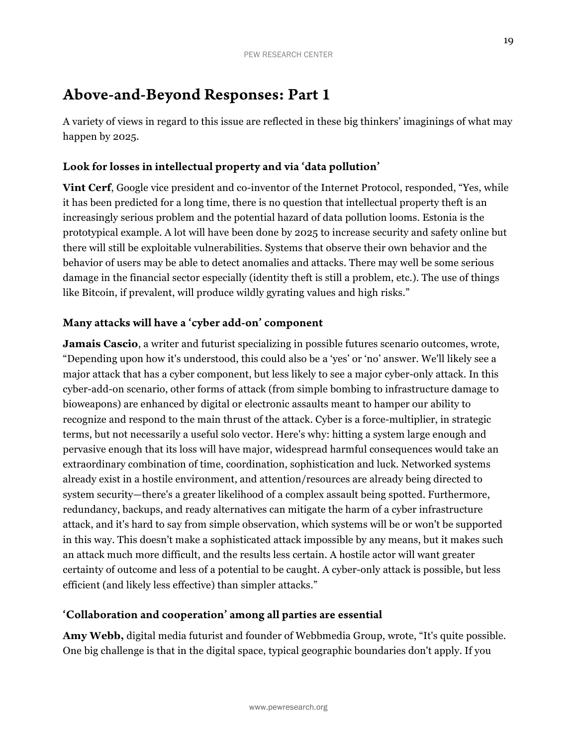# Above-and-Beyond Responses: Part 1

A variety of views in regard to this issue are reflected in these big thinkers' imaginings of what may happen by 2025.

### Look for losses in intellectual property and via 'data pollution'

**Vint Cerf**, Google vice president and co-inventor of the Internet Protocol, responded, "Yes, while it has been predicted for a long time, there is no question that intellectual property theft is an increasingly serious problem and the potential hazard of data pollution looms. Estonia is the prototypical example. A lot will have been done by 2025 to increase security and safety online but there will still be exploitable vulnerabilities. Systems that observe their own behavior and the behavior of users may be able to detect anomalies and attacks. There may well be some serious damage in the financial sector especially (identity theft is still a problem, etc.). The use of things like Bitcoin, if prevalent, will produce wildly gyrating values and high risks."

### Many attacks will have a 'cyber add-on' component

**Jamais Cascio**, a writer and futurist specializing in possible futures scenario outcomes, wrote, "Depending upon how it's understood, this could also be a 'yes' or 'no' answer. We'll likely see a major attack that has a cyber component, but less likely to see a major cyber-only attack. In this cyber-add-on scenario, other forms of attack (from simple bombing to infrastructure damage to bioweapons) are enhanced by digital or electronic assaults meant to hamper our ability to recognize and respond to the main thrust of the attack. Cyber is a force-multiplier, in strategic terms, but not necessarily a useful solo vector. Here's why: hitting a system large enough and pervasive enough that its loss will have major, widespread harmful consequences would take an extraordinary combination of time, coordination, sophistication and luck. Networked systems already exist in a hostile environment, and attention/resources are already being directed to system security—there's a greater likelihood of a complex assault being spotted. Furthermore, redundancy, backups, and ready alternatives can mitigate the harm of a cyber infrastructure attack, and it's hard to say from simple observation, which systems will be or won't be supported in this way. This doesn't make a sophisticated attack impossible by any means, but it makes such an attack much more difficult, and the results less certain. A hostile actor will want greater certainty of outcome and less of a potential to be caught. A cyber-only attack is possible, but less efficient (and likely less effective) than simpler attacks."

### 'Collaboration and cooperation' among all parties are essential

**Amy Webb,** digital media futurist and founder of Webbmedia Group, wrote, "It's quite possible. One big challenge is that in the digital space, typical geographic boundaries don't apply. If you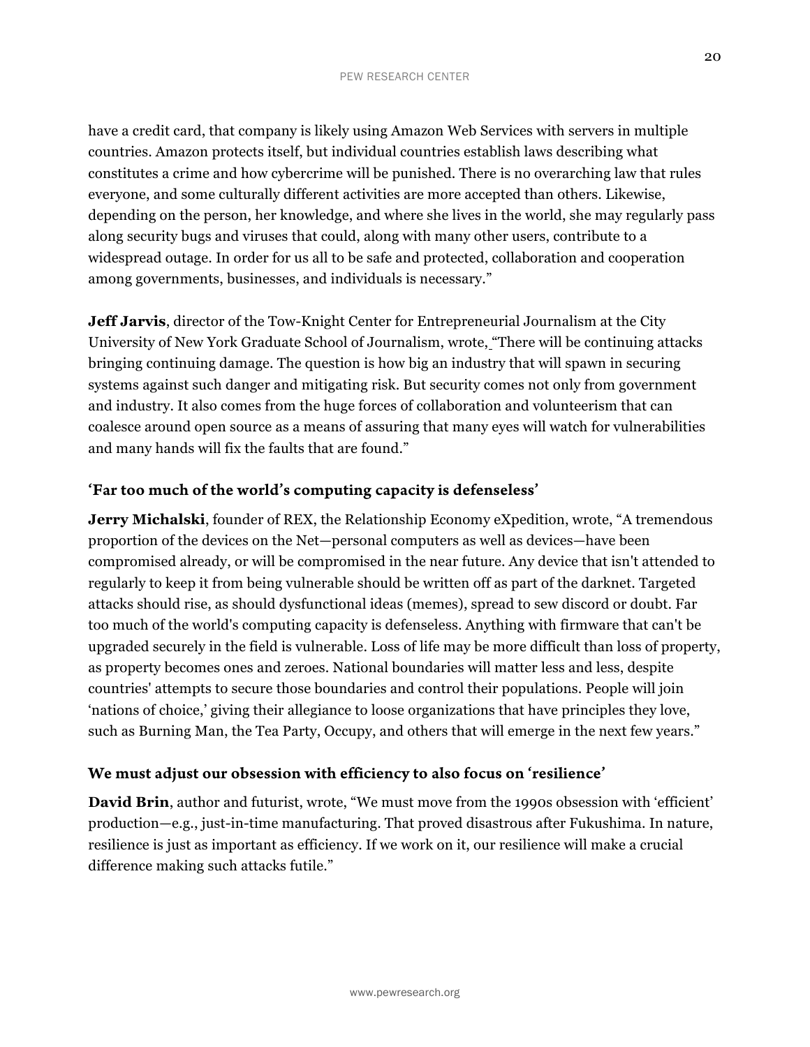have a credit card, that company is likely using Amazon Web Services with servers in multiple countries. Amazon protects itself, but individual countries establish laws describing what constitutes a crime and how cybercrime will be punished. There is no overarching law that rules everyone, and some culturally different activities are more accepted than others. Likewise, depending on the person, her knowledge, and where she lives in the world, she may regularly pass along security bugs and viruses that could, along with many other users, contribute to a widespread outage. In order for us all to be safe and protected, collaboration and cooperation among governments, businesses, and individuals is necessary."

**Jeff Jarvis**, director of the Tow-Knight Center for Entrepreneurial Journalism at the City University of New York Graduate School of Journalism, wrote, "There will be continuing attacks bringing continuing damage. The question is how big an industry that will spawn in securing systems against such danger and mitigating risk. But security comes not only from government and industry. It also comes from the huge forces of collaboration and volunteerism that can coalesce around open source as a means of assuring that many eyes will watch for vulnerabilities and many hands will fix the faults that are found."

### 'Far too much of the world's computing capacity is defenseless'

**Jerry Michalski**, founder of REX, the Relationship Economy eXpedition, wrote, "A tremendous proportion of the devices on the Net—personal computers as well as devices—have been compromised already, or will be compromised in the near future. Any device that isn't attended to regularly to keep it from being vulnerable should be written off as part of the darknet. Targeted attacks should rise, as should dysfunctional ideas (memes), spread to sew discord or doubt. Far too much of the world's computing capacity is defenseless. Anything with firmware that can't be upgraded securely in the field is vulnerable. Loss of life may be more difficult than loss of property, as property becomes ones and zeroes. National boundaries will matter less and less, despite countries' attempts to secure those boundaries and control their populations. People will join 'nations of choice,' giving their allegiance to loose organizations that have principles they love, such as Burning Man, the Tea Party, Occupy, and others that will emerge in the next few years."

### We must adjust our obsession with efficiency to also focus on 'resilience'

**David Brin**, author and futurist, wrote, "We must move from the 1990s obsession with 'efficient' production—e.g., just-in-time manufacturing. That proved disastrous after Fukushima. In nature, resilience is just as important as efficiency. If we work on it, our resilience will make a crucial difference making such attacks futile."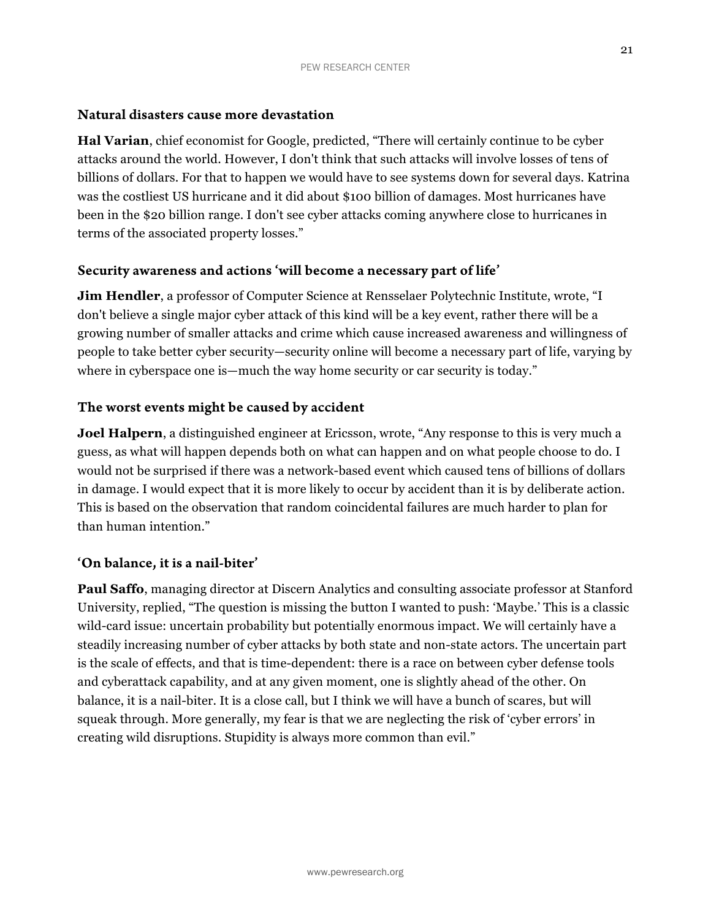### Natural disasters cause more devastation

**Hal Varian**, chief economist for Google, predicted, "There will certainly continue to be cyber attacks around the world. However, I don't think that such attacks will involve losses of tens of billions of dollars. For that to happen we would have to see systems down for several days. Katrina was the costliest US hurricane and it did about $100 billion of damages. Most hurricanes have been in the $20 billion range. I don't see cyber attacks coming anywhere close to hurricanes in terms of the associated property losses."

### Security awareness and actions 'will become a necessary part of life'

**Jim Hendler**, a professor of Computer Science at Rensselaer Polytechnic Institute, wrote, "I don't believe a single major cyber attack of this kind will be a key event, rather there will be a growing number of smaller attacks and crime which cause increased awareness and willingness of people to take better cyber security—security online will become a necessary part of life, varying by where in cyberspace one is—much the way home security or car security is today."

### The worst events might be caused by accident

**Joel Halpern**, a distinguished engineer at Ericsson, wrote, "Any response to this is very much a guess, as what will happen depends both on what can happen and on what people choose to do. I would not be surprised if there was a network-based event which caused tens of billions of dollars in damage. I would expect that it is more likely to occur by accident than it is by deliberate action. This is based on the observation that random coincidental failures are much harder to plan for than human intention."

### 'On balance, it is a nail-biter'

**Paul Saffo**, managing director at Discern Analytics and consulting associate professor at Stanford University, replied, "The question is missing the button I wanted to push: 'Maybe.' This is a classic wild-card issue: uncertain probability but potentially enormous impact. We will certainly have a steadily increasing number of cyber attacks by both state and non-state actors. The uncertain part is the scale of effects, and that is time-dependent: there is a race on between cyber defense tools and cyberattack capability, and at any given moment, one is slightly ahead of the other. On balance, it is a nail-biter. It is a close call, but I think we will have a bunch of scares, but will squeak through. More generally, my fear is that we are neglecting the risk of 'cyber errors' in creating wild disruptions. Stupidity is always more common than evil."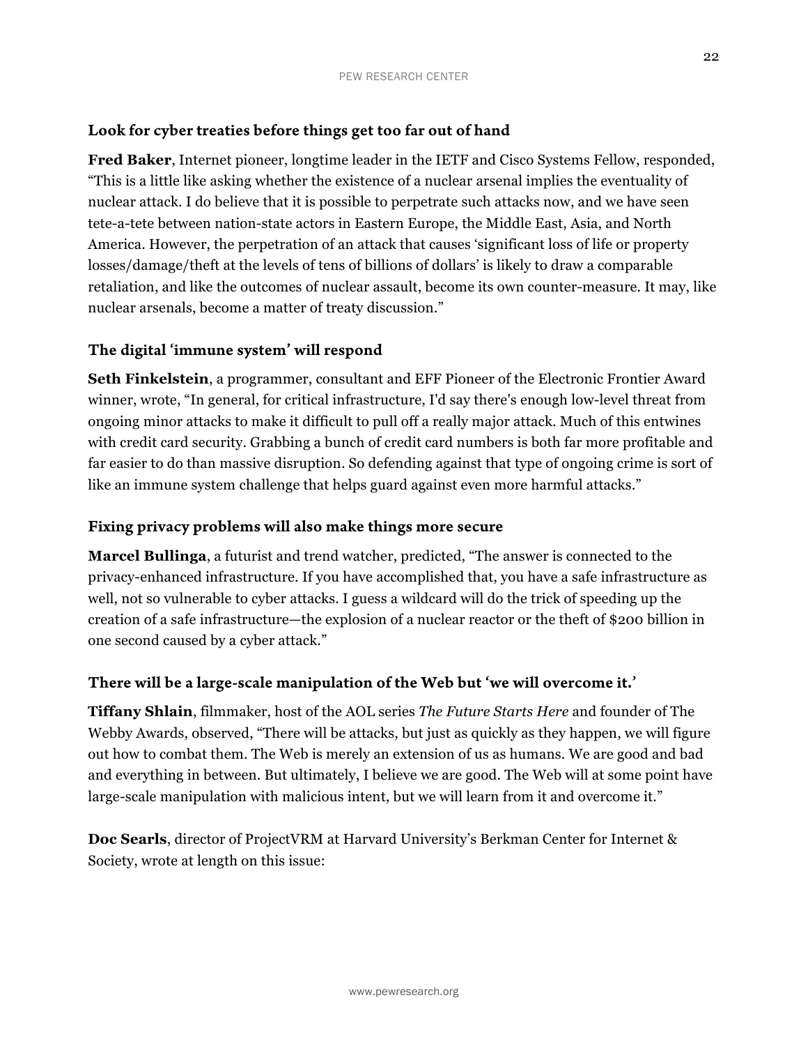### Look for cyber treaties before things get too far out of hand

**Fred Baker**, Internet pioneer, longtime leader in the IETF and Cisco Systems Fellow, responded, "This is a little like asking whether the existence of a nuclear arsenal implies the eventuality of nuclear attack. I do believe that it is possible to perpetrate such attacks now, and we have seen tete-a-tete between nation-state actors in Eastern Europe, the Middle East, Asia, and North America. However, the perpetration of an attack that causes 'significant loss of life or property losses/damage/theft at the levels of tens of billions of dollars' is likely to draw a comparable retaliation, and like the outcomes of nuclear assault, become its own counter-measure. It may, like nuclear arsenals, become a matter of treaty discussion."

### The digital 'immune system' will respond

**Seth Finkelstein**, a programmer, consultant and EFF Pioneer of the Electronic Frontier Award winner, wrote, "In general, for critical infrastructure, I'd say there's enough low-level threat from ongoing minor attacks to make it difficult to pull off a really major attack. Much of this entwines with credit card security. Grabbing a bunch of credit card numbers is both far more profitable and far easier to do than massive disruption. So defending against that type of ongoing crime is sort of like an immune system challenge that helps guard against even more harmful attacks."

### Fixing privacy problems will also make things more secure

**Marcel Bullinga**, a futurist and trend watcher, predicted, "The answer is connected to the privacy-enhanced infrastructure. If you have accomplished that, you have a safe infrastructure as well, not so vulnerable to cyber attacks. I guess a wildcard will do the trick of speeding up the creation of a safe infrastructure—the explosion of a nuclear reactor or the theft of $200 billion in one second caused by a cyber attack."

### There will be a large-scale manipulation of the Web but 'we will overcome it.'

**Tiffany Shlain**, filmmaker, host of the AOL series *The Future Starts Here* and founder of The Webby Awards, observed, "There will be attacks, but just as quickly as they happen, we will figure out how to combat them. The Web is merely an extension of us as humans. We are good and bad and everything in between. But ultimately, I believe we are good. The Web will at some point have large-scale manipulation with malicious intent, but we will learn from it and overcome it."

**Doc Searls**, director of ProjectVRM at Harvard University's Berkman Center for Internet & Society, wrote at length on this issue: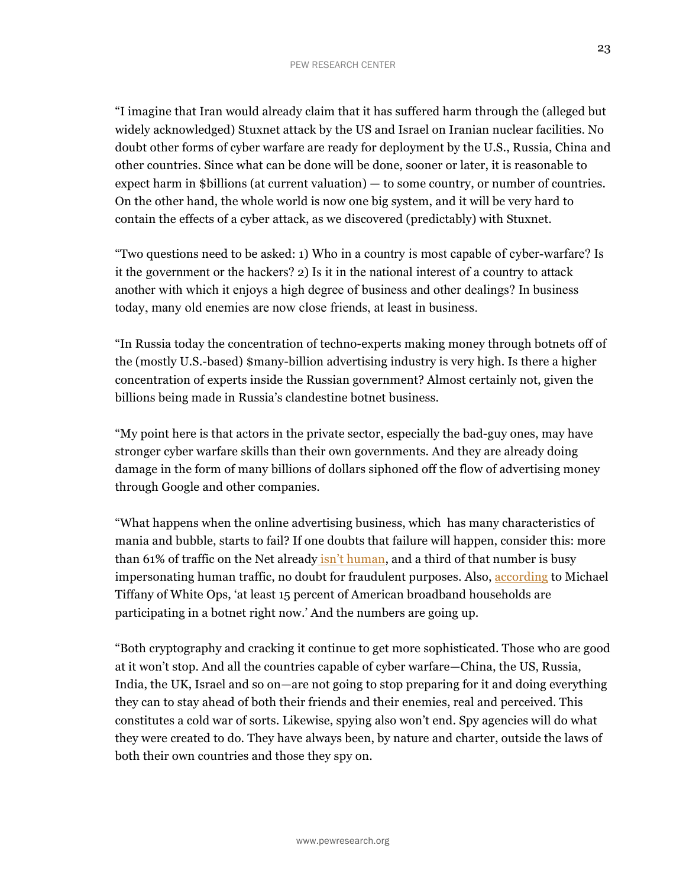"I imagine that Iran would already claim that it has suffered harm through the (alleged but widely acknowledged) Stuxnet attack by the US and Israel on Iranian nuclear facilities. No doubt other forms of cyber warfare are ready for deployment by the U.S., Russia, China and other countries. Since what can be done will be done, sooner or later, it is reasonable to expect harm in $billions (at current valuation) — to some country, or number of countries. On the other hand, the whole world is now one big system, and it will be very hard to contain the effects of a cyber attack, as we discovered (predictably) with Stuxnet.

"Two questions need to be asked: 1) Who in a country is most capable of cyber-warfare? Is it the government or the hackers? 2) Is it in the national interest of a country to attack another with which it enjoys a high degree of business and other dealings? In business today, many old enemies are now close friends, at least in business.

"In Russia today the concentration of techno-experts making money through botnets off of the (mostly U.S.-based) $many-billion advertising industry is very high. Is there a higher concentration of experts inside the Russian government? Almost certainly not, given the billions being made in Russia's clandestine botnet business.

"My point here is that actors in the private sector, especially the bad-guy ones, may have stronger cyber warfare skills than their own governments. And they are already doing damage in the form of many billions of dollars siphoned off the flow of advertising money through Google and other companies.

"What happens when the online advertising business, which has many characteristics of mania and bubble, starts to fail? If one doubts that failure will happen, consider this: more than 61% of traffic on the Net already isn't human, and a third of that number is busy impersonating human traffic, no doubt for fraudulent purposes. Also, according to Michael Tiffany of White Ops, 'at least 15 percent of American broadband households are participating in a botnet right now.' And the numbers are going up.

"Both cryptography and cracking it continue to get more sophisticated. Those who are good at it won't stop. And all the countries capable of cyber warfare—China, the US, Russia, India, the UK, Israel and so on—are not going to stop preparing for it and doing everything they can to stay ahead of both their friends and their enemies, real and perceived. This constitutes a cold war of sorts. Likewise, spying also won't end. Spy agencies will do what they were created to do. They have always been, by nature and charter, outside the laws of both their own countries and those they spy on.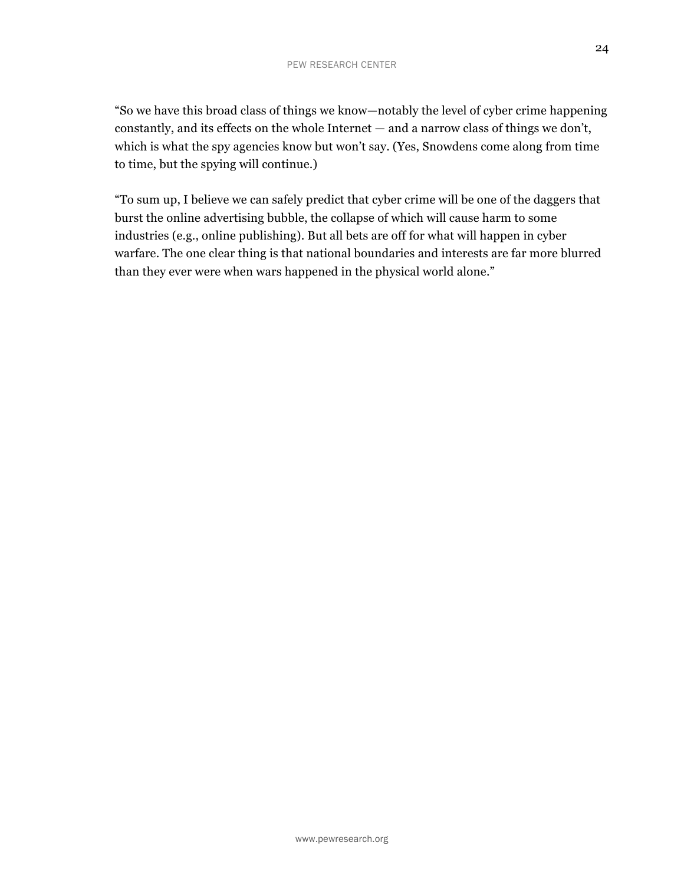“So we have this broad class of things we know—notably the level of cyber crime happening constantly, and its effects on the whole Internet — and a narrow class of things we don’t, which is what the spy agencies know but won’t say. (Yes, Snowdens come along from time to time, but the spying will continue.)

“To sum up, I believe we can safely predict that cyber crime will be one of the daggers that burst the online advertising bubble, the collapse of which will cause harm to some industries (e.g., online publishing). But all bets are off for what will happen in cyber warfare. The one clear thing is that national boundaries and interests are far more blurred than they ever were when wars happened in the physical world alone.”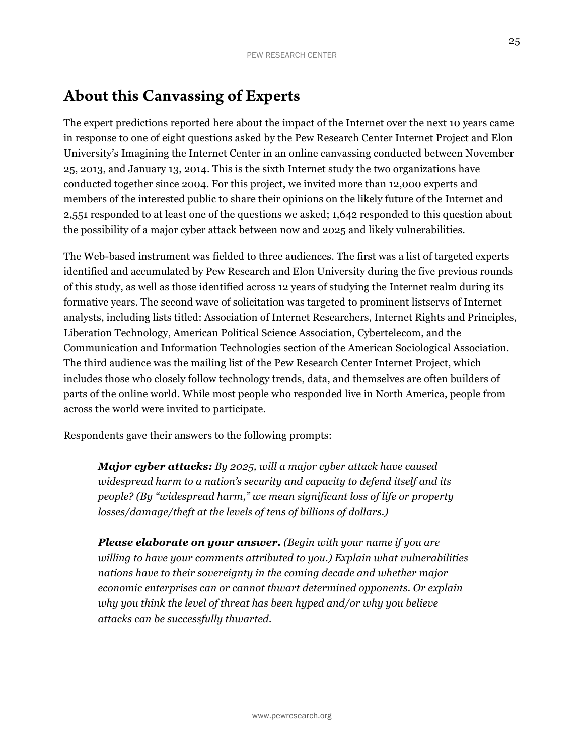## About this Canvassing of Experts

The expert predictions reported here about the impact of the Internet over the next 10 years came in response to one of eight questions asked by the Pew Research Center Internet Project and Elon University's Imagining the Internet Center in an online canvassing conducted between November 25, 2013, and January 13, 2014. This is the sixth Internet study the two organizations have conducted together since 2004. For this project, we invited more than 12,000 experts and members of the interested public to share their opinions on the likely future of the Internet and 2,551 responded to at least one of the questions we asked; 1,642 responded to this question about the possibility of a major cyber attack between now and 2025 and likely vulnerabilities.

The Web-based instrument was fielded to three audiences. The first was a list of targeted experts identified and accumulated by Pew Research and Elon University during the five previous rounds of this study, as well as those identified across 12 years of studying the Internet realm during its formative years. The second wave of solicitation was targeted to prominent listservs of Internet analysts, including lists titled: Association of Internet Researchers, Internet Rights and Principles, Liberation Technology, American Political Science Association, Cybertelecom, and the Communication and Information Technologies section of the American Sociological Association. The third audience was the mailing list of the Pew Research Center Internet Project, which includes those who closely follow technology trends, data, and themselves are often builders of parts of the online world. While most people who responded live in North America, people from across the world were invited to participate.

Respondents gave their answers to the following prompts:

> ***Major cyber attacks:*** *By 2025, will a major cyber attack have caused widespread harm to a nation's security and capacity to defend itself and its people? (By "widespread harm," we mean significant loss of life or property losses/damage/theft at the levels of tens of billions of dollars.)*
>
> ***Please elaborate on your answer.*** *(Begin with your name if you are willing to have your comments attributed to you.) Explain what vulnerabilities nations have to their sovereignty in the coming decade and whether major economic enterprises can or cannot thwart determined opponents. Or explain why you think the level of threat has been hyped and/or why you believe attacks can be successfully thwarted.*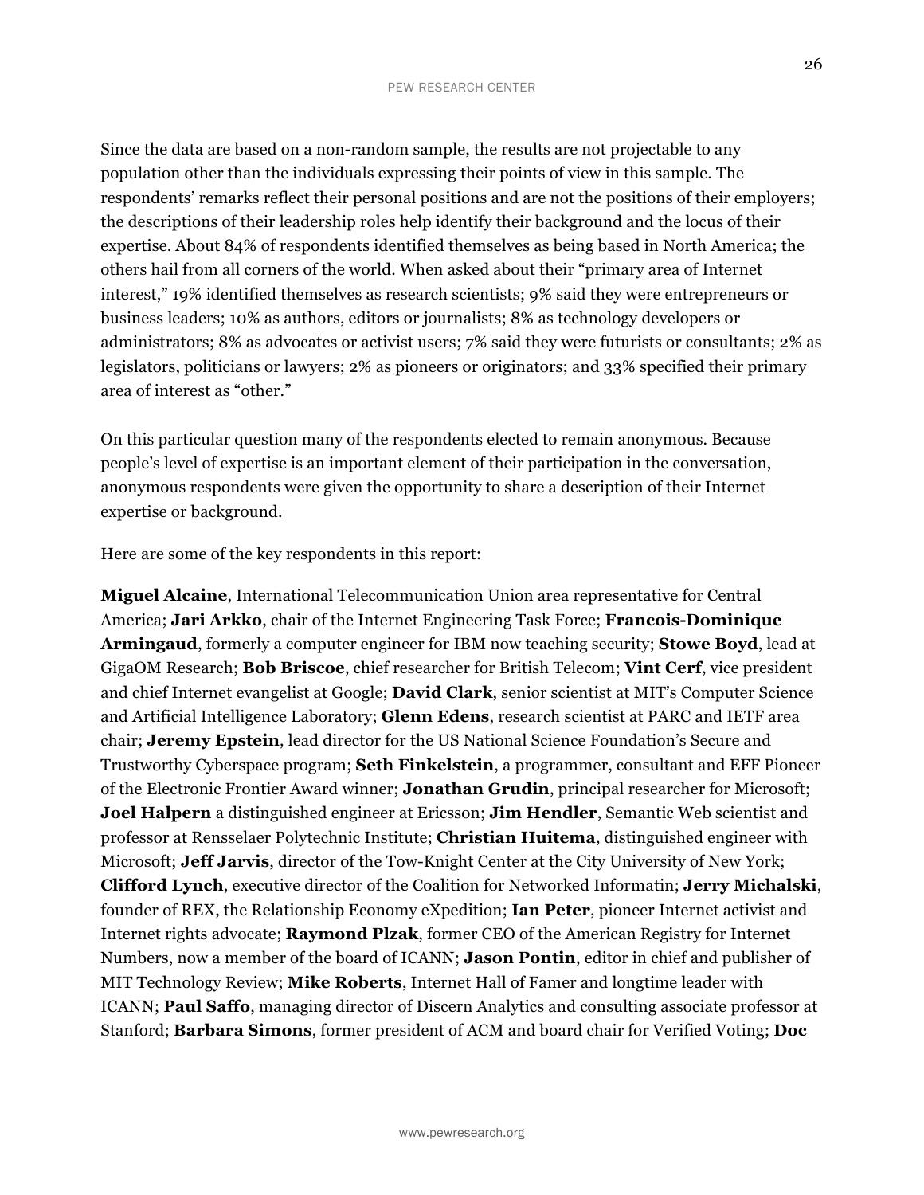Since the data are based on a non-random sample, the results are not projectable to any population other than the individuals expressing their points of view in this sample. The respondents' remarks reflect their personal positions and are not the positions of their employers; the descriptions of their leadership roles help identify their background and the locus of their expertise. About 84% of respondents identified themselves as being based in North America; the others hail from all corners of the world. When asked about their "primary area of Internet interest," 19% identified themselves as research scientists; 9% said they were entrepreneurs or business leaders; 10% as authors, editors or journalists; 8% as technology developers or administrators; 8% as advocates or activist users; 7% said they were futurists or consultants; 2% as legislators, politicians or lawyers; 2% as pioneers or originators; and 33% specified their primary area of interest as "other."

On this particular question many of the respondents elected to remain anonymous. Because people's level of expertise is an important element of their participation in the conversation, anonymous respondents were given the opportunity to share a description of their Internet expertise or background.

Here are some of the key respondents in this report:

**Miguel Alcaine**, International Telecommunication Union area representative for Central America; **Jari Arkko**, chair of the Internet Engineering Task Force; **Francois-Dominique Armingaud**, formerly a computer engineer for IBM now teaching security; **Stowe Boyd**, lead at GigaOM Research; **Bob Briscoe**, chief researcher for British Telecom; **Vint Cerf**, vice president and chief Internet evangelist at Google; **David Clark**, senior scientist at MIT's Computer Science and Artificial Intelligence Laboratory; **Glenn Edens**, research scientist at PARC and IETF area chair; **Jeremy Epstein**, lead director for the US National Science Foundation's Secure and Trustworthy Cyberspace program; **Seth Finkelstein**, a programmer, consultant and EFF Pioneer of the Electronic Frontier Award winner; **Jonathan Grudin**, principal researcher for Microsoft; **Joel Halpern** a distinguished engineer at Ericsson; **Jim Hendler**, Semantic Web scientist and professor at Rensselaer Polytechnic Institute; **Christian Huitema**, distinguished engineer with Microsoft; **Jeff Jarvis**, director of the Tow-Knight Center at the City University of New York; **Clifford Lynch**, executive director of the Coalition for Networked Informatin; **Jerry Michalski**, founder of REX, the Relationship Economy eXpedition; **Ian Peter**, pioneer Internet activist and Internet rights advocate; **Raymond Plzak**, former CEO of the American Registry for Internet Numbers, now a member of the board of ICANN; **Jason Pontin**, editor in chief and publisher of MIT Technology Review; **Mike Roberts**, Internet Hall of Famer and longtime leader with ICANN; **Paul Saffo**, managing director of Discern Analytics and consulting associate professor at Stanford; **Barbara Simons**, former president of ACM and board chair for Verified Voting; **Doc**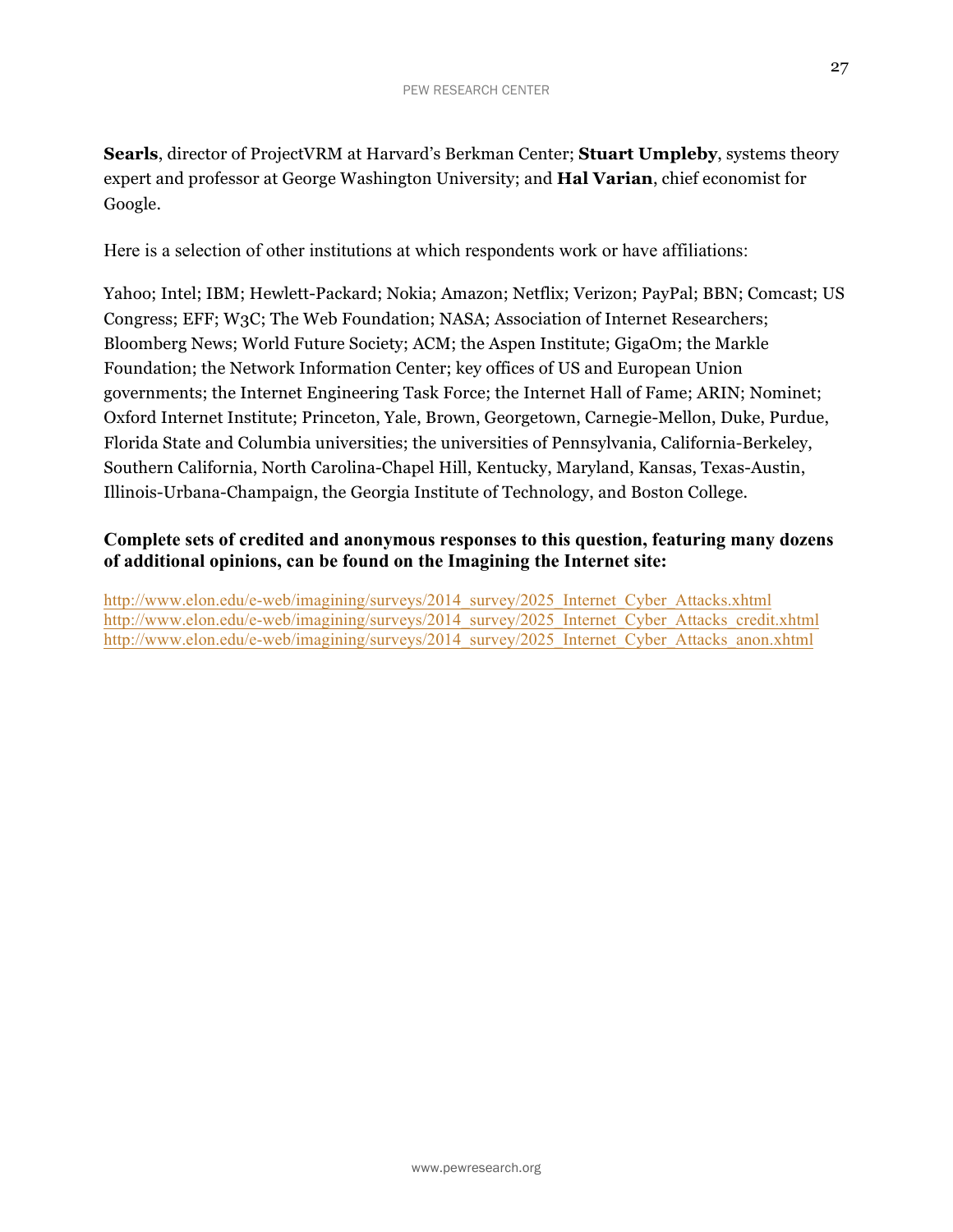**Searls**, director of ProjectVRM at Harvard's Berkman Center; **Stuart Umpleby**, systems theory expert and professor at George Washington University; and **Hal Varian**, chief economist for Google.

Here is a selection of other institutions at which respondents work or have affiliations:

Yahoo; Intel; IBM; Hewlett-Packard; Nokia; Amazon; Netflix; Verizon; PayPal; BBN; Comcast; US Congress; EFF; W3C; The Web Foundation; NASA; Association of Internet Researchers; Bloomberg News; World Future Society; ACM; the Aspen Institute; GigaOm; the Markle Foundation; the Network Information Center; key offices of US and European Union governments; the Internet Engineering Task Force; the Internet Hall of Fame; ARIN; Nominet; Oxford Internet Institute; Princeton, Yale, Brown, Georgetown, Carnegie-Mellon, Duke, Purdue, Florida State and Columbia universities; the universities of Pennsylvania, California-Berkeley, Southern California, North Carolina-Chapel Hill, Kentucky, Maryland, Kansas, Texas-Austin, Illinois-Urbana-Champaign, the Georgia Institute of Technology, and Boston College.

**Complete sets of credited and anonymous responses to this question, featuring many dozens of additional opinions, can be found on the Imagining the Internet site:**

http://www.elon.edu/e-web/imagining/surveys/2014_survey/2025_Internet_Cyber_Attacks.xhtml
http://www.elon.edu/e-web/imagining/surveys/2014_survey/2025_Internet_Cyber_Attacks_credit.xhtml
http://www.elon.edu/e-web/imagining/surveys/2014_survey/2025_Internet_Cyber_Attacks_anon.xhtml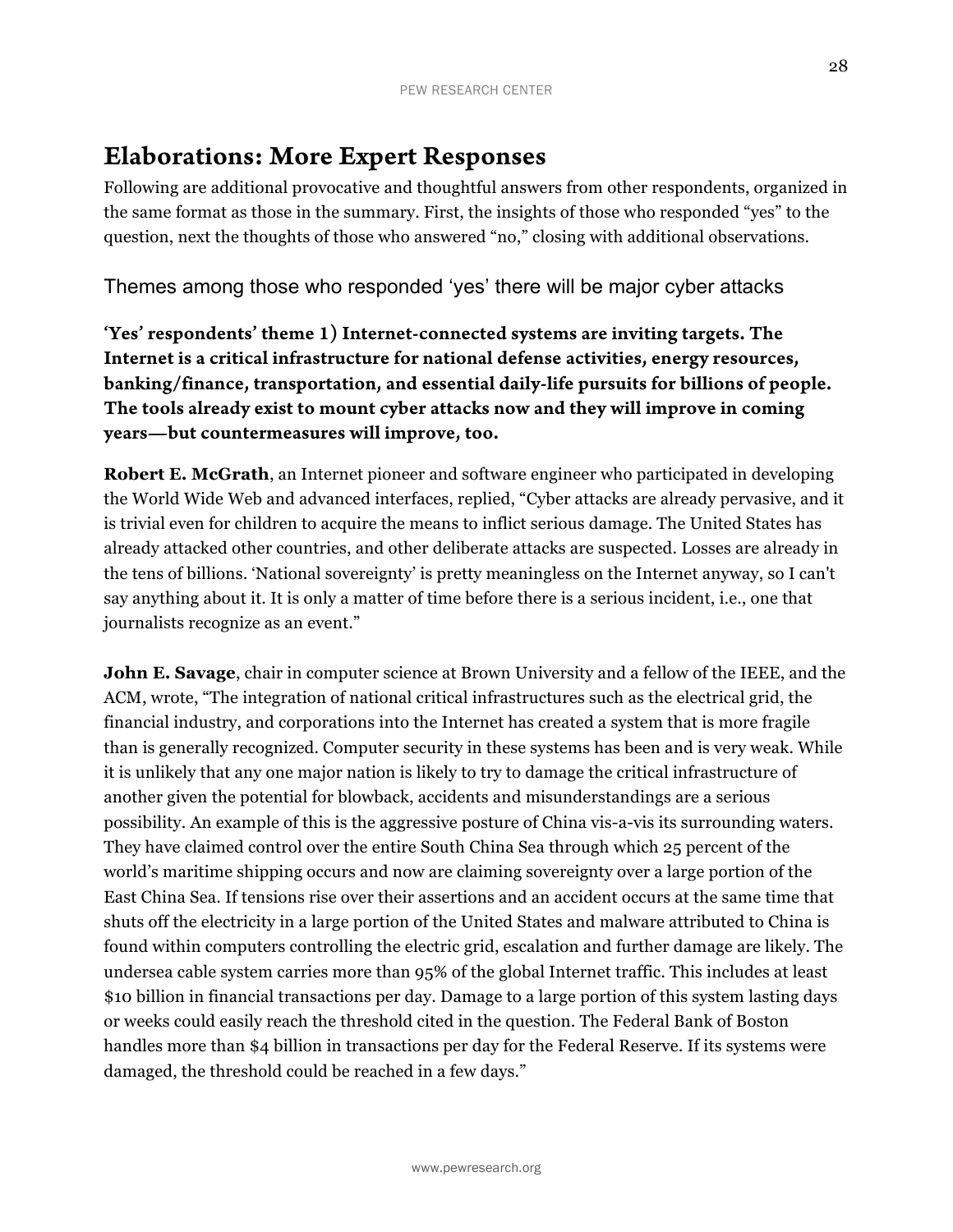# Elaborations: More Expert Responses

Following are additional provocative and thoughtful answers from other respondents, organized in the same format as those in the summary. First, the insights of those who responded "yes" to the question, next the thoughts of those who answered "no," closing with additional observations.

## Themes among those who responded 'yes' there will be major cyber attacks

### 'Yes' respondents' theme 1) Internet-connected systems are inviting targets. The Internet is a critical infrastructure for national defense activities, energy resources, banking/finance, transportation, and essential daily-life pursuits for billions of people. The tools already exist to mount cyber attacks now and they will improve in coming years—but countermeasures will improve, too.

**Robert E. McGrath**, an Internet pioneer and software engineer who participated in developing the World Wide Web and advanced interfaces, replied, "Cyber attacks are already pervasive, and it is trivial even for children to acquire the means to inflict serious damage. The United States has already attacked other countries, and other deliberate attacks are suspected. Losses are already in the tens of billions. 'National sovereignty' is pretty meaningless on the Internet anyway, so I can't say anything about it. It is only a matter of time before there is a serious incident, i.e., one that journalists recognize as an event."

**John E. Savage**, chair in computer science at Brown University and a fellow of the IEEE, and the ACM, wrote, "The integration of national critical infrastructures such as the electrical grid, the financial industry, and corporations into the Internet has created a system that is more fragile than is generally recognized. Computer security in these systems has been and is very weak. While it is unlikely that any one major nation is likely to try to damage the critical infrastructure of another given the potential for blowback, accidents and misunderstandings are a serious possibility. An example of this is the aggressive posture of China vis-a-vis its surrounding waters. They have claimed control over the entire South China Sea through which 25 percent of the world's maritime shipping occurs and now are claiming sovereignty over a large portion of the East China Sea. If tensions rise over their assertions and an accident occurs at the same time that shuts off the electricity in a large portion of the United States and malware attributed to China is found within computers controlling the electric grid, escalation and further damage are likely. The undersea cable system carries more than 95% of the global Internet traffic. This includes at least $10 billion in financial transactions per day. Damage to a large portion of this system lasting days or weeks could easily reach the threshold cited in the question. The Federal Bank of Boston handles more than $4 billion in transactions per day for the Federal Reserve. If its systems were damaged, the threshold could be reached in a few days."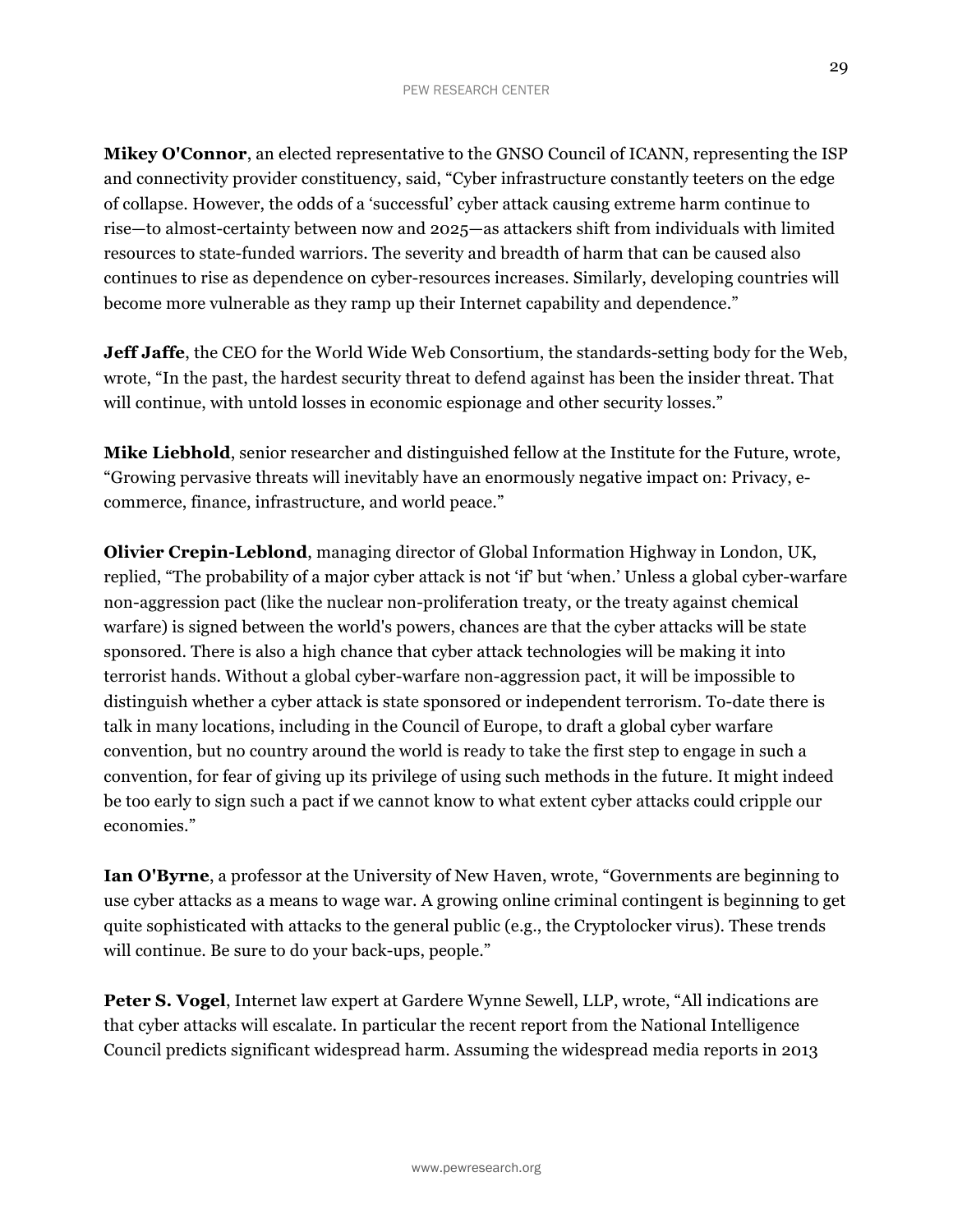**Mikey O'Connor**, an elected representative to the GNSO Council of ICANN, representing the ISP and connectivity provider constituency, said, "Cyber infrastructure constantly teeters on the edge of collapse. However, the odds of a 'successful' cyber attack causing extreme harm continue to rise—to almost-certainty between now and 2025—as attackers shift from individuals with limited resources to state-funded warriors. The severity and breadth of harm that can be caused also continues to rise as dependence on cyber-resources increases. Similarly, developing countries will become more vulnerable as they ramp up their Internet capability and dependence."

**Jeff Jaffe**, the CEO for the World Wide Web Consortium, the standards-setting body for the Web, wrote, "In the past, the hardest security threat to defend against has been the insider threat. That will continue, with untold losses in economic espionage and other security losses."

**Mike Liebhold**, senior researcher and distinguished fellow at the Institute for the Future, wrote, "Growing pervasive threats will inevitably have an enormously negative impact on: Privacy, e-commerce, finance, infrastructure, and world peace."

**Olivier Crepin-Leblond**, managing director of Global Information Highway in London, UK, replied, "The probability of a major cyber attack is not 'if' but 'when.' Unless a global cyber-warfare non-aggression pact (like the nuclear non-proliferation treaty, or the treaty against chemical warfare) is signed between the world's powers, chances are that the cyber attacks will be state sponsored. There is also a high chance that cyber attack technologies will be making it into terrorist hands. Without a global cyber-warfare non-aggression pact, it will be impossible to distinguish whether a cyber attack is state sponsored or independent terrorism. To-date there is talk in many locations, including in the Council of Europe, to draft a global cyber warfare convention, but no country around the world is ready to take the first step to engage in such a convention, for fear of giving up its privilege of using such methods in the future. It might indeed be too early to sign such a pact if we cannot know to what extent cyber attacks could cripple our economies."

**Ian O'Byrne**, a professor at the University of New Haven, wrote, "Governments are beginning to use cyber attacks as a means to wage war. A growing online criminal contingent is beginning to get quite sophisticated with attacks to the general public (e.g., the Cryptolocker virus). These trends will continue. Be sure to do your back-ups, people."

**Peter S. Vogel**, Internet law expert at Gardere Wynne Sewell, LLP, wrote, "All indications are that cyber attacks will escalate. In particular the recent report from the National Intelligence Council predicts significant widespread harm. Assuming the widespread media reports in 2013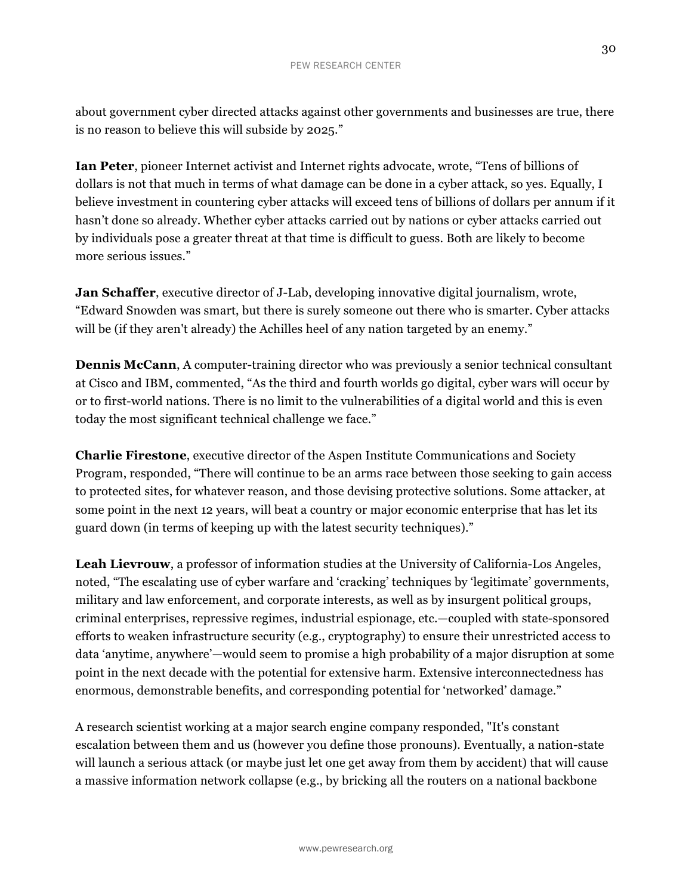about government cyber directed attacks against other governments and businesses are true, there is no reason to believe this will subside by 2025."

**Ian Peter**, pioneer Internet activist and Internet rights advocate, wrote, "Tens of billions of dollars is not that much in terms of what damage can be done in a cyber attack, so yes. Equally, I believe investment in countering cyber attacks will exceed tens of billions of dollars per annum if it hasn't done so already. Whether cyber attacks carried out by nations or cyber attacks carried out by individuals pose a greater threat at that time is difficult to guess. Both are likely to become more serious issues."

**Jan Schaffer**, executive director of J-Lab, developing innovative digital journalism, wrote, "Edward Snowden was smart, but there is surely someone out there who is smarter. Cyber attacks will be (if they aren't already) the Achilles heel of any nation targeted by an enemy."

**Dennis McCann**, A computer-training director who was previously a senior technical consultant at Cisco and IBM, commented, "As the third and fourth worlds go digital, cyber wars will occur by or to first-world nations. There is no limit to the vulnerabilities of a digital world and this is even today the most significant technical challenge we face."

**Charlie Firestone**, executive director of the Aspen Institute Communications and Society Program, responded, "There will continue to be an arms race between those seeking to gain access to protected sites, for whatever reason, and those devising protective solutions. Some attacker, at some point in the next 12 years, will beat a country or major economic enterprise that has let its guard down (in terms of keeping up with the latest security techniques)."

**Leah Lievrouw**, a professor of information studies at the University of California-Los Angeles, noted, "The escalating use of cyber warfare and 'cracking' techniques by 'legitimate' governments, military and law enforcement, and corporate interests, as well as by insurgent political groups, criminal enterprises, repressive regimes, industrial espionage, etc.—coupled with state-sponsored efforts to weaken infrastructure security (e.g., cryptography) to ensure their unrestricted access to data 'anytime, anywhere'—would seem to promise a high probability of a major disruption at some point in the next decade with the potential for extensive harm. Extensive interconnectedness has enormous, demonstrable benefits, and corresponding potential for 'networked' damage."

A research scientist working at a major search engine company responded, "It's constant escalation between them and us (however you define those pronouns). Eventually, a nation-state will launch a serious attack (or maybe just let one get away from them by accident) that will cause a massive information network collapse (e.g., by bricking all the routers on a national backbone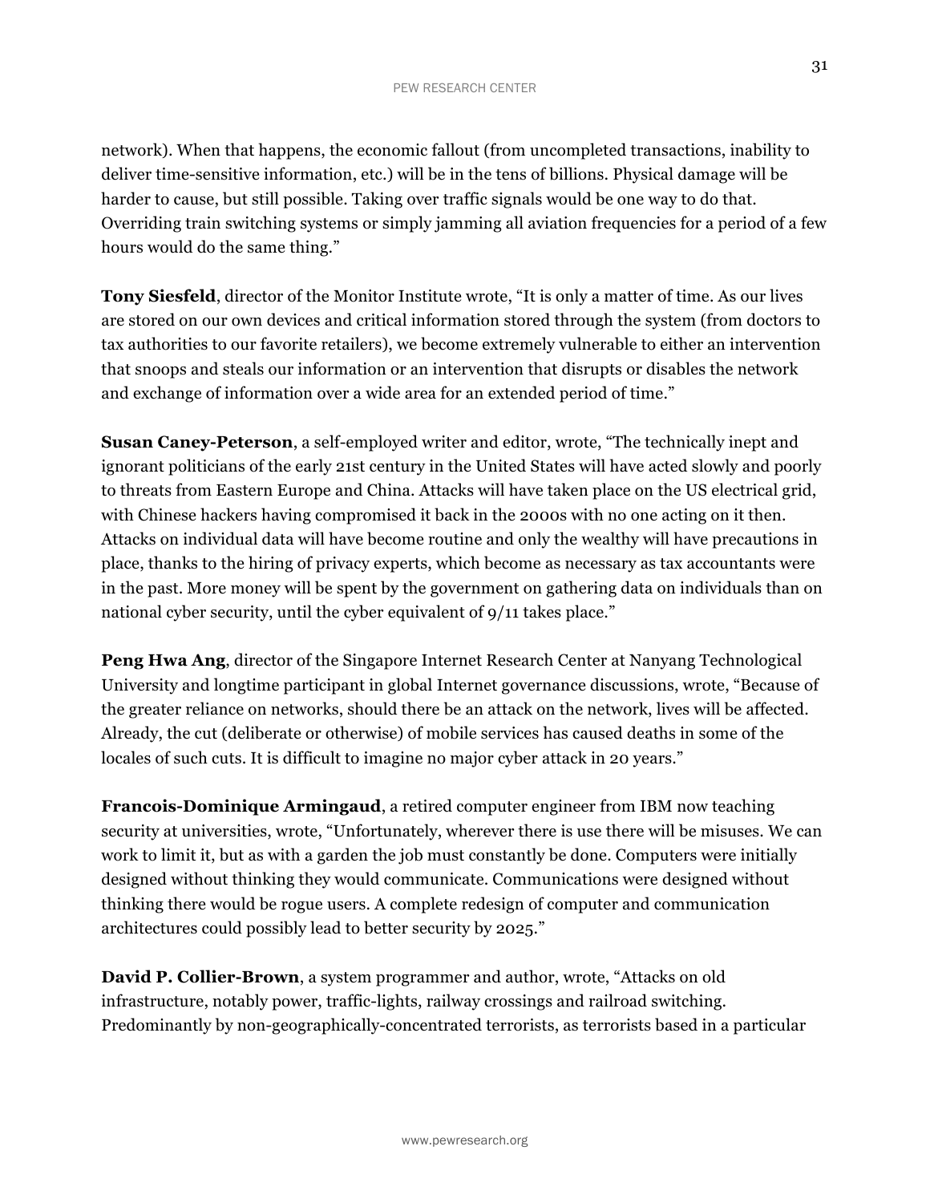network). When that happens, the economic fallout (from uncompleted transactions, inability to deliver time-sensitive information, etc.) will be in the tens of billions. Physical damage will be harder to cause, but still possible. Taking over traffic signals would be one way to do that. Overriding train switching systems or simply jamming all aviation frequencies for a period of a few hours would do the same thing."

**Tony Siesfeld**, director of the Monitor Institute wrote, "It is only a matter of time. As our lives are stored on our own devices and critical information stored through the system (from doctors to tax authorities to our favorite retailers), we become extremely vulnerable to either an intervention that snoops and steals our information or an intervention that disrupts or disables the network and exchange of information over a wide area for an extended period of time."

**Susan Caney-Peterson**, a self-employed writer and editor, wrote, "The technically inept and ignorant politicians of the early 21st century in the United States will have acted slowly and poorly to threats from Eastern Europe and China. Attacks will have taken place on the US electrical grid, with Chinese hackers having compromised it back in the 2000s with no one acting on it then. Attacks on individual data will have become routine and only the wealthy will have precautions in place, thanks to the hiring of privacy experts, which become as necessary as tax accountants were in the past. More money will be spent by the government on gathering data on individuals than on national cyber security, until the cyber equivalent of 9/11 takes place."

**Peng Hwa Ang**, director of the Singapore Internet Research Center at Nanyang Technological University and longtime participant in global Internet governance discussions, wrote, "Because of the greater reliance on networks, should there be an attack on the network, lives will be affected. Already, the cut (deliberate or otherwise) of mobile services has caused deaths in some of the locales of such cuts. It is difficult to imagine no major cyber attack in 20 years."

**Francois-Dominique Armingaud**, a retired computer engineer from IBM now teaching security at universities, wrote, "Unfortunately, wherever there is use there will be misuses. We can work to limit it, but as with a garden the job must constantly be done. Computers were initially designed without thinking they would communicate. Communications were designed without thinking there would be rogue users. A complete redesign of computer and communication architectures could possibly lead to better security by 2025."

**David P. Collier-Brown**, a system programmer and author, wrote, "Attacks on old infrastructure, notably power, traffic-lights, railway crossings and railroad switching. Predominantly by non-geographically-concentrated terrorists, as terrorists based in a particular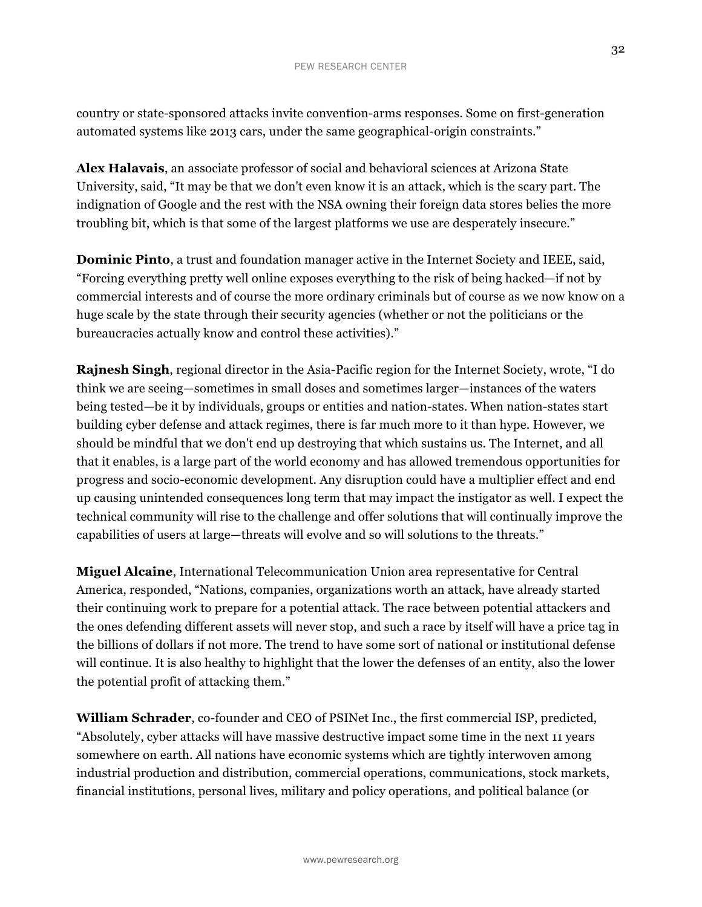country or state-sponsored attacks invite convention-arms responses. Some on first-generation automated systems like 2013 cars, under the same geographical-origin constraints."

**Alex Halavais**, an associate professor of social and behavioral sciences at Arizona State University, said, "It may be that we don't even know it is an attack, which is the scary part. The indignation of Google and the rest with the NSA owning their foreign data stores belies the more troubling bit, which is that some of the largest platforms we use are desperately insecure."

**Dominic Pinto**, a trust and foundation manager active in the Internet Society and IEEE, said, "Forcing everything pretty well online exposes everything to the risk of being hacked—if not by commercial interests and of course the more ordinary criminals but of course as we now know on a huge scale by the state through their security agencies (whether or not the politicians or the bureaucracies actually know and control these activities)."

**Rajnesh Singh**, regional director in the Asia-Pacific region for the Internet Society, wrote, "I do think we are seeing—sometimes in small doses and sometimes larger—instances of the waters being tested—be it by individuals, groups or entities and nation-states. When nation-states start building cyber defense and attack regimes, there is far much more to it than hype. However, we should be mindful that we don't end up destroying that which sustains us. The Internet, and all that it enables, is a large part of the world economy and has allowed tremendous opportunities for progress and socio-economic development. Any disruption could have a multiplier effect and end up causing unintended consequences long term that may impact the instigator as well. I expect the technical community will rise to the challenge and offer solutions that will continually improve the capabilities of users at large—threats will evolve and so will solutions to the threats."

**Miguel Alcaine**, International Telecommunication Union area representative for Central America, responded, "Nations, companies, organizations worth an attack, have already started their continuing work to prepare for a potential attack. The race between potential attackers and the ones defending different assets will never stop, and such a race by itself will have a price tag in the billions of dollars if not more. The trend to have some sort of national or institutional defense will continue. It is also healthy to highlight that the lower the defenses of an entity, also the lower the potential profit of attacking them."

**William Schrader**, co-founder and CEO of PSINet Inc., the first commercial ISP, predicted, "Absolutely, cyber attacks will have massive destructive impact some time in the next 11 years somewhere on earth. All nations have economic systems which are tightly interwoven among industrial production and distribution, commercial operations, communications, stock markets, financial institutions, personal lives, military and policy operations, and political balance (or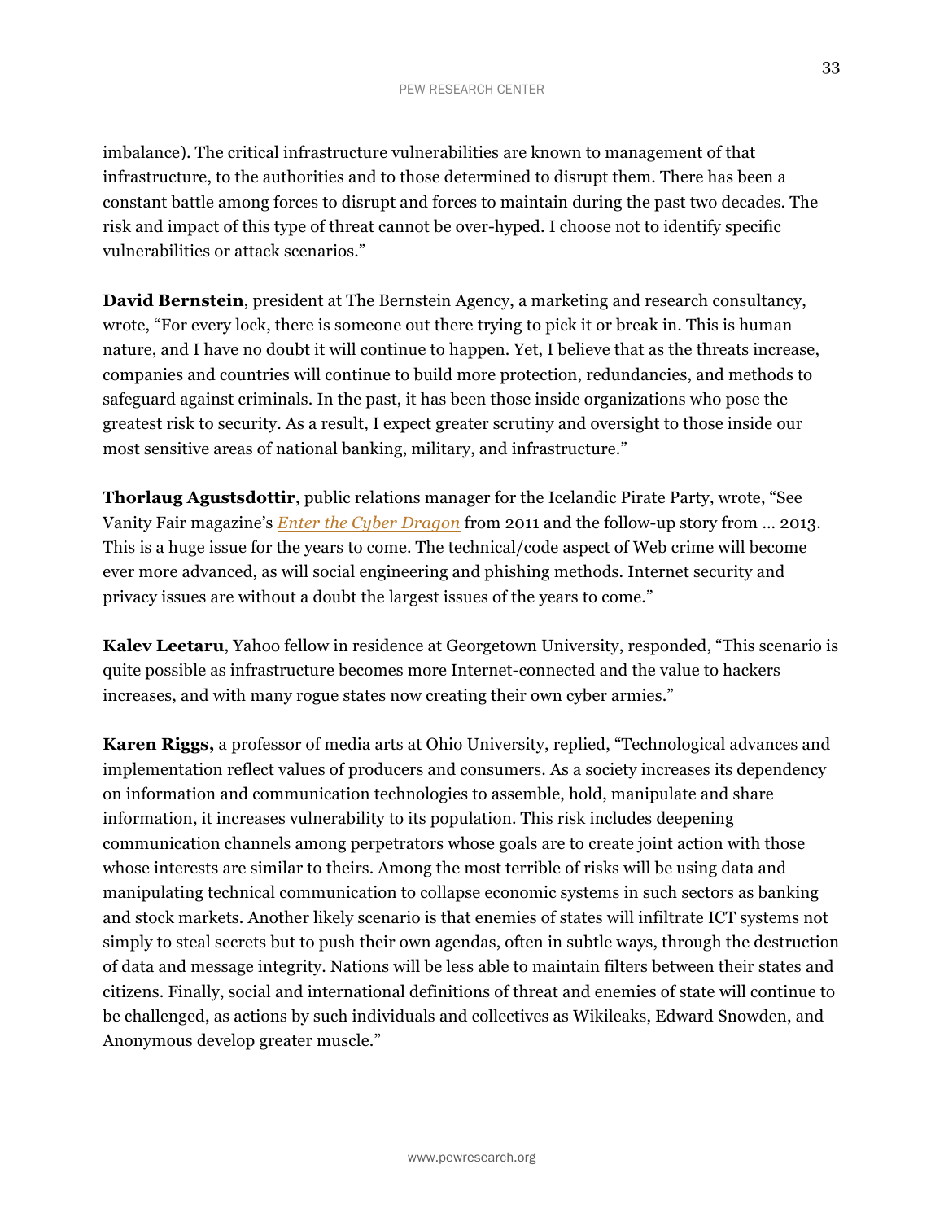imbalance). The critical infrastructure vulnerabilities are known to management of that infrastructure, to the authorities and to those determined to disrupt them. There has been a constant battle among forces to disrupt and forces to maintain during the past two decades. The risk and impact of this type of threat cannot be over-hyped. I choose not to identify specific vulnerabilities or attack scenarios."

**David Bernstein**, president at The Bernstein Agency, a marketing and research consultancy, wrote, "For every lock, there is someone out there trying to pick it or break in. This is human nature, and I have no doubt it will continue to happen. Yet, I believe that as the threats increase, companies and countries will continue to build more protection, redundancies, and methods to safeguard against criminals. In the past, it has been those inside organizations who pose the greatest risk to security. As a result, I expect greater scrutiny and oversight to those inside our most sensitive areas of national banking, military, and infrastructure."

**Thorlaug Agustsdottir**, public relations manager for the Icelandic Pirate Party, wrote, "See Vanity Fair magazine's *Enter the Cyber Dragon* from 2011 and the follow-up story from … 2013. This is a huge issue for the years to come. The technical/code aspect of Web crime will become ever more advanced, as will social engineering and phishing methods. Internet security and privacy issues are without a doubt the largest issues of the years to come."

**Kalev Leetaru**, Yahoo fellow in residence at Georgetown University, responded, "This scenario is quite possible as infrastructure becomes more Internet-connected and the value to hackers increases, and with many rogue states now creating their own cyber armies."

**Karen Riggs,** a professor of media arts at Ohio University, replied, "Technological advances and implementation reflect values of producers and consumers. As a society increases its dependency on information and communication technologies to assemble, hold, manipulate and share information, it increases vulnerability to its population. This risk includes deepening communication channels among perpetrators whose goals are to create joint action with those whose interests are similar to theirs. Among the most terrible of risks will be using data and manipulating technical communication to collapse economic systems in such sectors as banking and stock markets. Another likely scenario is that enemies of states will infiltrate ICT systems not simply to steal secrets but to push their own agendas, often in subtle ways, through the destruction of data and message integrity. Nations will be less able to maintain filters between their states and citizens. Finally, social and international definitions of threat and enemies of state will continue to be challenged, as actions by such individuals and collectives as Wikileaks, Edward Snowden, and Anonymous develop greater muscle."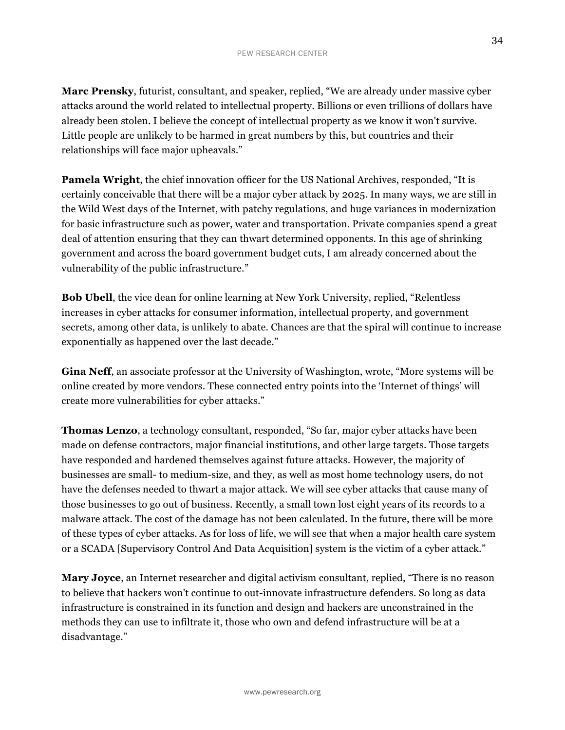**Marc Prensky**, futurist, consultant, and speaker, replied, “We are already under massive cyber attacks around the world related to intellectual property. Billions or even trillions of dollars have already been stolen. I believe the concept of intellectual property as we know it won't survive. Little people are unlikely to be harmed in great numbers by this, but countries and their relationships will face major upheavals.”

**Pamela Wright**, the chief innovation officer for the US National Archives, responded, “It is certainly conceivable that there will be a major cyber attack by 2025. In many ways, we are still in the Wild West days of the Internet, with patchy regulations, and huge variances in modernization for basic infrastructure such as power, water and transportation. Private companies spend a great deal of attention ensuring that they can thwart determined opponents. In this age of shrinking government and across the board government budget cuts, I am already concerned about the vulnerability of the public infrastructure.”

**Bob Ubell**, the vice dean for online learning at New York University, replied, “Relentless increases in cyber attacks for consumer information, intellectual property, and government secrets, among other data, is unlikely to abate. Chances are that the spiral will continue to increase exponentially as happened over the last decade.”

**Gina Neff**, an associate professor at the University of Washington, wrote, “More systems will be online created by more vendors. These connected entry points into the ‘Internet of things’ will create more vulnerabilities for cyber attacks.”

**Thomas Lenzo**, a technology consultant, responded, “So far, major cyber attacks have been made on defense contractors, major financial institutions, and other large targets. Those targets have responded and hardened themselves against future attacks. However, the majority of businesses are small- to medium-size, and they, as well as most home technology users, do not have the defenses needed to thwart a major attack. We will see cyber attacks that cause many of those businesses to go out of business. Recently, a small town lost eight years of its records to a malware attack. The cost of the damage has not been calculated. In the future, there will be more of these types of cyber attacks. As for loss of life, we will see that when a major health care system or a SCADA [Supervisory Control And Data Acquisition] system is the victim of a cyber attack.”

**Mary Joyce**, an Internet researcher and digital activism consultant, replied, “There is no reason to believe that hackers won't continue to out-innovate infrastructure defenders. So long as data infrastructure is constrained in its function and design and hackers are unconstrained in the methods they can use to infiltrate it, those who own and defend infrastructure will be at a disadvantage.”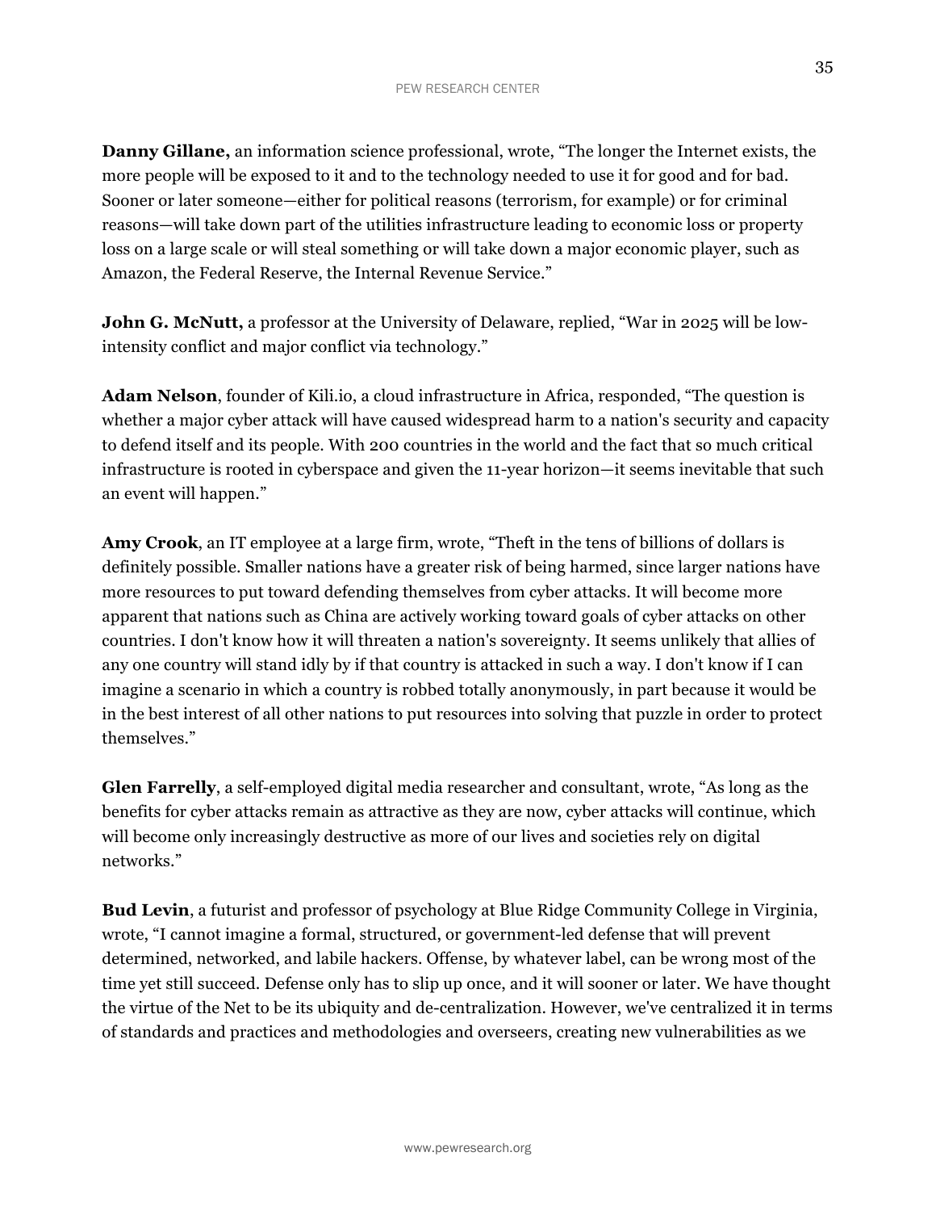**Danny Gillane,** an information science professional, wrote, "The longer the Internet exists, the more people will be exposed to it and to the technology needed to use it for good and for bad. Sooner or later someone—either for political reasons (terrorism, for example) or for criminal reasons—will take down part of the utilities infrastructure leading to economic loss or property loss on a large scale or will steal something or will take down a major economic player, such as Amazon, the Federal Reserve, the Internal Revenue Service."

**John G. McNutt,** a professor at the University of Delaware, replied, "War in 2025 will be low-intensity conflict and major conflict via technology."

**Adam Nelson**, founder of Kili.io, a cloud infrastructure in Africa, responded, "The question is whether a major cyber attack will have caused widespread harm to a nation's security and capacity to defend itself and its people. With 200 countries in the world and the fact that so much critical infrastructure is rooted in cyberspace and given the 11-year horizon—it seems inevitable that such an event will happen."

**Amy Crook**, an IT employee at a large firm, wrote, "Theft in the tens of billions of dollars is definitely possible. Smaller nations have a greater risk of being harmed, since larger nations have more resources to put toward defending themselves from cyber attacks. It will become more apparent that nations such as China are actively working toward goals of cyber attacks on other countries. I don't know how it will threaten a nation's sovereignty. It seems unlikely that allies of any one country will stand idly by if that country is attacked in such a way. I don't know if I can imagine a scenario in which a country is robbed totally anonymously, in part because it would be in the best interest of all other nations to put resources into solving that puzzle in order to protect themselves."

**Glen Farrelly**, a self-employed digital media researcher and consultant, wrote, "As long as the benefits for cyber attacks remain as attractive as they are now, cyber attacks will continue, which will become only increasingly destructive as more of our lives and societies rely on digital networks."

**Bud Levin**, a futurist and professor of psychology at Blue Ridge Community College in Virginia, wrote, "I cannot imagine a formal, structured, or government-led defense that will prevent determined, networked, and labile hackers. Offense, by whatever label, can be wrong most of the time yet still succeed. Defense only has to slip up once, and it will sooner or later. We have thought the virtue of the Net to be its ubiquity and de-centralization. However, we've centralized it in terms of standards and practices and methodologies and overseers, creating new vulnerabilities as we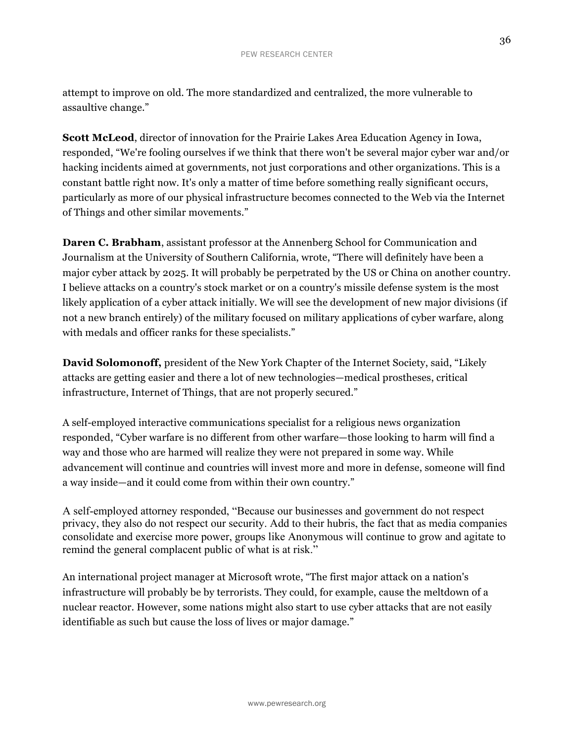attempt to improve on old. The more standardized and centralized, the more vulnerable to assaultive change."

**Scott McLeod**, director of innovation for the Prairie Lakes Area Education Agency in Iowa, responded, "We're fooling ourselves if we think that there won't be several major cyber war and/or hacking incidents aimed at governments, not just corporations and other organizations. This is a constant battle right now. It's only a matter of time before something really significant occurs, particularly as more of our physical infrastructure becomes connected to the Web via the Internet of Things and other similar movements."

**Daren C. Brabham**, assistant professor at the Annenberg School for Communication and Journalism at the University of Southern California, wrote, "There will definitely have been a major cyber attack by 2025. It will probably be perpetrated by the US or China on another country. I believe attacks on a country's stock market or on a country's missile defense system is the most likely application of a cyber attack initially. We will see the development of new major divisions (if not a new branch entirely) of the military focused on military applications of cyber warfare, along with medals and officer ranks for these specialists."

**David Solomonoff,** president of the New York Chapter of the Internet Society, said, "Likely attacks are getting easier and there a lot of new technologies—medical prostheses, critical infrastructure, Internet of Things, that are not properly secured."

A self-employed interactive communications specialist for a religious news organization responded, "Cyber warfare is no different from other warfare—those looking to harm will find a way and those who are harmed will realize they were not prepared in some way. While advancement will continue and countries will invest more and more in defense, someone will find a way inside—and it could come from within their own country."

A self-employed attorney responded, "Because our businesses and government do not respect privacy, they also do not respect our security. Add to their hubris, the fact that as media companies consolidate and exercise more power, groups like Anonymous will continue to grow and agitate to remind the general complacent public of what is at risk."

An international project manager at Microsoft wrote, "The first major attack on a nation's infrastructure will probably be by terrorists. They could, for example, cause the meltdown of a nuclear reactor. However, some nations might also start to use cyber attacks that are not easily identifiable as such but cause the loss of lives or major damage."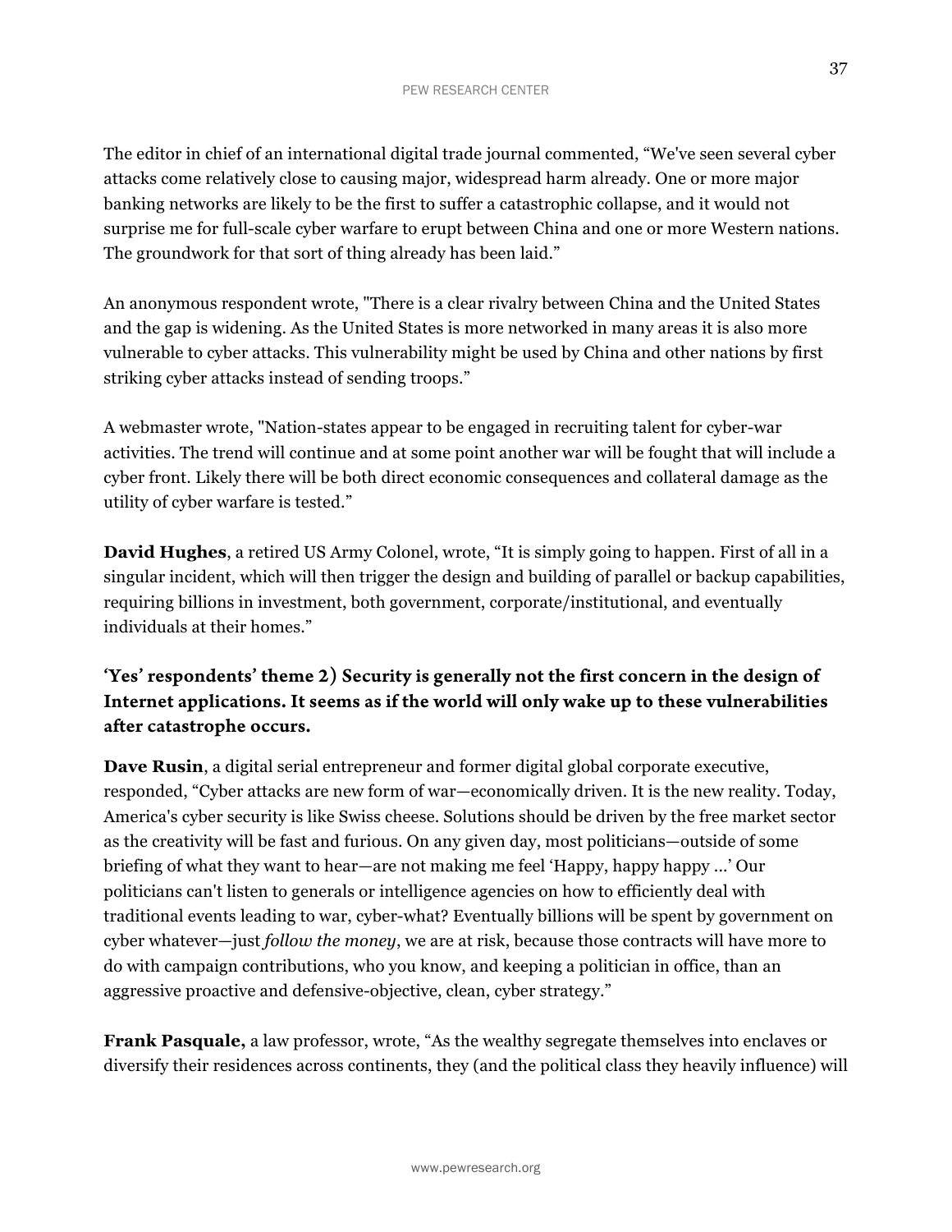The editor in chief of an international digital trade journal commented, "We've seen several cyber attacks come relatively close to causing major, widespread harm already. One or more major banking networks are likely to be the first to suffer a catastrophic collapse, and it would not surprise me for full-scale cyber warfare to erupt between China and one or more Western nations. The groundwork for that sort of thing already has been laid."

An anonymous respondent wrote, "There is a clear rivalry between China and the United States and the gap is widening. As the United States is more networked in many areas it is also more vulnerable to cyber attacks. This vulnerability might be used by China and other nations by first striking cyber attacks instead of sending troops."

A webmaster wrote, "Nation-states appear to be engaged in recruiting talent for cyber-war activities. The trend will continue and at some point another war will be fought that will include a cyber front. Likely there will be both direct economic consequences and collateral damage as the utility of cyber warfare is tested."

**David Hughes**, a retired US Army Colonel, wrote, "It is simply going to happen. First of all in a singular incident, which will then trigger the design and building of parallel or backup capabilities, requiring billions in investment, both government, corporate/institutional, and eventually individuals at their homes."

## 'Yes' respondents' theme 2) Security is generally not the first concern in the design of Internet applications. It seems as if the world will only wake up to these vulnerabilities after catastrophe occurs.

**Dave Rusin**, a digital serial entrepreneur and former digital global corporate executive, responded, "Cyber attacks are new form of war—economically driven. It is the new reality. Today, America's cyber security is like Swiss cheese. Solutions should be driven by the free market sector as the creativity will be fast and furious. On any given day, most politicians—outside of some briefing of what they want to hear—are not making me feel 'Happy, happy happy ...' Our politicians can't listen to generals or intelligence agencies on how to efficiently deal with traditional events leading to war, cyber-what? Eventually billions will be spent by government on cyber whatever—just *follow the money*, we are at risk, because those contracts will have more to do with campaign contributions, who you know, and keeping a politician in office, than an aggressive proactive and defensive-objective, clean, cyber strategy."

**Frank Pasquale,** a law professor, wrote, "As the wealthy segregate themselves into enclaves or diversify their residences across continents, they (and the political class they heavily influence) will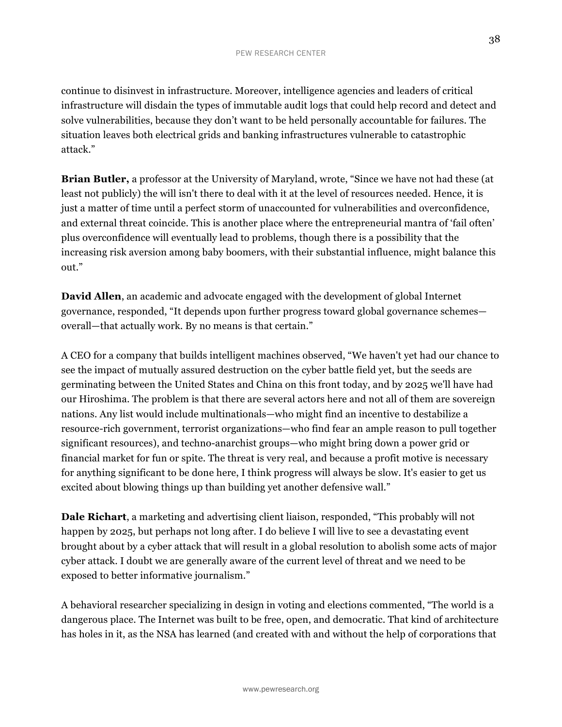continue to disinvest in infrastructure. Moreover, intelligence agencies and leaders of critical infrastructure will disdain the types of immutable audit logs that could help record and detect and solve vulnerabilities, because they don't want to be held personally accountable for failures. The situation leaves both electrical grids and banking infrastructures vulnerable to catastrophic attack."

**Brian Butler,** a professor at the University of Maryland, wrote, "Since we have not had these (at least not publicly) the will isn't there to deal with it at the level of resources needed. Hence, it is just a matter of time until a perfect storm of unaccounted for vulnerabilities and overconfidence, and external threat coincide. This is another place where the entrepreneurial mantra of 'fail often' plus overconfidence will eventually lead to problems, though there is a possibility that the increasing risk aversion among baby boomers, with their substantial influence, might balance this out."

**David Allen**, an academic and advocate engaged with the development of global Internet governance, responded, "It depends upon further progress toward global governance schemes—overall—that actually work. By no means is that certain."

A CEO for a company that builds intelligent machines observed, "We haven't yet had our chance to see the impact of mutually assured destruction on the cyber battle field yet, but the seeds are germinating between the United States and China on this front today, and by 2025 we'll have had our Hiroshima. The problem is that there are several actors here and not all of them are sovereign nations. Any list would include multinationals—who might find an incentive to destabilize a resource-rich government, terrorist organizations—who find fear an ample reason to pull together significant resources), and techno-anarchist groups—who might bring down a power grid or financial market for fun or spite. The threat is very real, and because a profit motive is necessary for anything significant to be done here, I think progress will always be slow. It's easier to get us excited about blowing things up than building yet another defensive wall."

**Dale Richart**, a marketing and advertising client liaison, responded, "This probably will not happen by 2025, but perhaps not long after. I do believe I will live to see a devastating event brought about by a cyber attack that will result in a global resolution to abolish some acts of major cyber attack. I doubt we are generally aware of the current level of threat and we need to be exposed to better informative journalism."

A behavioral researcher specializing in design in voting and elections commented, "The world is a dangerous place. The Internet was built to be free, open, and democratic. That kind of architecture has holes in it, as the NSA has learned (and created with and without the help of corporations that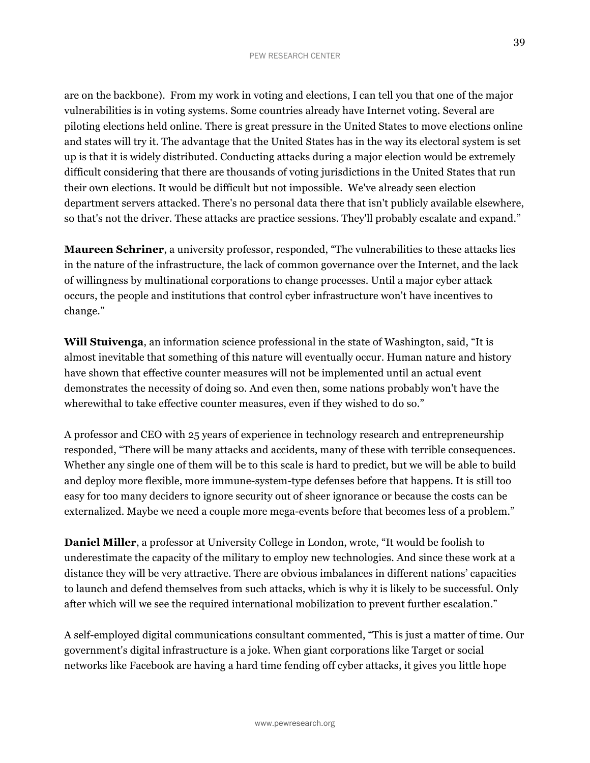are on the backbone). From my work in voting and elections, I can tell you that one of the major vulnerabilities is in voting systems. Some countries already have Internet voting. Several are piloting elections held online. There is great pressure in the United States to move elections online and states will try it. The advantage that the United States has in the way its electoral system is set up is that it is widely distributed. Conducting attacks during a major election would be extremely difficult considering that there are thousands of voting jurisdictions in the United States that run their own elections. It would be difficult but not impossible. We've already seen election department servers attacked. There's no personal data there that isn't publicly available elsewhere, so that's not the driver. These attacks are practice sessions. They'll probably escalate and expand."

**Maureen Schriner**, a university professor, responded, "The vulnerabilities to these attacks lies in the nature of the infrastructure, the lack of common governance over the Internet, and the lack of willingness by multinational corporations to change processes. Until a major cyber attack occurs, the people and institutions that control cyber infrastructure won't have incentives to change."

**Will Stuivenga**, an information science professional in the state of Washington, said, "It is almost inevitable that something of this nature will eventually occur. Human nature and history have shown that effective counter measures will not be implemented until an actual event demonstrates the necessity of doing so. And even then, some nations probably won't have the wherewithal to take effective counter measures, even if they wished to do so."

A professor and CEO with 25 years of experience in technology research and entrepreneurship responded, "There will be many attacks and accidents, many of these with terrible consequences. Whether any single one of them will be to this scale is hard to predict, but we will be able to build and deploy more flexible, more immune-system-type defenses before that happens. It is still too easy for too many deciders to ignore security out of sheer ignorance or because the costs can be externalized. Maybe we need a couple more mega-events before that becomes less of a problem."

**Daniel Miller**, a professor at University College in London, wrote, "It would be foolish to underestimate the capacity of the military to employ new technologies. And since these work at a distance they will be very attractive. There are obvious imbalances in different nations' capacities to launch and defend themselves from such attacks, which is why it is likely to be successful. Only after which will we see the required international mobilization to prevent further escalation."

A self-employed digital communications consultant commented, "This is just a matter of time. Our government's digital infrastructure is a joke. When giant corporations like Target or social networks like Facebook are having a hard time fending off cyber attacks, it gives you little hope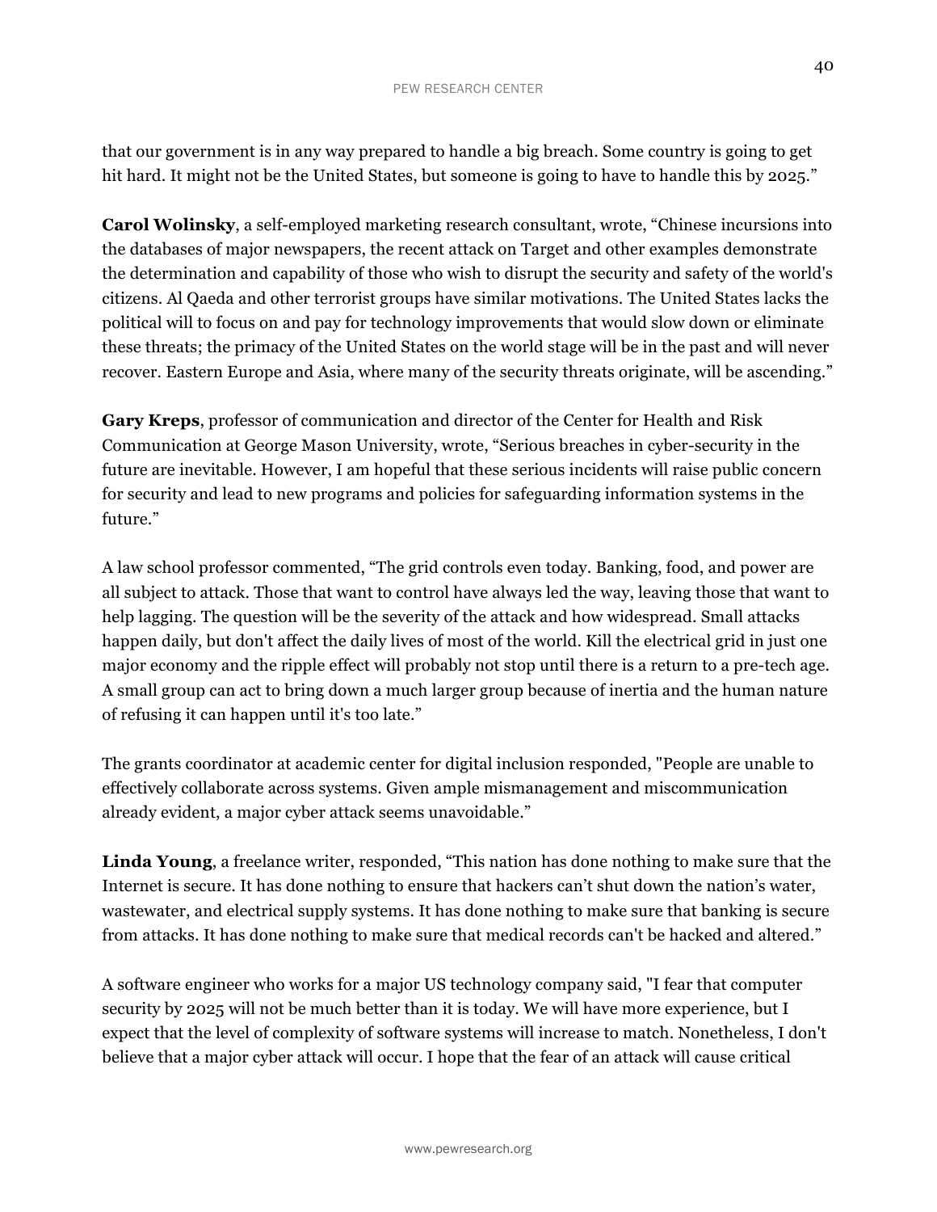that our government is in any way prepared to handle a big breach. Some country is going to get hit hard. It might not be the United States, but someone is going to have to handle this by 2025."

**Carol Wolinsky**, a self-employed marketing research consultant, wrote, "Chinese incursions into the databases of major newspapers, the recent attack on Target and other examples demonstrate the determination and capability of those who wish to disrupt the security and safety of the world's citizens. Al Qaeda and other terrorist groups have similar motivations. The United States lacks the political will to focus on and pay for technology improvements that would slow down or eliminate these threats; the primacy of the United States on the world stage will be in the past and will never recover. Eastern Europe and Asia, where many of the security threats originate, will be ascending."

**Gary Kreps**, professor of communication and director of the Center for Health and Risk Communication at George Mason University, wrote, "Serious breaches in cyber-security in the future are inevitable. However, I am hopeful that these serious incidents will raise public concern for security and lead to new programs and policies for safeguarding information systems in the future."

A law school professor commented, "The grid controls even today. Banking, food, and power are all subject to attack. Those that want to control have always led the way, leaving those that want to help lagging. The question will be the severity of the attack and how widespread. Small attacks happen daily, but don't affect the daily lives of most of the world. Kill the electrical grid in just one major economy and the ripple effect will probably not stop until there is a return to a pre-tech age. A small group can act to bring down a much larger group because of inertia and the human nature of refusing it can happen until it's too late."

The grants coordinator at academic center for digital inclusion responded, "People are unable to effectively collaborate across systems. Given ample mismanagement and miscommunication already evident, a major cyber attack seems unavoidable."

**Linda Young**, a freelance writer, responded, "This nation has done nothing to make sure that the Internet is secure. It has done nothing to ensure that hackers can't shut down the nation's water, wastewater, and electrical supply systems. It has done nothing to make sure that banking is secure from attacks. It has done nothing to make sure that medical records can't be hacked and altered."

A software engineer who works for a major US technology company said, "I fear that computer security by 2025 will not be much better than it is today. We will have more experience, but I expect that the level of complexity of software systems will increase to match. Nonetheless, I don't believe that a major cyber attack will occur. I hope that the fear of an attack will cause critical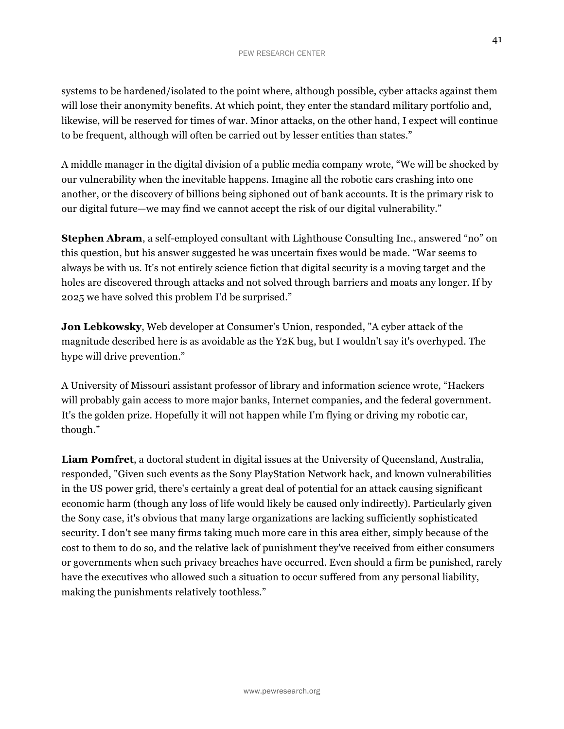systems to be hardened/isolated to the point where, although possible, cyber attacks against them will lose their anonymity benefits. At which point, they enter the standard military portfolio and, likewise, will be reserved for times of war. Minor attacks, on the other hand, I expect will continue to be frequent, although will often be carried out by lesser entities than states."

A middle manager in the digital division of a public media company wrote, "We will be shocked by our vulnerability when the inevitable happens. Imagine all the robotic cars crashing into one another, or the discovery of billions being siphoned out of bank accounts. It is the primary risk to our digital future—we may find we cannot accept the risk of our digital vulnerability."

**Stephen Abram**, a self-employed consultant with Lighthouse Consulting Inc., answered "no" on this question, but his answer suggested he was uncertain fixes would be made. "War seems to always be with us. It's not entirely science fiction that digital security is a moving target and the holes are discovered through attacks and not solved through barriers and moats any longer. If by 2025 we have solved this problem I'd be surprised."

**Jon Lebkowsky**, Web developer at Consumer's Union, responded, "A cyber attack of the magnitude described here is as avoidable as the Y2K bug, but I wouldn't say it's overhyped. The hype will drive prevention."

A University of Missouri assistant professor of library and information science wrote, "Hackers will probably gain access to more major banks, Internet companies, and the federal government. It's the golden prize. Hopefully it will not happen while I'm flying or driving my robotic car, though."

**Liam Pomfret**, a doctoral student in digital issues at the University of Queensland, Australia, responded, "Given such events as the Sony PlayStation Network hack, and known vulnerabilities in the US power grid, there's certainly a great deal of potential for an attack causing significant economic harm (though any loss of life would likely be caused only indirectly). Particularly given the Sony case, it's obvious that many large organizations are lacking sufficiently sophisticated security. I don't see many firms taking much more care in this area either, simply because of the cost to them to do so, and the relative lack of punishment they've received from either consumers or governments when such privacy breaches have occurred. Even should a firm be punished, rarely have the executives who allowed such a situation to occur suffered from any personal liability, making the punishments relatively toothless."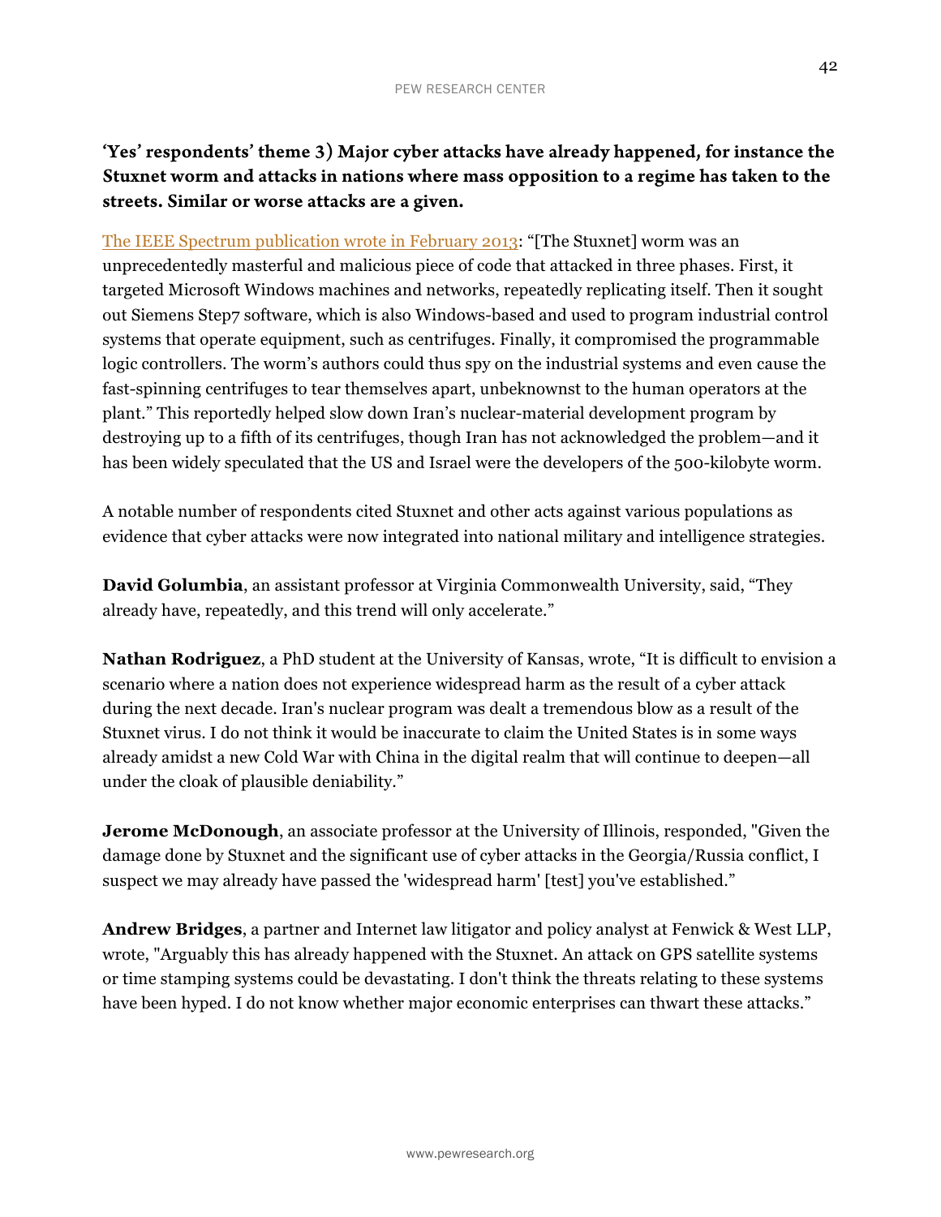### 'Yes' respondents' theme 3) Major cyber attacks have already happened, for instance the Stuxnet worm and attacks in nations where mass opposition to a regime has taken to the streets. Similar or worse attacks are a given.

The IEEE Spectrum publication wrote in February 2013: "[The Stuxnet] worm was an unprecedentedly masterful and malicious piece of code that attacked in three phases. First, it targeted Microsoft Windows machines and networks, repeatedly replicating itself. Then it sought out Siemens Step7 software, which is also Windows-based and used to program industrial control systems that operate equipment, such as centrifuges. Finally, it compromised the programmable logic controllers. The worm's authors could thus spy on the industrial systems and even cause the fast-spinning centrifuges to tear themselves apart, unbeknownst to the human operators at the plant." This reportedly helped slow down Iran's nuclear-material development program by destroying up to a fifth of its centrifuges, though Iran has not acknowledged the problem—and it has been widely speculated that the US and Israel were the developers of the 500-kilobyte worm.

A notable number of respondents cited Stuxnet and other acts against various populations as evidence that cyber attacks were now integrated into national military and intelligence strategies.

**David Golumbia**, an assistant professor at Virginia Commonwealth University, said, "They already have, repeatedly, and this trend will only accelerate."

**Nathan Rodriguez**, a PhD student at the University of Kansas, wrote, "It is difficult to envision a scenario where a nation does not experience widespread harm as the result of a cyber attack during the next decade. Iran's nuclear program was dealt a tremendous blow as a result of the Stuxnet virus. I do not think it would be inaccurate to claim the United States is in some ways already amidst a new Cold War with China in the digital realm that will continue to deepen—all under the cloak of plausible deniability."

**Jerome McDonough**, an associate professor at the University of Illinois, responded, "Given the damage done by Stuxnet and the significant use of cyber attacks in the Georgia/Russia conflict, I suspect we may already have passed the 'widespread harm' [test] you've established."

**Andrew Bridges**, a partner and Internet law litigator and policy analyst at Fenwick & West LLP, wrote, "Arguably this has already happened with the Stuxnet. An attack on GPS satellite systems or time stamping systems could be devastating. I don't think the threats relating to these systems have been hyped. I do not know whether major economic enterprises can thwart these attacks."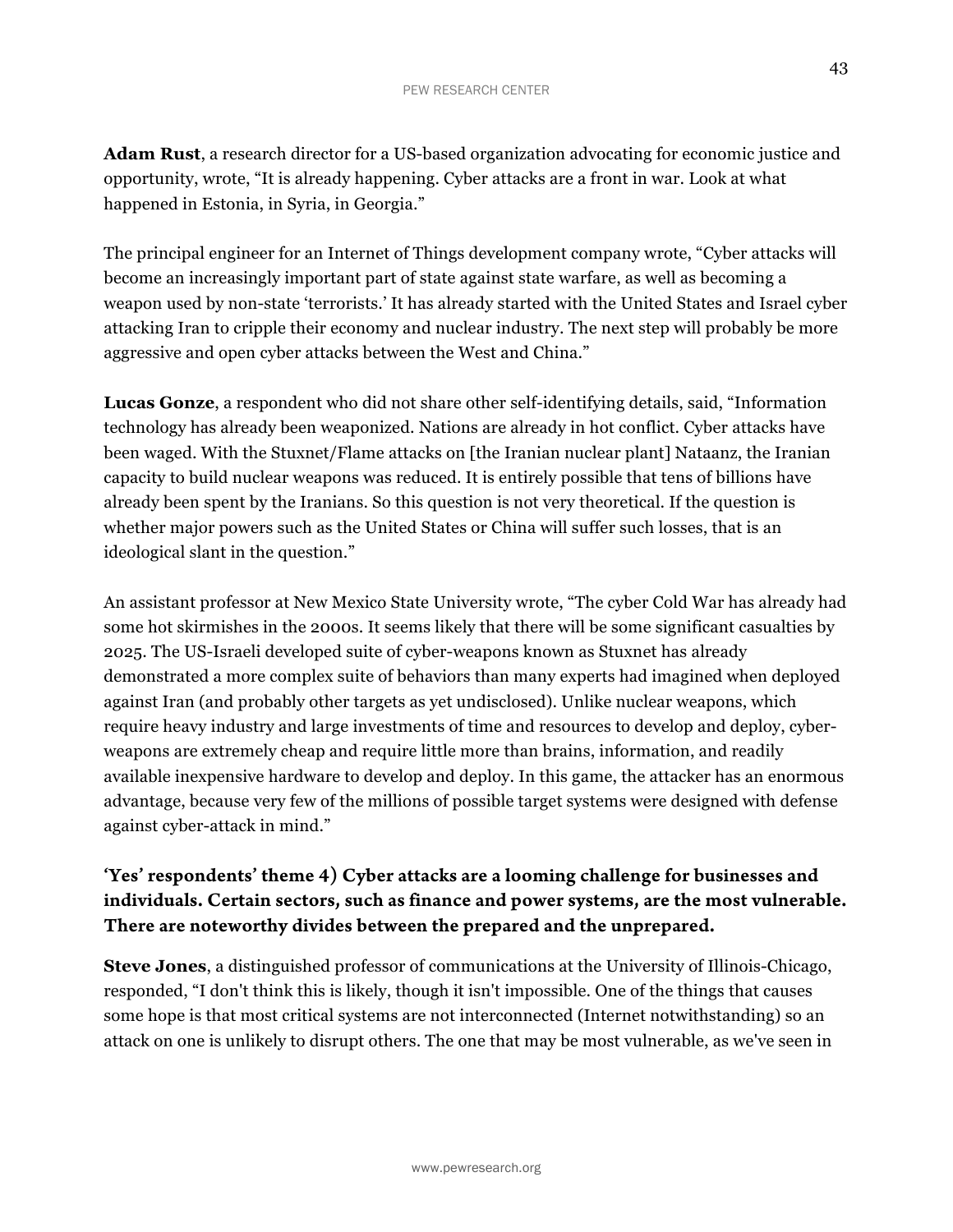**Adam Rust**, a research director for a US-based organization advocating for economic justice and opportunity, wrote, "It is already happening. Cyber attacks are a front in war. Look at what happened in Estonia, in Syria, in Georgia."

The principal engineer for an Internet of Things development company wrote, "Cyber attacks will become an increasingly important part of state against state warfare, as well as becoming a weapon used by non-state 'terrorists.' It has already started with the United States and Israel cyber attacking Iran to cripple their economy and nuclear industry. The next step will probably be more aggressive and open cyber attacks between the West and China."

**Lucas Gonze**, a respondent who did not share other self-identifying details, said, "Information technology has already been weaponized. Nations are already in hot conflict. Cyber attacks have been waged. With the Stuxnet/Flame attacks on [the Iranian nuclear plant] Nataanz, the Iranian capacity to build nuclear weapons was reduced. It is entirely possible that tens of billions have already been spent by the Iranians. So this question is not very theoretical. If the question is whether major powers such as the United States or China will suffer such losses, that is an ideological slant in the question."

An assistant professor at New Mexico State University wrote, "The cyber Cold War has already had some hot skirmishes in the 2000s. It seems likely that there will be some significant casualties by 2025. The US-Israeli developed suite of cyber-weapons known as Stuxnet has already demonstrated a more complex suite of behaviors than many experts had imagined when deployed against Iran (and probably other targets as yet undisclosed). Unlike nuclear weapons, which require heavy industry and large investments of time and resources to develop and deploy, cyber-weapons are extremely cheap and require little more than brains, information, and readily available inexpensive hardware to develop and deploy. In this game, the attacker has an enormous advantage, because very few of the millions of possible target systems were designed with defense against cyber-attack in mind."

### 'Yes' respondents' theme 4) Cyber attacks are a looming challenge for businesses and individuals. Certain sectors, such as finance and power systems, are the most vulnerable. There are noteworthy divides between the prepared and the unprepared.

**Steve Jones**, a distinguished professor of communications at the University of Illinois-Chicago, responded, "I don't think this is likely, though it isn't impossible. One of the things that causes some hope is that most critical systems are not interconnected (Internet notwithstanding) so an attack on one is unlikely to disrupt others. The one that may be most vulnerable, as we've seen in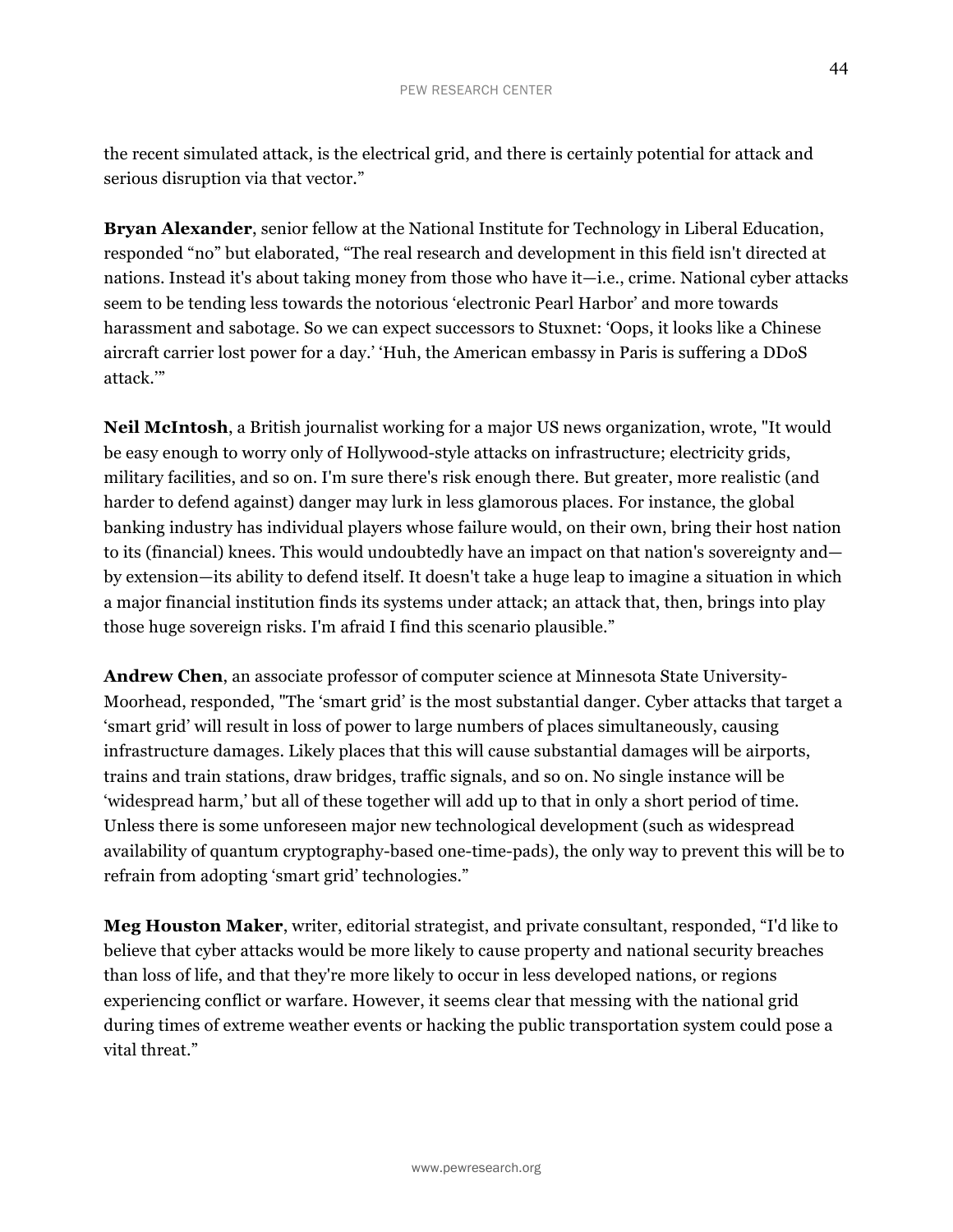the recent simulated attack, is the electrical grid, and there is certainly potential for attack and serious disruption via that vector."

**Bryan Alexander**, senior fellow at the National Institute for Technology in Liberal Education, responded "no" but elaborated, "The real research and development in this field isn't directed at nations. Instead it's about taking money from those who have it—i.e., crime. National cyber attacks seem to be tending less towards the notorious 'electronic Pearl Harbor' and more towards harassment and sabotage. So we can expect successors to Stuxnet: 'Oops, it looks like a Chinese aircraft carrier lost power for a day.' 'Huh, the American embassy in Paris is suffering a DDoS attack.'"

**Neil McIntosh**, a British journalist working for a major US news organization, wrote, "It would be easy enough to worry only of Hollywood-style attacks on infrastructure; electricity grids, military facilities, and so on. I'm sure there's risk enough there. But greater, more realistic (and harder to defend against) danger may lurk in less glamorous places. For instance, the global banking industry has individual players whose failure would, on their own, bring their host nation to its (financial) knees. This would undoubtedly have an impact on that nation's sovereignty and—by extension—its ability to defend itself. It doesn't take a huge leap to imagine a situation in which a major financial institution finds its systems under attack; an attack that, then, brings into play those huge sovereign risks. I'm afraid I find this scenario plausible."

**Andrew Chen**, an associate professor of computer science at Minnesota State University-Moorhead, responded, "The 'smart grid' is the most substantial danger. Cyber attacks that target a 'smart grid' will result in loss of power to large numbers of places simultaneously, causing infrastructure damages. Likely places that this will cause substantial damages will be airports, trains and train stations, draw bridges, traffic signals, and so on. No single instance will be 'widespread harm,' but all of these together will add up to that in only a short period of time. Unless there is some unforeseen major new technological development (such as widespread availability of quantum cryptography-based one-time-pads), the only way to prevent this will be to refrain from adopting 'smart grid' technologies."

**Meg Houston Maker**, writer, editorial strategist, and private consultant, responded, "I'd like to believe that cyber attacks would be more likely to cause property and national security breaches than loss of life, and that they're more likely to occur in less developed nations, or regions experiencing conflict or warfare. However, it seems clear that messing with the national grid during times of extreme weather events or hacking the public transportation system could pose a vital threat."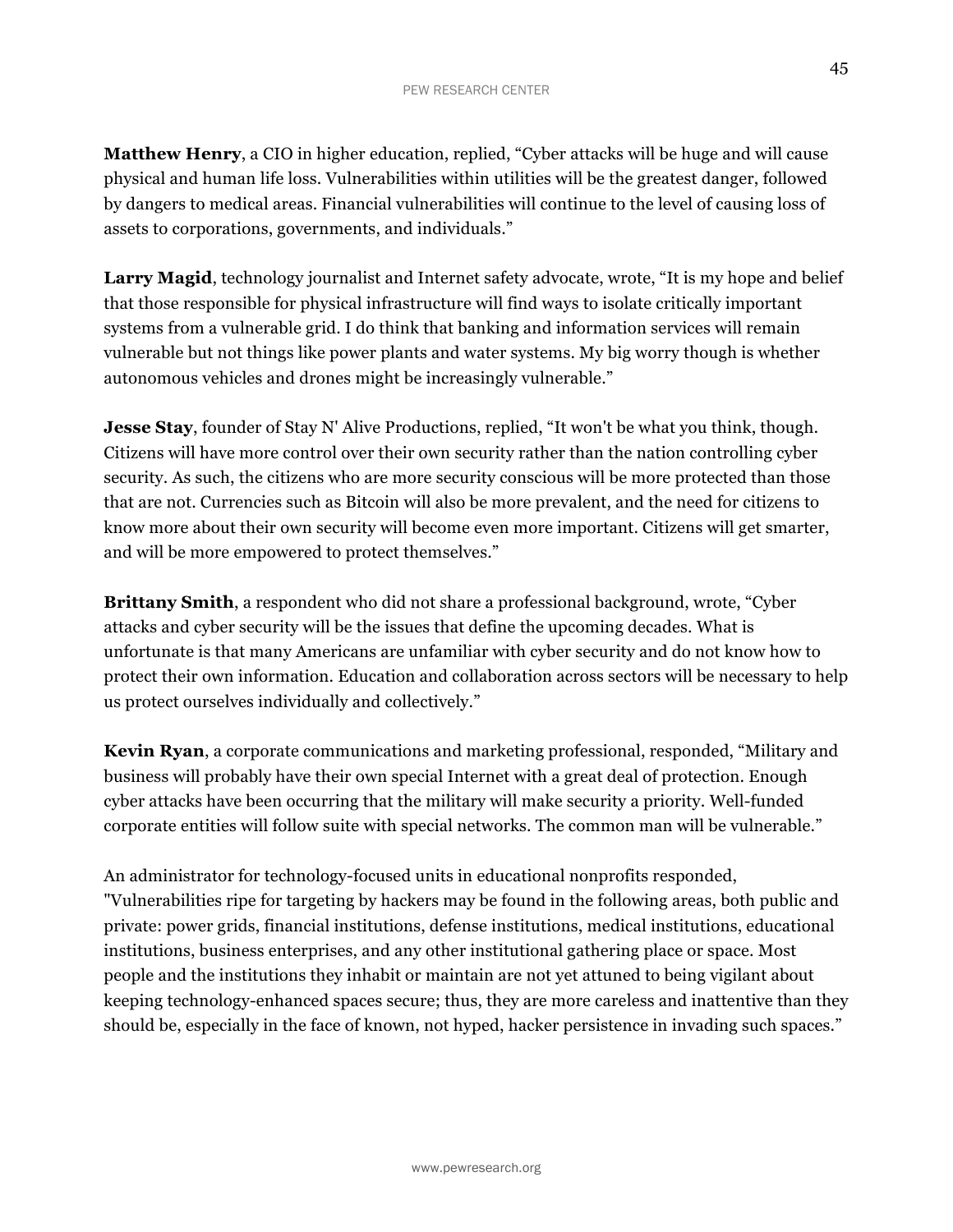**Matthew Henry**, a CIO in higher education, replied, “Cyber attacks will be huge and will cause physical and human life loss. Vulnerabilities within utilities will be the greatest danger, followed by dangers to medical areas. Financial vulnerabilities will continue to the level of causing loss of assets to corporations, governments, and individuals.”

**Larry Magid**, technology journalist and Internet safety advocate, wrote, “It is my hope and belief that those responsible for physical infrastructure will find ways to isolate critically important systems from a vulnerable grid. I do think that banking and information services will remain vulnerable but not things like power plants and water systems. My big worry though is whether autonomous vehicles and drones might be increasingly vulnerable.”

**Jesse Stay**, founder of Stay N' Alive Productions, replied, “It won't be what you think, though. Citizens will have more control over their own security rather than the nation controlling cyber security. As such, the citizens who are more security conscious will be more protected than those that are not. Currencies such as Bitcoin will also be more prevalent, and the need for citizens to know more about their own security will become even more important. Citizens will get smarter, and will be more empowered to protect themselves.”

**Brittany Smith**, a respondent who did not share a professional background, wrote, “Cyber attacks and cyber security will be the issues that define the upcoming decades. What is unfortunate is that many Americans are unfamiliar with cyber security and do not know how to protect their own information. Education and collaboration across sectors will be necessary to help us protect ourselves individually and collectively.”

**Kevin Ryan**, a corporate communications and marketing professional, responded, “Military and business will probably have their own special Internet with a great deal of protection. Enough cyber attacks have been occurring that the military will make security a priority. Well-funded corporate entities will follow suite with special networks. The common man will be vulnerable.”

An administrator for technology-focused units in educational nonprofits responded, "Vulnerabilities ripe for targeting by hackers may be found in the following areas, both public and private: power grids, financial institutions, defense institutions, medical institutions, educational institutions, business enterprises, and any other institutional gathering place or space. Most people and the institutions they inhabit or maintain are not yet attuned to being vigilant about keeping technology-enhanced spaces secure; thus, they are more careless and inattentive than they should be, especially in the face of known, not hyped, hacker persistence in invading such spaces.”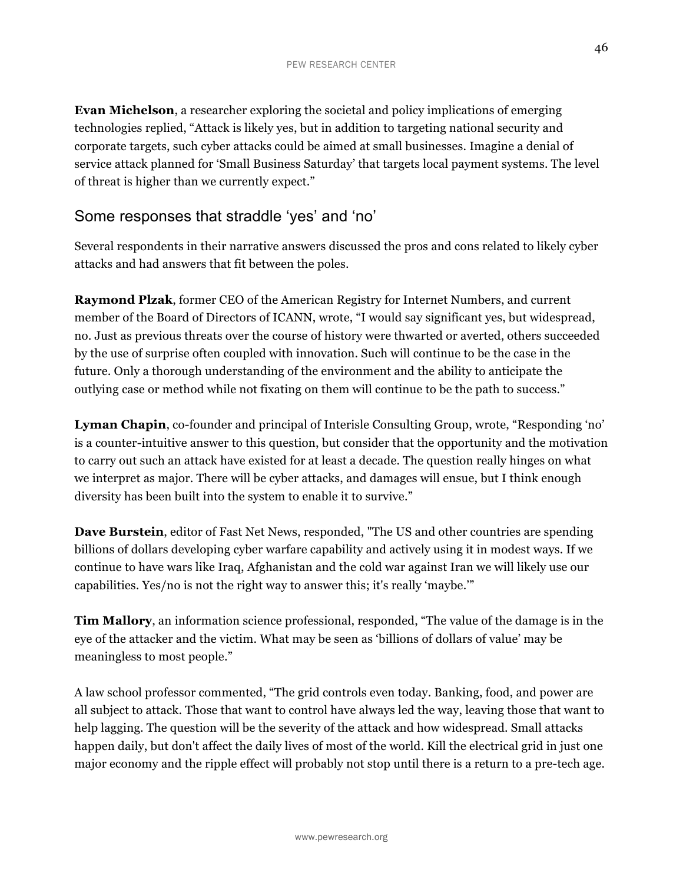**Evan Michelson**, a researcher exploring the societal and policy implications of emerging technologies replied, "Attack is likely yes, but in addition to targeting national security and corporate targets, such cyber attacks could be aimed at small businesses. Imagine a denial of service attack planned for 'Small Business Saturday' that targets local payment systems. The level of threat is higher than we currently expect."

## Some responses that straddle 'yes' and 'no'

Several respondents in their narrative answers discussed the pros and cons related to likely cyber attacks and had answers that fit between the poles.

**Raymond Plzak**, former CEO of the American Registry for Internet Numbers, and current member of the Board of Directors of ICANN, wrote, "I would say significant yes, but widespread, no. Just as previous threats over the course of history were thwarted or averted, others succeeded by the use of surprise often coupled with innovation. Such will continue to be the case in the future. Only a thorough understanding of the environment and the ability to anticipate the outlying case or method while not fixating on them will continue to be the path to success."

**Lyman Chapin**, co-founder and principal of Interisle Consulting Group, wrote, "Responding 'no' is a counter-intuitive answer to this question, but consider that the opportunity and the motivation to carry out such an attack have existed for at least a decade. The question really hinges on what we interpret as major. There will be cyber attacks, and damages will ensue, but I think enough diversity has been built into the system to enable it to survive."

**Dave Burstein**, editor of Fast Net News, responded, "The US and other countries are spending billions of dollars developing cyber warfare capability and actively using it in modest ways. If we continue to have wars like Iraq, Afghanistan and the cold war against Iran we will likely use our capabilities. Yes/no is not the right way to answer this; it's really 'maybe.'"

**Tim Mallory**, an information science professional, responded, "The value of the damage is in the eye of the attacker and the victim. What may be seen as 'billions of dollars of value' may be meaningless to most people."

A law school professor commented, "The grid controls even today. Banking, food, and power are all subject to attack. Those that want to control have always led the way, leaving those that want to help lagging. The question will be the severity of the attack and how widespread. Small attacks happen daily, but don't affect the daily lives of most of the world. Kill the electrical grid in just one major economy and the ripple effect will probably not stop until there is a return to a pre-tech age.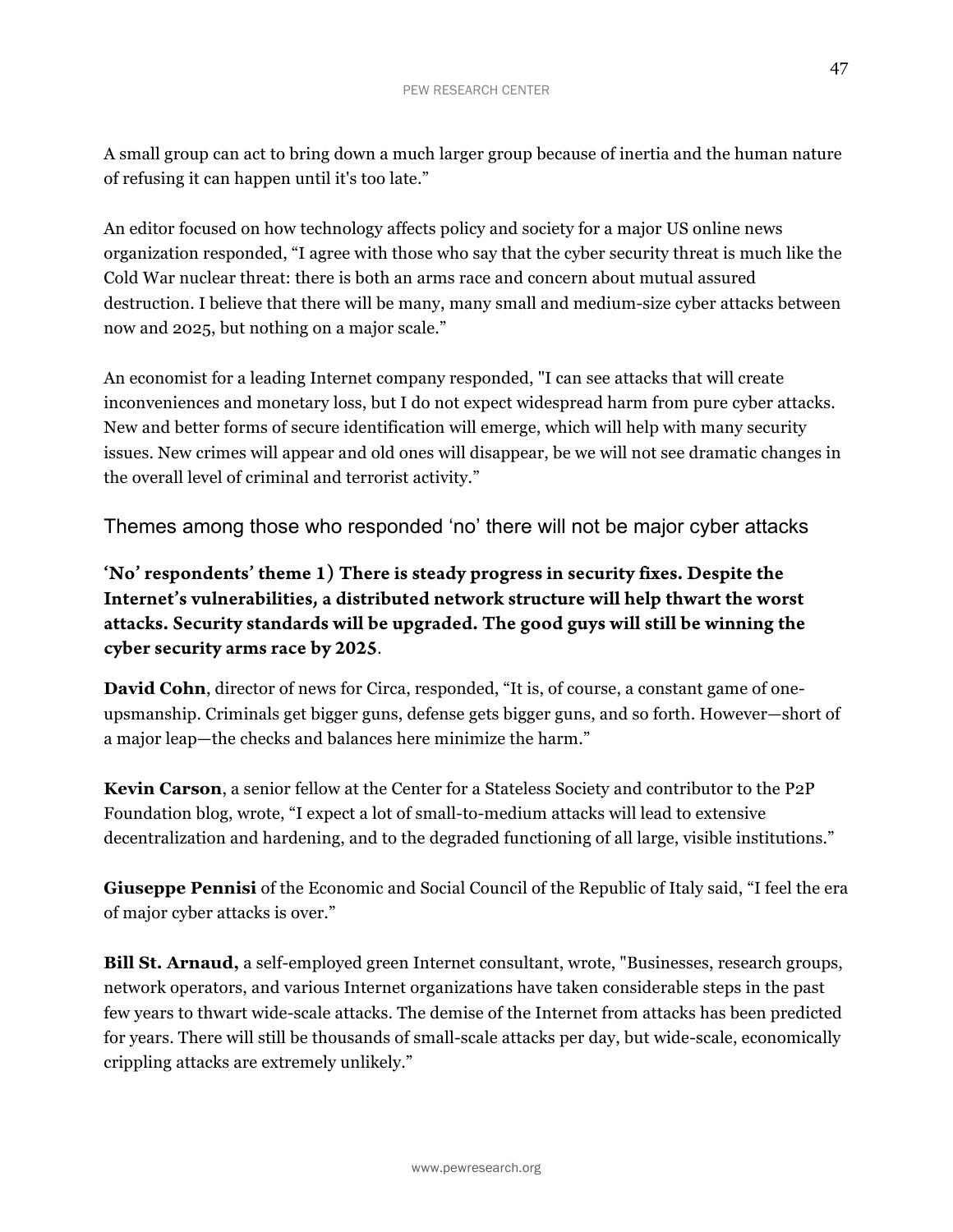A small group can act to bring down a much larger group because of inertia and the human nature of refusing it can happen until it's too late."

An editor focused on how technology affects policy and society for a major US online news organization responded, "I agree with those who say that the cyber security threat is much like the Cold War nuclear threat: there is both an arms race and concern about mutual assured destruction. I believe that there will be many, many small and medium-size cyber attacks between now and 2025, but nothing on a major scale."

An economist for a leading Internet company responded, "I can see attacks that will create inconveniences and monetary loss, but I do not expect widespread harm from pure cyber attacks. New and better forms of secure identification will emerge, which will help with many security issues. New crimes will appear and old ones will disappear, be we will not see dramatic changes in the overall level of criminal and terrorist activity."

## Themes among those who responded 'no' there will not be major cyber attacks

### 'No' respondents' theme 1) There is steady progress in security fixes. Despite the Internet's vulnerabilities, a distributed network structure will help thwart the worst attacks. Security standards will be upgraded. The good guys will still be winning the cyber security arms race by 2025.

**David Cohn**, director of news for Circa, responded, "It is, of course, a constant game of one-upsmanship. Criminals get bigger guns, defense gets bigger guns, and so forth. However—short of a major leap—the checks and balances here minimize the harm."

**Kevin Carson**, a senior fellow at the Center for a Stateless Society and contributor to the P2P Foundation blog, wrote, "I expect a lot of small-to-medium attacks will lead to extensive decentralization and hardening, and to the degraded functioning of all large, visible institutions."

**Giuseppe Pennisi** of the Economic and Social Council of the Republic of Italy said, "I feel the era of major cyber attacks is over."

**Bill St. Arnaud,** a self-employed green Internet consultant, wrote, "Businesses, research groups, network operators, and various Internet organizations have taken considerable steps in the past few years to thwart wide-scale attacks. The demise of the Internet from attacks has been predicted for years. There will still be thousands of small-scale attacks per day, but wide-scale, economically crippling attacks are extremely unlikely."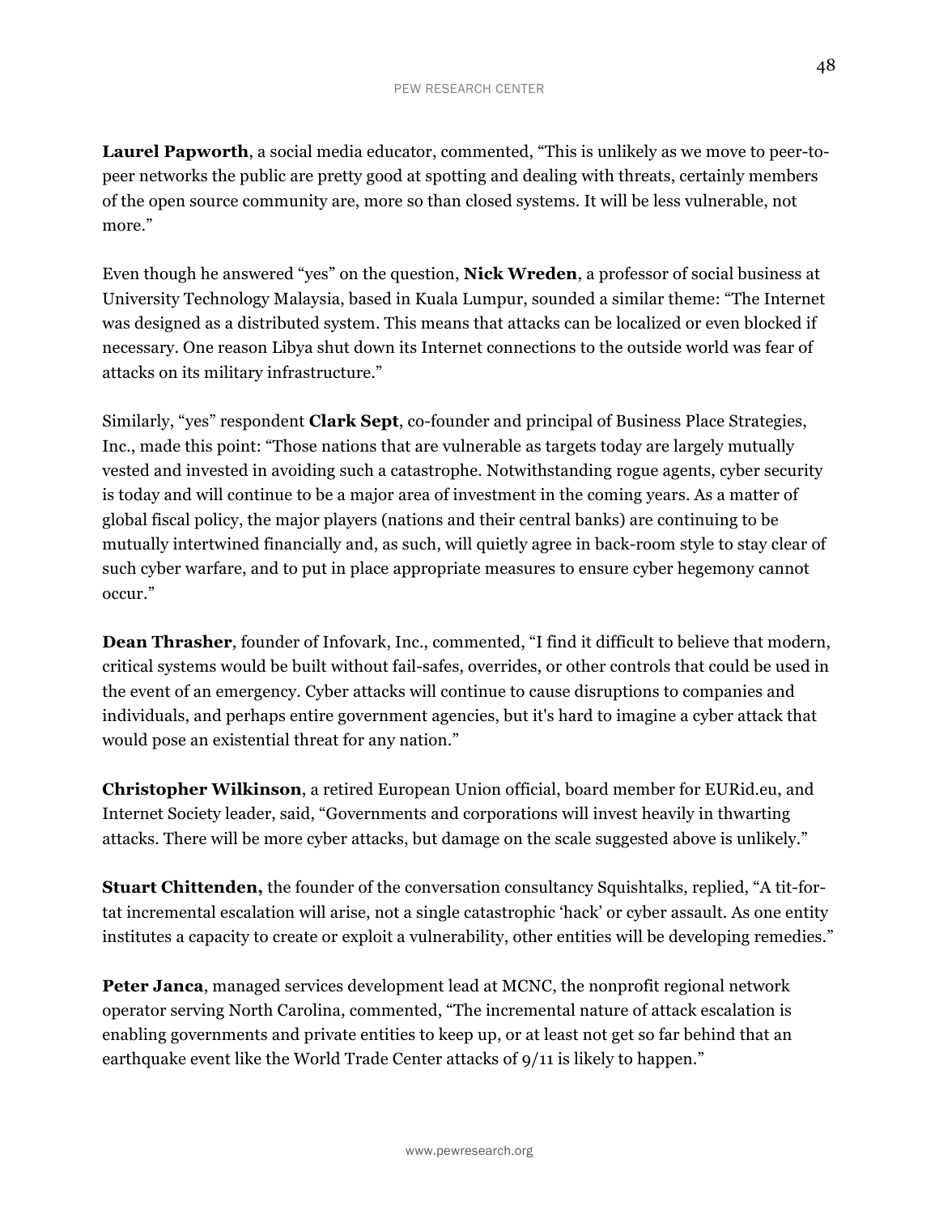**Laurel Papworth**, a social media educator, commented, "This is unlikely as we move to peer-to-peer networks the public are pretty good at spotting and dealing with threats, certainly members of the open source community are, more so than closed systems. It will be less vulnerable, not more."

Even though he answered "yes" on the question, **Nick Wreden**, a professor of social business at University Technology Malaysia, based in Kuala Lumpur, sounded a similar theme: "The Internet was designed as a distributed system. This means that attacks can be localized or even blocked if necessary. One reason Libya shut down its Internet connections to the outside world was fear of attacks on its military infrastructure."

Similarly, "yes" respondent **Clark Sept**, co-founder and principal of Business Place Strategies, Inc., made this point: "Those nations that are vulnerable as targets today are largely mutually vested and invested in avoiding such a catastrophe. Notwithstanding rogue agents, cyber security is today and will continue to be a major area of investment in the coming years. As a matter of global fiscal policy, the major players (nations and their central banks) are continuing to be mutually intertwined financially and, as such, will quietly agree in back-room style to stay clear of such cyber warfare, and to put in place appropriate measures to ensure cyber hegemony cannot occur."

**Dean Thrasher**, founder of Infovark, Inc., commented, "I find it difficult to believe that modern, critical systems would be built without fail-safes, overrides, or other controls that could be used in the event of an emergency. Cyber attacks will continue to cause disruptions to companies and individuals, and perhaps entire government agencies, but it's hard to imagine a cyber attack that would pose an existential threat for any nation."

**Christopher Wilkinson**, a retired European Union official, board member for EURid.eu, and Internet Society leader, said, "Governments and corporations will invest heavily in thwarting attacks. There will be more cyber attacks, but damage on the scale suggested above is unlikely."

**Stuart Chittenden,** the founder of the conversation consultancy Squishtalks, replied, "A tit-for-tat incremental escalation will arise, not a single catastrophic 'hack' or cyber assault. As one entity institutes a capacity to create or exploit a vulnerability, other entities will be developing remedies."

**Peter Janca**, managed services development lead at MCNC, the nonprofit regional network operator serving North Carolina, commented, "The incremental nature of attack escalation is enabling governments and private entities to keep up, or at least not get so far behind that an earthquake event like the World Trade Center attacks of 9/11 is likely to happen."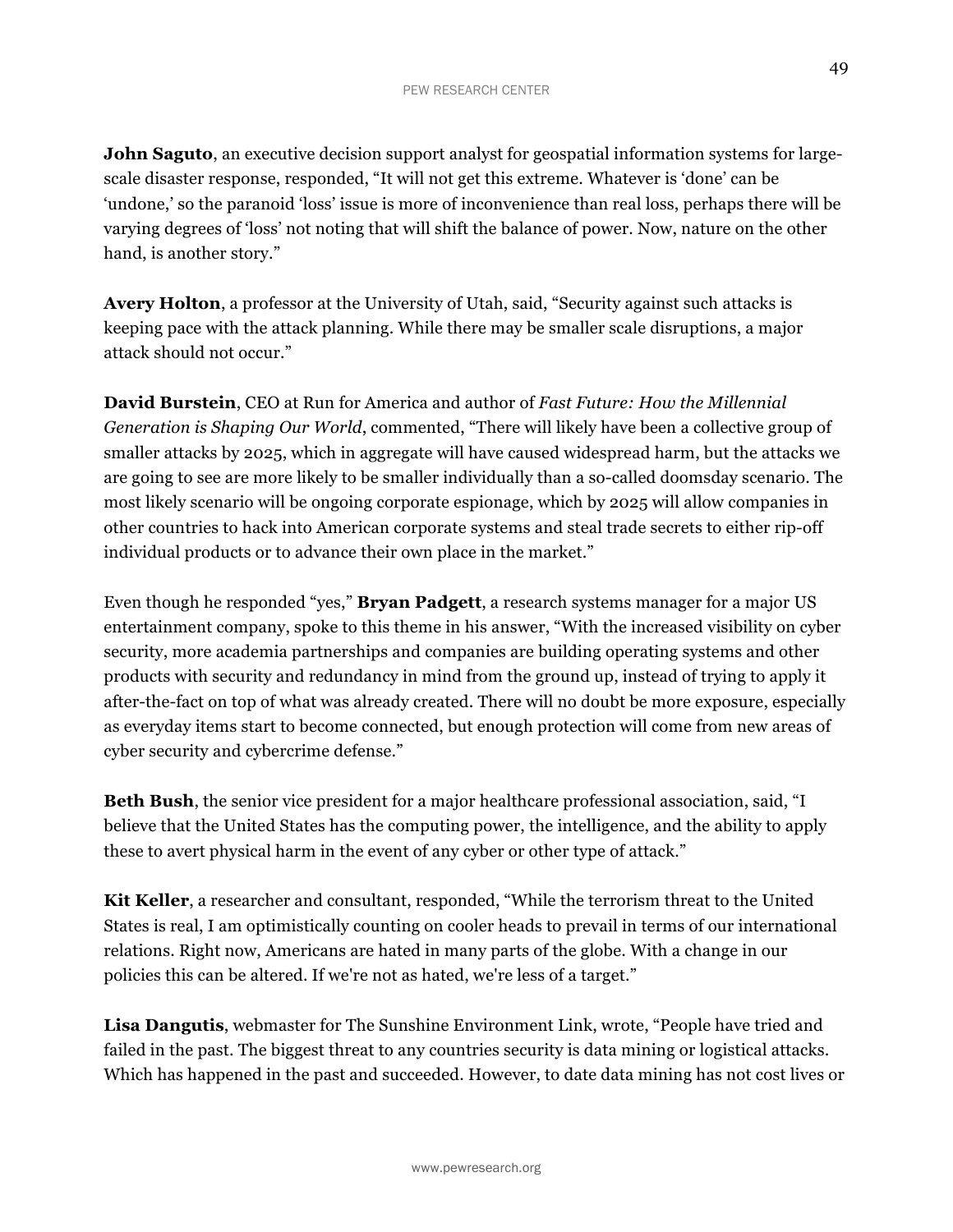**John Saguto**, an executive decision support analyst for geospatial information systems for large-scale disaster response, responded, "It will not get this extreme. Whatever is 'done' can be 'undone,' so the paranoid 'loss' issue is more of inconvenience than real loss, perhaps there will be varying degrees of 'loss' not noting that will shift the balance of power. Now, nature on the other hand, is another story."

**Avery Holton**, a professor at the University of Utah, said, "Security against such attacks is keeping pace with the attack planning. While there may be smaller scale disruptions, a major attack should not occur."

**David Burstein**, CEO at Run for America and author of *Fast Future: How the Millennial Generation is Shaping Our World*, commented, "There will likely have been a collective group of smaller attacks by 2025, which in aggregate will have caused widespread harm, but the attacks we are going to see are more likely to be smaller individually than a so-called doomsday scenario. The most likely scenario will be ongoing corporate espionage, which by 2025 will allow companies in other countries to hack into American corporate systems and steal trade secrets to either rip-off individual products or to advance their own place in the market."

Even though he responded "yes," **Bryan Padgett**, a research systems manager for a major US entertainment company, spoke to this theme in his answer, "With the increased visibility on cyber security, more academia partnerships and companies are building operating systems and other products with security and redundancy in mind from the ground up, instead of trying to apply it after-the-fact on top of what was already created. There will no doubt be more exposure, especially as everyday items start to become connected, but enough protection will come from new areas of cyber security and cybercrime defense."

**Beth Bush**, the senior vice president for a major healthcare professional association, said, "I believe that the United States has the computing power, the intelligence, and the ability to apply these to avert physical harm in the event of any cyber or other type of attack."

**Kit Keller**, a researcher and consultant, responded, "While the terrorism threat to the United States is real, I am optimistically counting on cooler heads to prevail in terms of our international relations. Right now, Americans are hated in many parts of the globe. With a change in our policies this can be altered. If we're not as hated, we're less of a target."

**Lisa Dangutis**, webmaster for The Sunshine Environment Link, wrote, "People have tried and failed in the past. The biggest threat to any countries security is data mining or logistical attacks. Which has happened in the past and succeeded. However, to date data mining has not cost lives or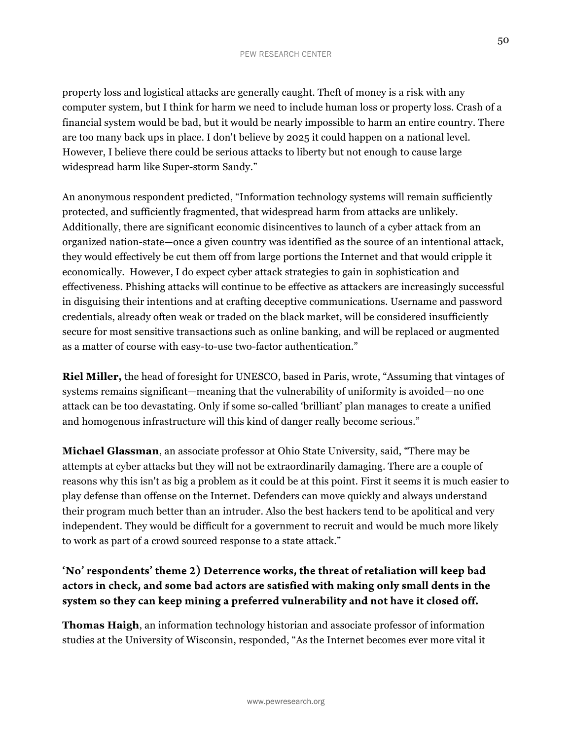property loss and logistical attacks are generally caught. Theft of money is a risk with any computer system, but I think for harm we need to include human loss or property loss. Crash of a financial system would be bad, but it would be nearly impossible to harm an entire country. There are too many back ups in place. I don't believe by 2025 it could happen on a national level. However, I believe there could be serious attacks to liberty but not enough to cause large widespread harm like Super-storm Sandy."

An anonymous respondent predicted, "Information technology systems will remain sufficiently protected, and sufficiently fragmented, that widespread harm from attacks are unlikely. Additionally, there are significant economic disincentives to launch of a cyber attack from an organized nation-state—once a given country was identified as the source of an intentional attack, they would effectively be cut them off from large portions the Internet and that would cripple it economically.  However, I do expect cyber attack strategies to gain in sophistication and effectiveness. Phishing attacks will continue to be effective as attackers are increasingly successful in disguising their intentions and at crafting deceptive communications. Username and password credentials, already often weak or traded on the black market, will be considered insufficiently secure for most sensitive transactions such as online banking, and will be replaced or augmented as a matter of course with easy-to-use two-factor authentication."

**Riel Miller,** the head of foresight for UNESCO, based in Paris, wrote, "Assuming that vintages of systems remains significant—meaning that the vulnerability of uniformity is avoided—no one attack can be too devastating. Only if some so-called 'brilliant' plan manages to create a unified and homogenous infrastructure will this kind of danger really become serious."

**Michael Glassman**, an associate professor at Ohio State University, said, "There may be attempts at cyber attacks but they will not be extraordinarily damaging. There are a couple of reasons why this isn't as big a problem as it could be at this point. First it seems it is much easier to play defense than offense on the Internet. Defenders can move quickly and always understand their program much better than an intruder. Also the best hackers tend to be apolitical and very independent. They would be difficult for a government to recruit and would be much more likely to work as part of a crowd sourced response to a state attack."

### 'No' respondents' theme 2) Deterrence works, the threat of retaliation will keep bad actors in check, and some bad actors are satisfied with making only small dents in the system so they can keep mining a preferred vulnerability and not have it closed off.

**Thomas Haigh**, an information technology historian and associate professor of information studies at the University of Wisconsin, responded, "As the Internet becomes ever more vital it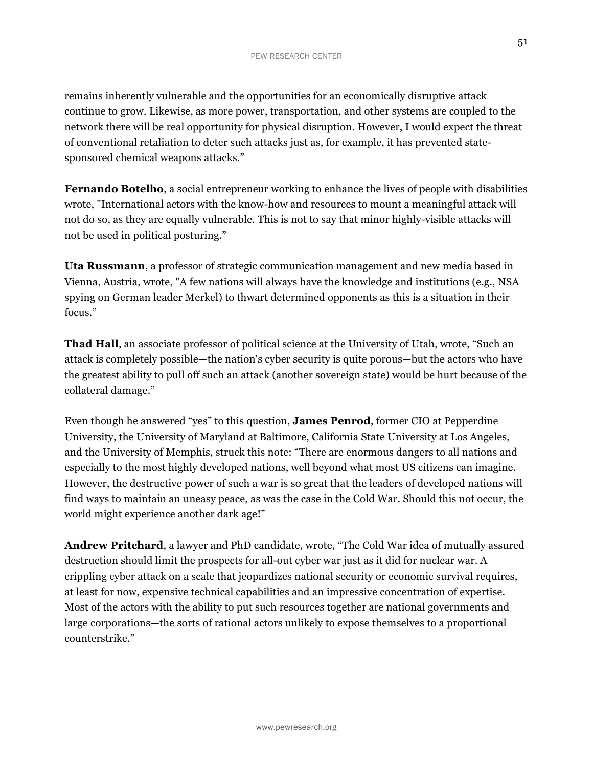remains inherently vulnerable and the opportunities for an economically disruptive attack continue to grow. Likewise, as more power, transportation, and other systems are coupled to the network there will be real opportunity for physical disruption. However, I would expect the threat of conventional retaliation to deter such attacks just as, for example, it has prevented state-sponsored chemical weapons attacks."

**Fernando Botelho**, a social entrepreneur working to enhance the lives of people with disabilities wrote, "International actors with the know-how and resources to mount a meaningful attack will not do so, as they are equally vulnerable. This is not to say that minor highly-visible attacks will not be used in political posturing."

**Uta Russmann**, a professor of strategic communication management and new media based in Vienna, Austria, wrote, "A few nations will always have the knowledge and institutions (e.g., NSA spying on German leader Merkel) to thwart determined opponents as this is a situation in their focus."

**Thad Hall**, an associate professor of political science at the University of Utah, wrote, "Such an attack is completely possible—the nation's cyber security is quite porous—but the actors who have the greatest ability to pull off such an attack (another sovereign state) would be hurt because of the collateral damage."

Even though he answered "yes" to this question, **James Penrod**, former CIO at Pepperdine University, the University of Maryland at Baltimore, California State University at Los Angeles, and the University of Memphis, struck this note: "There are enormous dangers to all nations and especially to the most highly developed nations, well beyond what most US citizens can imagine. However, the destructive power of such a war is so great that the leaders of developed nations will find ways to maintain an uneasy peace, as was the case in the Cold War. Should this not occur, the world might experience another dark age!"

**Andrew Pritchard**, a lawyer and PhD candidate, wrote, "The Cold War idea of mutually assured destruction should limit the prospects for all-out cyber war just as it did for nuclear war. A crippling cyber attack on a scale that jeopardizes national security or economic survival requires, at least for now, expensive technical capabilities and an impressive concentration of expertise. Most of the actors with the ability to put such resources together are national governments and large corporations—the sorts of rational actors unlikely to expose themselves to a proportional counterstrike."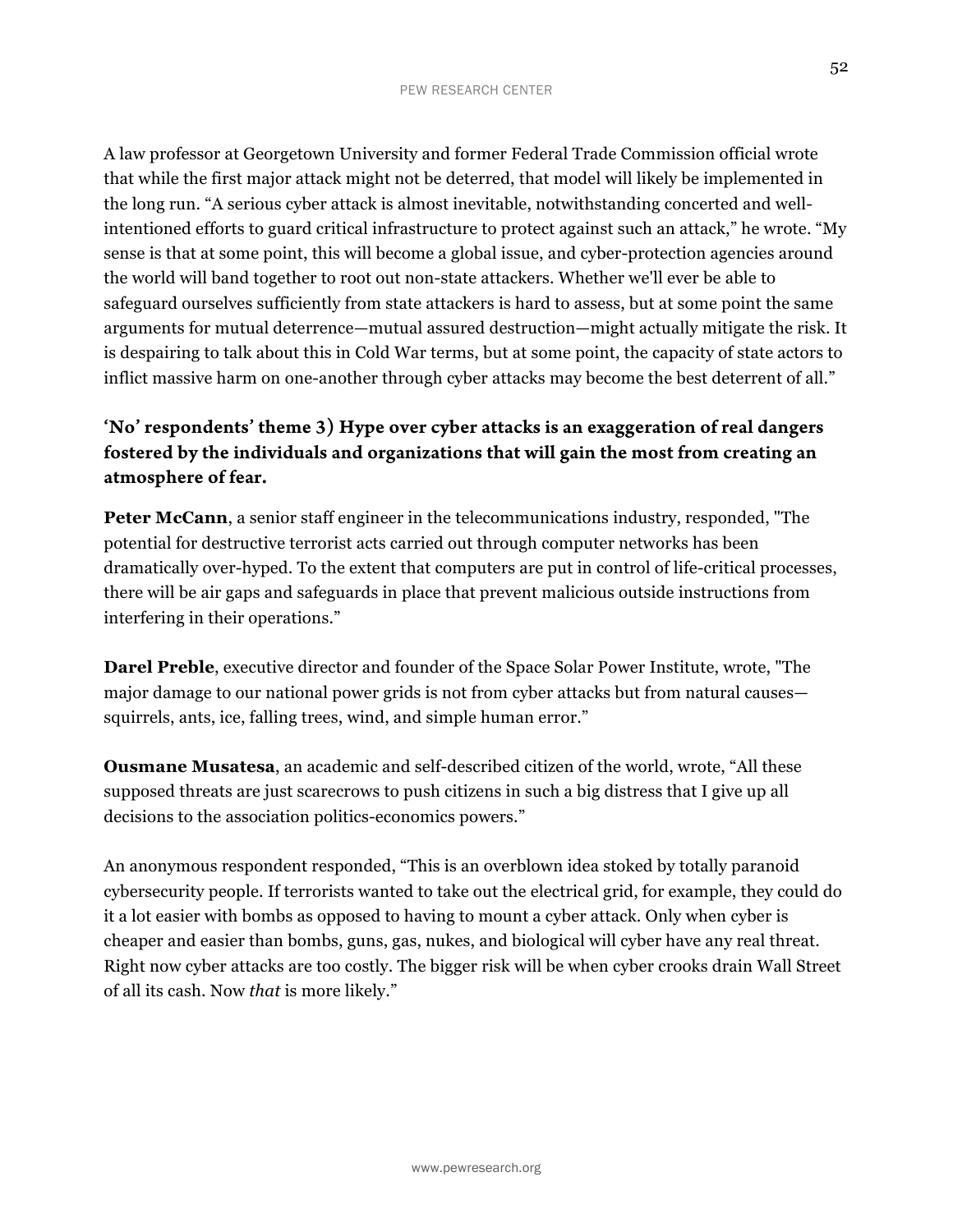A law professor at Georgetown University and former Federal Trade Commission official wrote that while the first major attack might not be deterred, that model will likely be implemented in the long run. "A serious cyber attack is almost inevitable, notwithstanding concerted and well-intentioned efforts to guard critical infrastructure to protect against such an attack," he wrote. "My sense is that at some point, this will become a global issue, and cyber-protection agencies around the world will band together to root out non-state attackers. Whether we'll ever be able to safeguard ourselves sufficiently from state attackers is hard to assess, but at some point the same arguments for mutual deterrence—mutual assured destruction—might actually mitigate the risk. It is despairing to talk about this in Cold War terms, but at some point, the capacity of state actors to inflict massive harm on one-another through cyber attacks may become the best deterrent of all."

### 'No' respondents' theme 3) Hype over cyber attacks is an exaggeration of real dangers fostered by the individuals and organizations that will gain the most from creating an atmosphere of fear.

**Peter McCann**, a senior staff engineer in the telecommunications industry, responded, "The potential for destructive terrorist acts carried out through computer networks has been dramatically over-hyped. To the extent that computers are put in control of life-critical processes, there will be air gaps and safeguards in place that prevent malicious outside instructions from interfering in their operations."

**Darel Preble**, executive director and founder of the Space Solar Power Institute, wrote, "The major damage to our national power grids is not from cyber attacks but from natural causes—squirrels, ants, ice, falling trees, wind, and simple human error."

**Ousmane Musatesa**, an academic and self-described citizen of the world, wrote, "All these supposed threats are just scarecrows to push citizens in such a big distress that I give up all decisions to the association politics-economics powers."

An anonymous respondent responded, "This is an overblown idea stoked by totally paranoid cybersecurity people. If terrorists wanted to take out the electrical grid, for example, they could do it a lot easier with bombs as opposed to having to mount a cyber attack. Only when cyber is cheaper and easier than bombs, guns, gas, nukes, and biological will cyber have any real threat. Right now cyber attacks are too costly. The bigger risk will be when cyber crooks drain Wall Street of all its cash. Now *that* is more likely."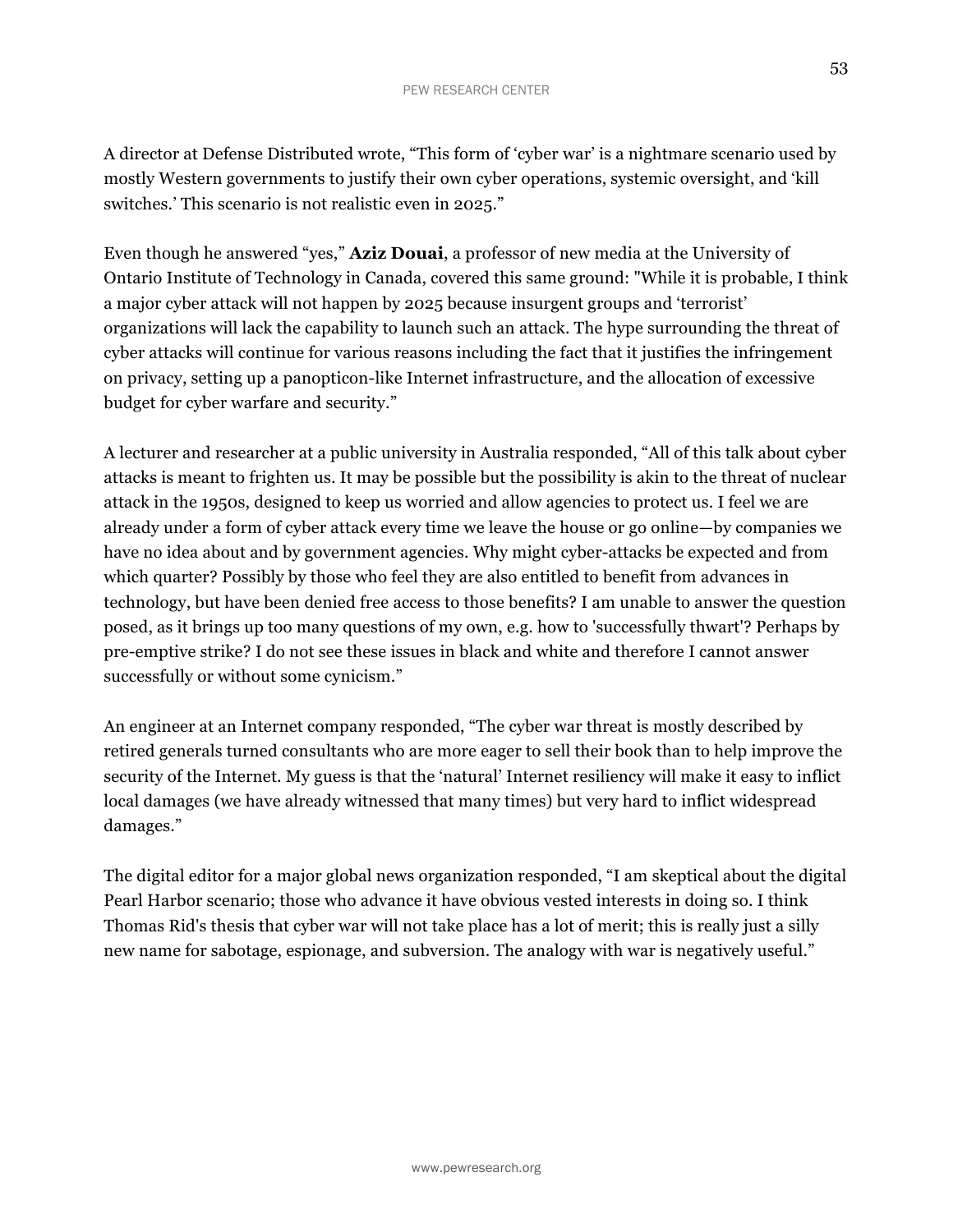A director at Defense Distributed wrote, "This form of 'cyber war' is a nightmare scenario used by mostly Western governments to justify their own cyber operations, systemic oversight, and 'kill switches.' This scenario is not realistic even in 2025."

Even though he answered "yes," **Aziz Douai**, a professor of new media at the University of Ontario Institute of Technology in Canada, covered this same ground: "While it is probable, I think a major cyber attack will not happen by 2025 because insurgent groups and 'terrorist' organizations will lack the capability to launch such an attack. The hype surrounding the threat of cyber attacks will continue for various reasons including the fact that it justifies the infringement on privacy, setting up a panopticon-like Internet infrastructure, and the allocation of excessive budget for cyber warfare and security."

A lecturer and researcher at a public university in Australia responded, "All of this talk about cyber attacks is meant to frighten us. It may be possible but the possibility is akin to the threat of nuclear attack in the 1950s, designed to keep us worried and allow agencies to protect us. I feel we are already under a form of cyber attack every time we leave the house or go online—by companies we have no idea about and by government agencies. Why might cyber-attacks be expected and from which quarter? Possibly by those who feel they are also entitled to benefit from advances in technology, but have been denied free access to those benefits? I am unable to answer the question posed, as it brings up too many questions of my own, e.g. how to 'successfully thwart'? Perhaps by pre-emptive strike? I do not see these issues in black and white and therefore I cannot answer successfully or without some cynicism."

An engineer at an Internet company responded, "The cyber war threat is mostly described by retired generals turned consultants who are more eager to sell their book than to help improve the security of the Internet. My guess is that the 'natural' Internet resiliency will make it easy to inflict local damages (we have already witnessed that many times) but very hard to inflict widespread damages."

The digital editor for a major global news organization responded, "I am skeptical about the digital Pearl Harbor scenario; those who advance it have obvious vested interests in doing so. I think Thomas Rid's thesis that cyber war will not take place has a lot of merit; this is really just a silly new name for sabotage, espionage, and subversion. The analogy with war is negatively useful."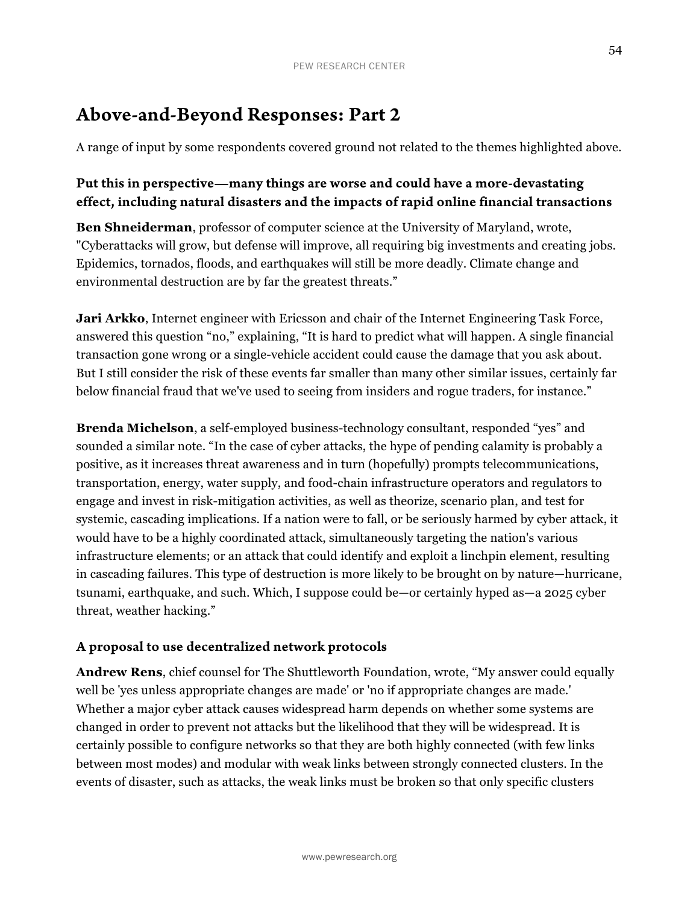## Above-and-Beyond Responses: Part 2

A range of input by some respondents covered ground not related to the themes highlighted above.

### Put this in perspective—many things are worse and could have a more-devastating effect, including natural disasters and the impacts of rapid online financial transactions

**Ben Shneiderman**, professor of computer science at the University of Maryland, wrote, "Cyberattacks will grow, but defense will improve, all requiring big investments and creating jobs. Epidemics, tornados, floods, and earthquakes will still be more deadly. Climate change and environmental destruction are by far the greatest threats."

**Jari Arkko**, Internet engineer with Ericsson and chair of the Internet Engineering Task Force, answered this question "no," explaining, "It is hard to predict what will happen. A single financial transaction gone wrong or a single-vehicle accident could cause the damage that you ask about. But I still consider the risk of these events far smaller than many other similar issues, certainly far below financial fraud that we've used to seeing from insiders and rogue traders, for instance."

**Brenda Michelson**, a self-employed business-technology consultant, responded "yes" and sounded a similar note. "In the case of cyber attacks, the hype of pending calamity is probably a positive, as it increases threat awareness and in turn (hopefully) prompts telecommunications, transportation, energy, water supply, and food-chain infrastructure operators and regulators to engage and invest in risk-mitigation activities, as well as theorize, scenario plan, and test for systemic, cascading implications. If a nation were to fall, or be seriously harmed by cyber attack, it would have to be a highly coordinated attack, simultaneously targeting the nation's various infrastructure elements; or an attack that could identify and exploit a linchpin element, resulting in cascading failures. This type of destruction is more likely to be brought on by nature—hurricane, tsunami, earthquake, and such. Which, I suppose could be—or certainly hyped as—a 2025 cyber threat, weather hacking."

### A proposal to use decentralized network protocols

**Andrew Rens**, chief counsel for The Shuttleworth Foundation, wrote, "My answer could equally well be 'yes unless appropriate changes are made' or 'no if appropriate changes are made.' Whether a major cyber attack causes widespread harm depends on whether some systems are changed in order to prevent not attacks but the likelihood that they will be widespread. It is certainly possible to configure networks so that they are both highly connected (with few links between most modes) and modular with weak links between strongly connected clusters. In the events of disaster, such as attacks, the weak links must be broken so that only specific clusters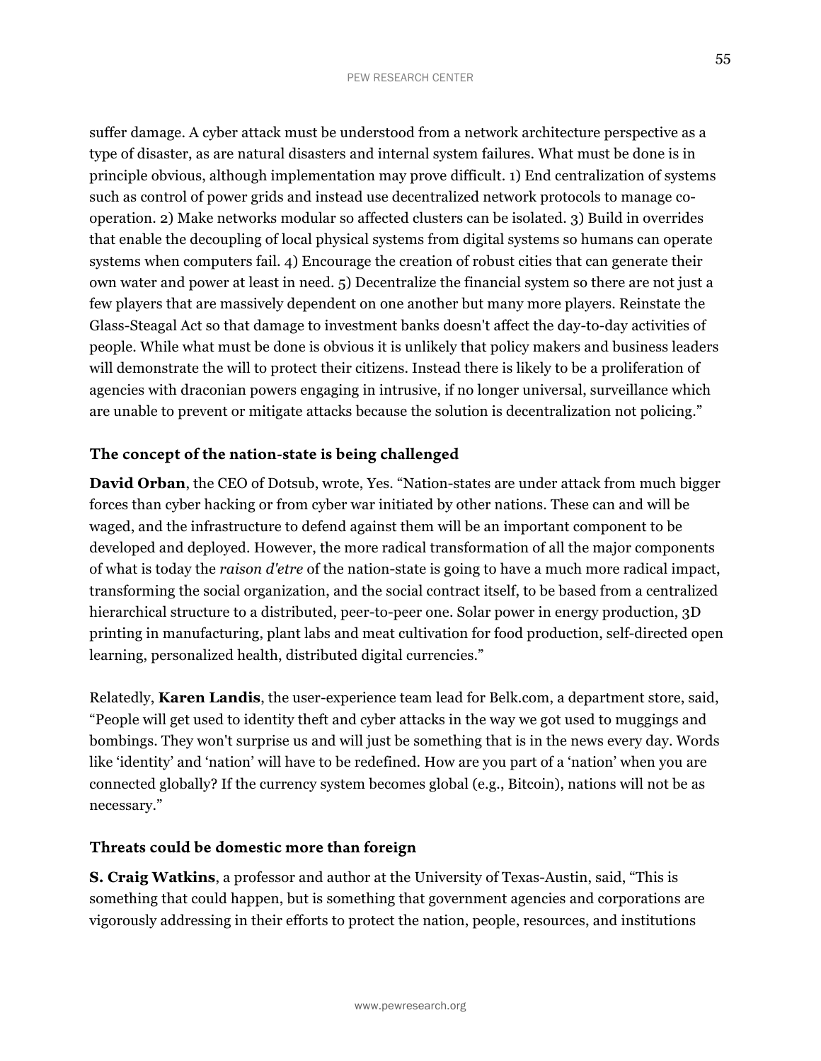suffer damage. A cyber attack must be understood from a network architecture perspective as a type of disaster, as are natural disasters and internal system failures. What must be done is in principle obvious, although implementation may prove difficult. 1) End centralization of systems such as control of power grids and instead use decentralized network protocols to manage co-operation. 2) Make networks modular so affected clusters can be isolated. 3) Build in overrides that enable the decoupling of local physical systems from digital systems so humans can operate systems when computers fail. 4) Encourage the creation of robust cities that can generate their own water and power at least in need. 5) Decentralize the financial system so there are not just a few players that are massively dependent on one another but many more players. Reinstate the Glass-Steagal Act so that damage to investment banks doesn't affect the day-to-day activities of people. While what must be done is obvious it is unlikely that policy makers and business leaders will demonstrate the will to protect their citizens. Instead there is likely to be a proliferation of agencies with draconian powers engaging in intrusive, if no longer universal, surveillance which are unable to prevent or mitigate attacks because the solution is decentralization not policing."

### The concept of the nation-state is being challenged

**David Orban**, the CEO of Dotsub, wrote, Yes. "Nation-states are under attack from much bigger forces than cyber hacking or from cyber war initiated by other nations. These can and will be waged, and the infrastructure to defend against them will be an important component to be developed and deployed. However, the more radical transformation of all the major components of what is today the *raison d'etre* of the nation-state is going to have a much more radical impact, transforming the social organization, and the social contract itself, to be based from a centralized hierarchical structure to a distributed, peer-to-peer one. Solar power in energy production, 3D printing in manufacturing, plant labs and meat cultivation for food production, self-directed open learning, personalized health, distributed digital currencies."

Relatedly, **Karen Landis**, the user-experience team lead for Belk.com, a department store, said, "People will get used to identity theft and cyber attacks in the way we got used to muggings and bombings. They won't surprise us and will just be something that is in the news every day. Words like 'identity' and 'nation' will have to be redefined. How are you part of a 'nation' when you are connected globally? If the currency system becomes global (e.g., Bitcoin), nations will not be as necessary."

### Threats could be domestic more than foreign

**S. Craig Watkins**, a professor and author at the University of Texas-Austin, said, "This is something that could happen, but is something that government agencies and corporations are vigorously addressing in their efforts to protect the nation, people, resources, and institutions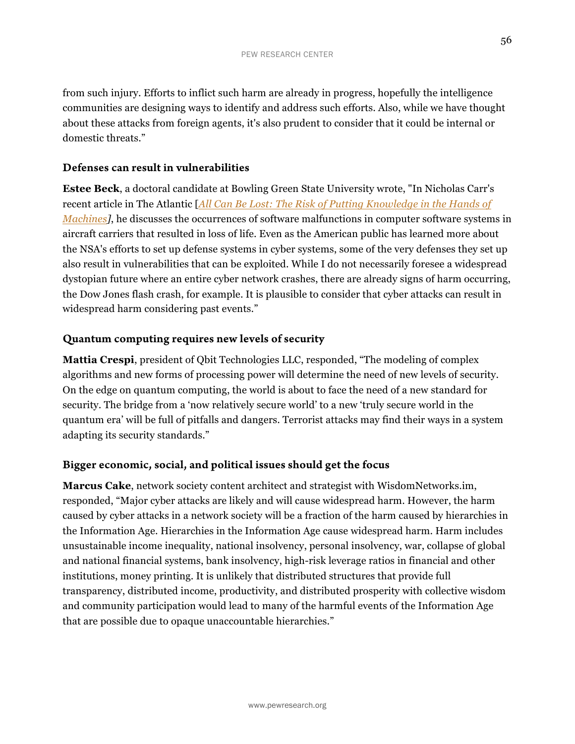from such injury. Efforts to inflict such harm are already in progress, hopefully the intelligence communities are designing ways to identify and address such efforts. Also, while we have thought about these attacks from foreign agents, it's also prudent to consider that it could be internal or domestic threats."

### Defenses can result in vulnerabilities

**Estee Beck**, a doctoral candidate at Bowling Green State University wrote, "In Nicholas Carr's recent article in The Atlantic [*All Can Be Lost: The Risk of Putting Knowledge in the Hands of Machines*], he discusses the occurrences of software malfunctions in computer software systems in aircraft carriers that resulted in loss of life. Even as the American public has learned more about the NSA's efforts to set up defense systems in cyber systems, some of the very defenses they set up also result in vulnerabilities that can be exploited. While I do not necessarily foresee a widespread dystopian future where an entire cyber network crashes, there are already signs of harm occurring, the Dow Jones flash crash, for example. It is plausible to consider that cyber attacks can result in widespread harm considering past events."

### Quantum computing requires new levels of security

**Mattia Crespi**, president of Qbit Technologies LLC, responded, "The modeling of complex algorithms and new forms of processing power will determine the need of new levels of security. On the edge on quantum computing, the world is about to face the need of a new standard for security. The bridge from a 'now relatively secure world' to a new 'truly secure world in the quantum era' will be full of pitfalls and dangers. Terrorist attacks may find their ways in a system adapting its security standards."

### Bigger economic, social, and political issues should get the focus

**Marcus Cake**, network society content architect and strategist with WisdomNetworks.im, responded, "Major cyber attacks are likely and will cause widespread harm. However, the harm caused by cyber attacks in a network society will be a fraction of the harm caused by hierarchies in the Information Age. Hierarchies in the Information Age cause widespread harm. Harm includes unsustainable income inequality, national insolvency, personal insolvency, war, collapse of global and national financial systems, bank insolvency, high-risk leverage ratios in financial and other institutions, money printing. It is unlikely that distributed structures that provide full transparency, distributed income, productivity, and distributed prosperity with collective wisdom and community participation would lead to many of the harmful events of the Information Age that are possible due to opaque unaccountable hierarchies."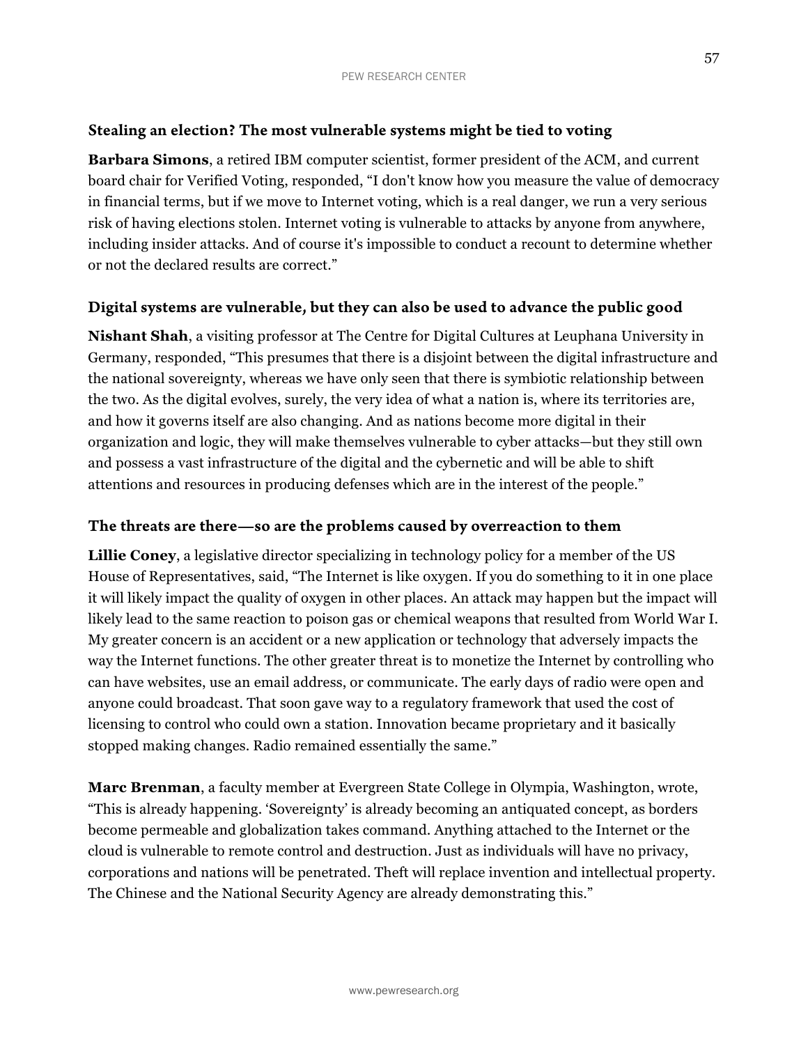### Stealing an election? The most vulnerable systems might be tied to voting

**Barbara Simons**, a retired IBM computer scientist, former president of the ACM, and current board chair for Verified Voting, responded, "I don't know how you measure the value of democracy in financial terms, but if we move to Internet voting, which is a real danger, we run a very serious risk of having elections stolen. Internet voting is vulnerable to attacks by anyone from anywhere, including insider attacks. And of course it's impossible to conduct a recount to determine whether or not the declared results are correct."

### Digital systems are vulnerable, but they can also be used to advance the public good

**Nishant Shah**, a visiting professor at The Centre for Digital Cultures at Leuphana University in Germany, responded, "This presumes that there is a disjoint between the digital infrastructure and the national sovereignty, whereas we have only seen that there is symbiotic relationship between the two. As the digital evolves, surely, the very idea of what a nation is, where its territories are, and how it governs itself are also changing. And as nations become more digital in their organization and logic, they will make themselves vulnerable to cyber attacks—but they still own and possess a vast infrastructure of the digital and the cybernetic and will be able to shift attentions and resources in producing defenses which are in the interest of the people."

### The threats are there—so are the problems caused by overreaction to them

**Lillie Coney**, a legislative director specializing in technology policy for a member of the US House of Representatives, said, "The Internet is like oxygen. If you do something to it in one place it will likely impact the quality of oxygen in other places. An attack may happen but the impact will likely lead to the same reaction to poison gas or chemical weapons that resulted from World War I. My greater concern is an accident or a new application or technology that adversely impacts the way the Internet functions. The other greater threat is to monetize the Internet by controlling who can have websites, use an email address, or communicate. The early days of radio were open and anyone could broadcast. That soon gave way to a regulatory framework that used the cost of licensing to control who could own a station. Innovation became proprietary and it basically stopped making changes. Radio remained essentially the same."

**Marc Brenman**, a faculty member at Evergreen State College in Olympia, Washington, wrote, "This is already happening. 'Sovereignty' is already becoming an antiquated concept, as borders become permeable and globalization takes command. Anything attached to the Internet or the cloud is vulnerable to remote control and destruction. Just as individuals will have no privacy, corporations and nations will be penetrated. Theft will replace invention and intellectual property. The Chinese and the National Security Agency are already demonstrating this."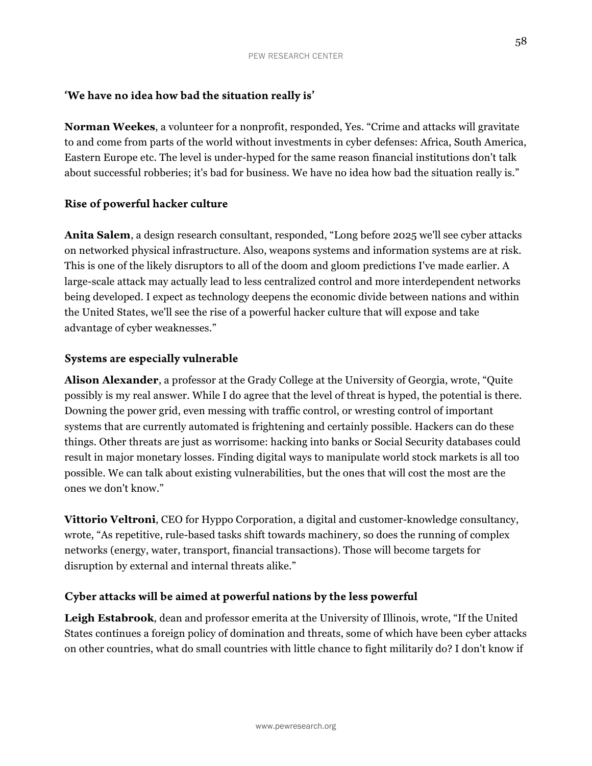### 'We have no idea how bad the situation really is'

**Norman Weekes**, a volunteer for a nonprofit, responded, Yes. "Crime and attacks will gravitate to and come from parts of the world without investments in cyber defenses: Africa, South America, Eastern Europe etc. The level is under-hyped for the same reason financial institutions don't talk about successful robberies; it's bad for business. We have no idea how bad the situation really is."

### Rise of powerful hacker culture

**Anita Salem**, a design research consultant, responded, "Long before 2025 we'll see cyber attacks on networked physical infrastructure. Also, weapons systems and information systems are at risk. This is one of the likely disruptors to all of the doom and gloom predictions I've made earlier. A large-scale attack may actually lead to less centralized control and more interdependent networks being developed. I expect as technology deepens the economic divide between nations and within the United States, we'll see the rise of a powerful hacker culture that will expose and take advantage of cyber weaknesses."

### Systems are especially vulnerable

**Alison Alexander**, a professor at the Grady College at the University of Georgia, wrote, "Quite possibly is my real answer. While I do agree that the level of threat is hyped, the potential is there. Downing the power grid, even messing with traffic control, or wresting control of important systems that are currently automated is frightening and certainly possible. Hackers can do these things. Other threats are just as worrisome: hacking into banks or Social Security databases could result in major monetary losses. Finding digital ways to manipulate world stock markets is all too possible. We can talk about existing vulnerabilities, but the ones that will cost the most are the ones we don't know."

**Vittorio Veltroni**, CEO for Hyppo Corporation, a digital and customer-knowledge consultancy, wrote, "As repetitive, rule-based tasks shift towards machinery, so does the running of complex networks (energy, water, transport, financial transactions). Those will become targets for disruption by external and internal threats alike."

### Cyber attacks will be aimed at powerful nations by the less powerful

**Leigh Estabrook**, dean and professor emerita at the University of Illinois, wrote, "If the United States continues a foreign policy of domination and threats, some of which have been cyber attacks on other countries, what do small countries with little chance to fight militarily do? I don't know if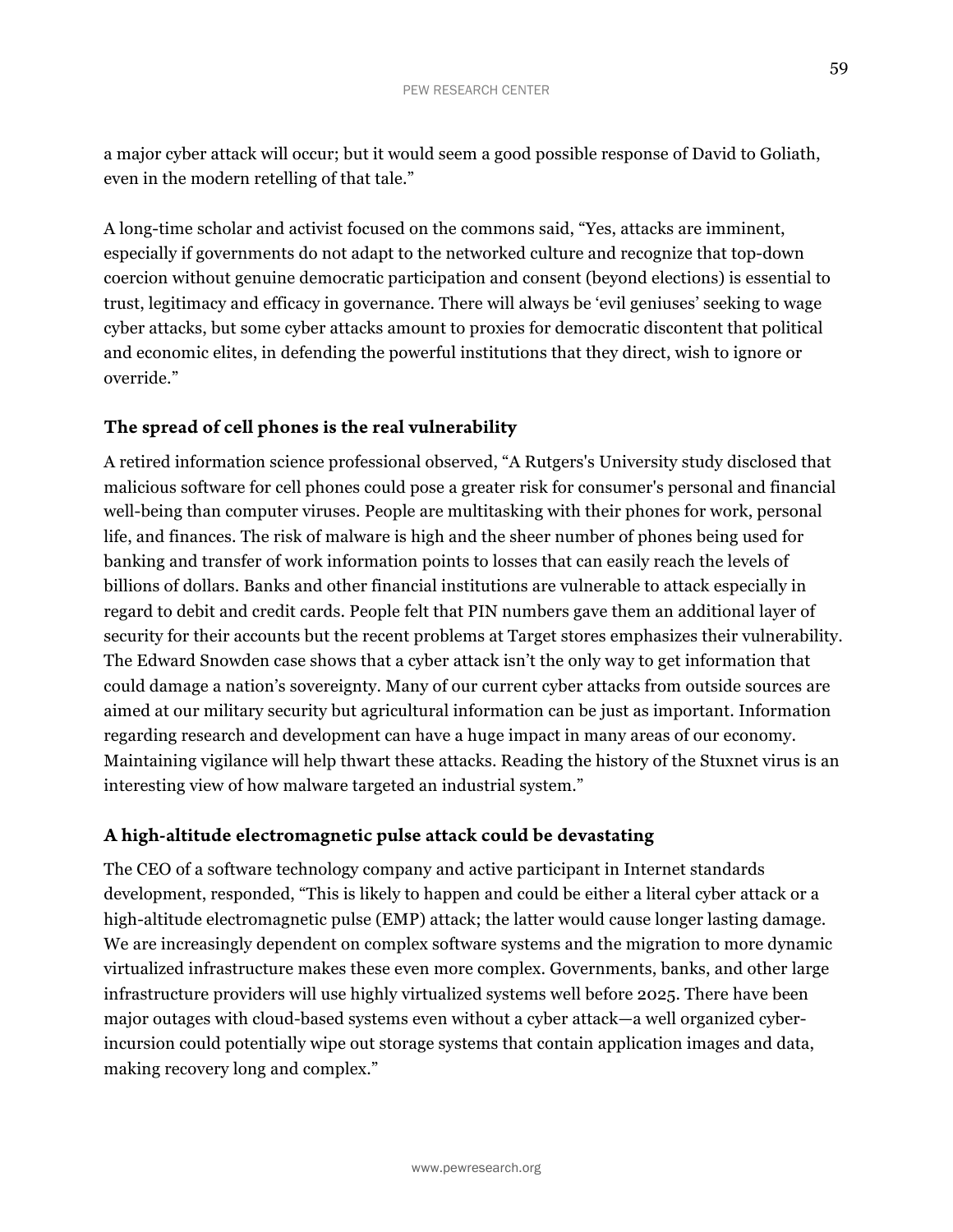a major cyber attack will occur; but it would seem a good possible response of David to Goliath, even in the modern retelling of that tale."

A long-time scholar and activist focused on the commons said, "Yes, attacks are imminent, especially if governments do not adapt to the networked culture and recognize that top-down coercion without genuine democratic participation and consent (beyond elections) is essential to trust, legitimacy and efficacy in governance. There will always be 'evil geniuses' seeking to wage cyber attacks, but some cyber attacks amount to proxies for democratic discontent that political and economic elites, in defending the powerful institutions that they direct, wish to ignore or override."

### The spread of cell phones is the real vulnerability

A retired information science professional observed, "A Rutgers's University study disclosed that malicious software for cell phones could pose a greater risk for consumer's personal and financial well-being than computer viruses. People are multitasking with their phones for work, personal life, and finances. The risk of malware is high and the sheer number of phones being used for banking and transfer of work information points to losses that can easily reach the levels of billions of dollars. Banks and other financial institutions are vulnerable to attack especially in regard to debit and credit cards. People felt that PIN numbers gave them an additional layer of security for their accounts but the recent problems at Target stores emphasizes their vulnerability. The Edward Snowden case shows that a cyber attack isn't the only way to get information that could damage a nation's sovereignty. Many of our current cyber attacks from outside sources are aimed at our military security but agricultural information can be just as important. Information regarding research and development can have a huge impact in many areas of our economy. Maintaining vigilance will help thwart these attacks. Reading the history of the Stuxnet virus is an interesting view of how malware targeted an industrial system."

### A high-altitude electromagnetic pulse attack could be devastating

The CEO of a software technology company and active participant in Internet standards development, responded, "This is likely to happen and could be either a literal cyber attack or a high-altitude electromagnetic pulse (EMP) attack; the latter would cause longer lasting damage. We are increasingly dependent on complex software systems and the migration to more dynamic virtualized infrastructure makes these even more complex. Governments, banks, and other large infrastructure providers will use highly virtualized systems well before 2025. There have been major outages with cloud-based systems even without a cyber attack—a well organized cyber-incursion could potentially wipe out storage systems that contain application images and data, making recovery long and complex."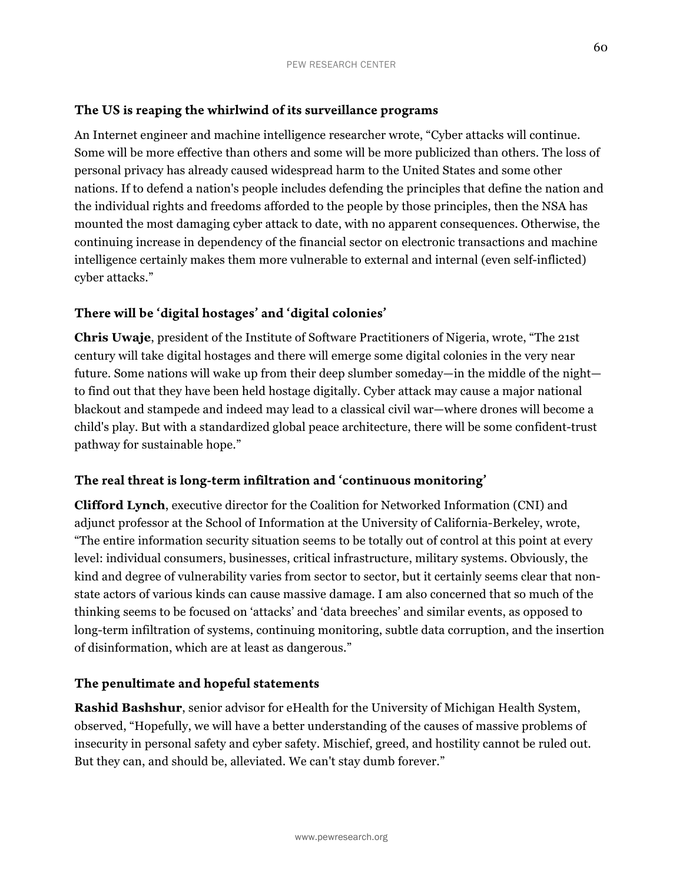### The US is reaping the whirlwind of its surveillance programs

An Internet engineer and machine intelligence researcher wrote, "Cyber attacks will continue. Some will be more effective than others and some will be more publicized than others. The loss of personal privacy has already caused widespread harm to the United States and some other nations. If to defend a nation's people includes defending the principles that define the nation and the individual rights and freedoms afforded to the people by those principles, then the NSA has mounted the most damaging cyber attack to date, with no apparent consequences. Otherwise, the continuing increase in dependency of the financial sector on electronic transactions and machine intelligence certainly makes them more vulnerable to external and internal (even self-inflicted) cyber attacks."

### There will be 'digital hostages' and 'digital colonies'

**Chris Uwaje**, president of the Institute of Software Practitioners of Nigeria, wrote, "The 21st century will take digital hostages and there will emerge some digital colonies in the very near future. Some nations will wake up from their deep slumber someday—in the middle of the night—to find out that they have been held hostage digitally. Cyber attack may cause a major national blackout and stampede and indeed may lead to a classical civil war—where drones will become a child's play. But with a standardized global peace architecture, there will be some confident-trust pathway for sustainable hope."

### The real threat is long-term infiltration and 'continuous monitoring'

**Clifford Lynch**, executive director for the Coalition for Networked Information (CNI) and adjunct professor at the School of Information at the University of California-Berkeley, wrote, "The entire information security situation seems to be totally out of control at this point at every level: individual consumers, businesses, critical infrastructure, military systems. Obviously, the kind and degree of vulnerability varies from sector to sector, but it certainly seems clear that non-state actors of various kinds can cause massive damage. I am also concerned that so much of the thinking seems to be focused on 'attacks' and 'data breeches' and similar events, as opposed to long-term infiltration of systems, continuing monitoring, subtle data corruption, and the insertion of disinformation, which are at least as dangerous."

### The penultimate and hopeful statements

**Rashid Bashshur**, senior advisor for eHealth for the University of Michigan Health System, observed, "Hopefully, we will have a better understanding of the causes of massive problems of insecurity in personal safety and cyber safety. Mischief, greed, and hostility cannot be ruled out. But they can, and should be, alleviated. We can't stay dumb forever."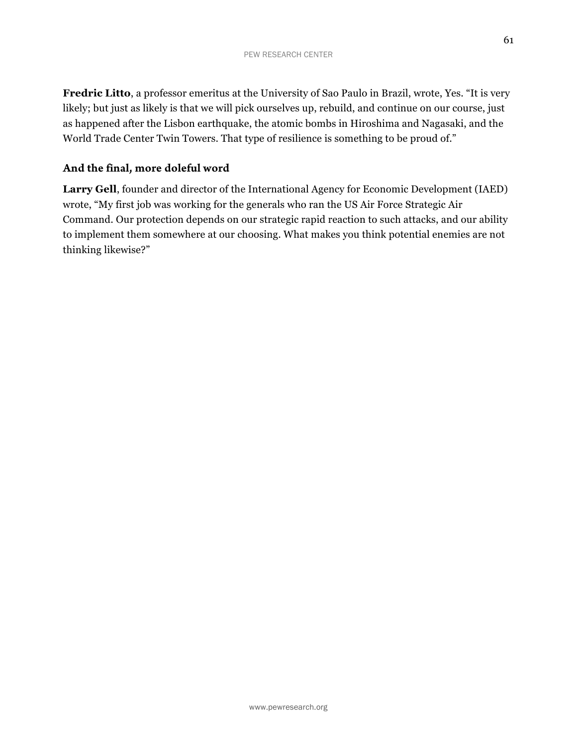**Fredric Litto**, a professor emeritus at the University of Sao Paulo in Brazil, wrote, Yes. "It is very likely; but just as likely is that we will pick ourselves up, rebuild, and continue on our course, just as happened after the Lisbon earthquake, the atomic bombs in Hiroshima and Nagasaki, and the World Trade Center Twin Towers. That type of resilience is something to be proud of."

### And the final, more doleful word

**Larry Gell**, founder and director of the International Agency for Economic Development (IAED) wrote, "My first job was working for the generals who ran the US Air Force Strategic Air Command. Our protection depends on our strategic rapid reaction to such attacks, and our ability to implement them somewhere at our choosing. What makes you think potential enemies are not thinking likewise?"